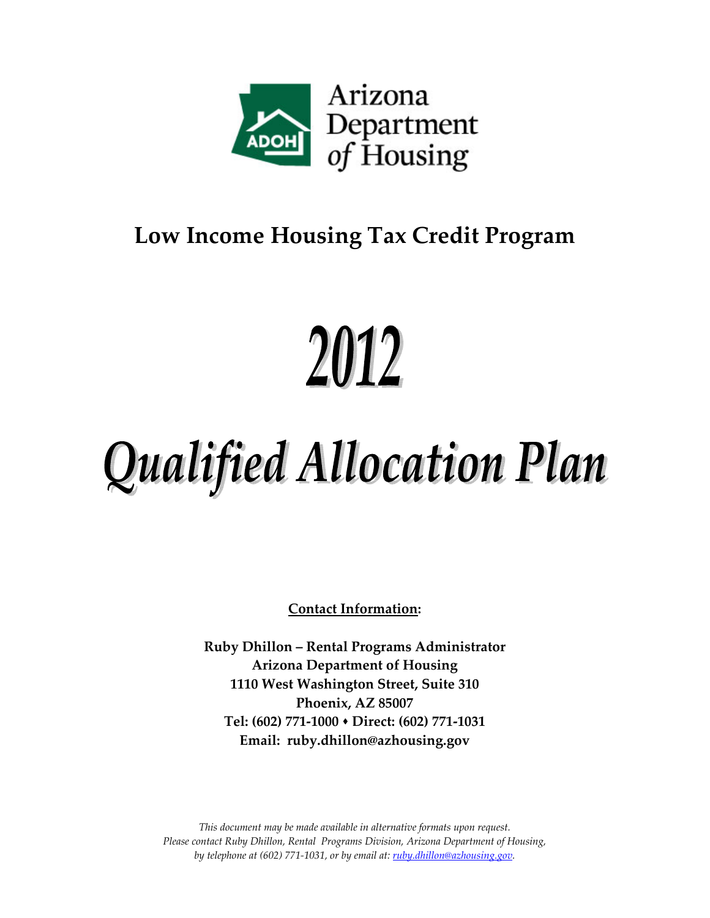Arizona Department of Housing

ADOH

# Low Income Housing Tax Credit Program

# 2012

# *Qualified Allocation Plan*

**Contact Information:**

**Ruby Dhillon – Rental Programs Administrator**
**Arizona Department of Housing**
**1110 West Washington Street, Suite 310**
**Phoenix, AZ 85007**
**Tel: (602) 771-1000 ♦ Direct: (602) 771-1031**
**Email: ruby.dhillon@azhousing.gov**

*This document may be made available in alternative formats upon request. Please contact Ruby Dhillon, Rental Programs Division, Arizona Department of Housing, by telephone at (602) 771-1031, or by email at: ruby.dhillon@azhousing.gov.*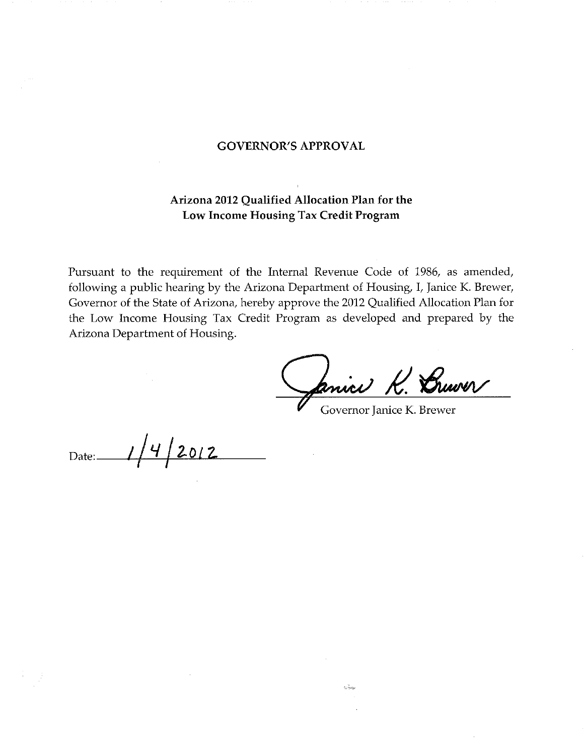## GOVERNOR'S APPROVAL

### Arizona 2012 Qualified Allocation Plan for the Low Income Housing Tax Credit Program

Pursuant to the requirement of the Internal Revenue Code of 1986, as amended, following a public hearing by the Arizona Department of Housing, I, Janice K. Brewer, Governor of the State of Arizona, hereby approve the 2012 Qualified Allocation Plan for the Low Income Housing Tax Credit Program as developed and prepared by the Arizona Department of Housing.

Janice K. Brewer

Governor Janice K. Brewer

Date: 1/4/2012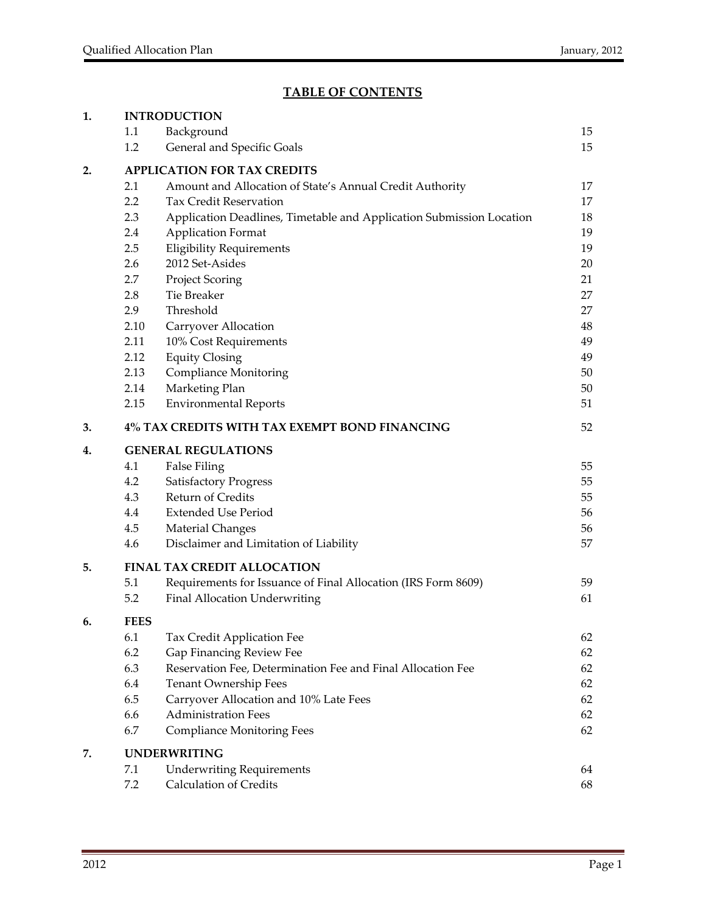## TABLE OF CONTENTS

| | | | |
|---|---|---|---|
| **1.** | **INTRODUCTION** | | |
| | 1.1 | Background | 15 |
| | 1.2 | General and Specific Goals | 15 |
| **2.** | **APPLICATION FOR TAX CREDITS** | | |
| | 2.1 | Amount and Allocation of State's Annual Credit Authority | 17 |
| | 2.2 | Tax Credit Reservation | 17 |
| | 2.3 | Application Deadlines, Timetable and Application Submission Location | 18 |
| | 2.4 | Application Format | 19 |
| | 2.5 | Eligibility Requirements | 19 |
| | 2.6 | 2012 Set-Asides | 20 |
| | 2.7 | Project Scoring | 21 |
| | 2.8 | Tie Breaker | 27 |
| | 2.9 | Threshold | 27 |
| | 2.10 | Carryover Allocation | 48 |
| | 2.11 | 10% Cost Requirements | 49 |
| | 2.12 | Equity Closing | 49 |
| | 2.13 | Compliance Monitoring | 50 |
| | 2.14 | Marketing Plan | 50 |
| | 2.15 | Environmental Reports | 51 |
| **3.** | **4% TAX CREDITS WITH TAX EXEMPT BOND FINANCING** | | 52 |
| **4.** | **GENERAL REGULATIONS** | | |
| | 4.1 | False Filing | 55 |
| | 4.2 | Satisfactory Progress | 55 |
| | 4.3 | Return of Credits | 55 |
| | 4.4 | Extended Use Period | 56 |
| | 4.5 | Material Changes | 56 |
| | 4.6 | Disclaimer and Limitation of Liability | 57 |
| **5.** | **FINAL TAX CREDIT ALLOCATION** | | |
| | 5.1 | Requirements for Issuance of Final Allocation (IRS Form 8609) | 59 |
| | 5.2 | Final Allocation Underwriting | 61 |
| **6.** | **FEES** | | |
| | 6.1 | Tax Credit Application Fee | 62 |
| | 6.2 | Gap Financing Review Fee | 62 |
| | 6.3 | Reservation Fee, Determination Fee and Final Allocation Fee | 62 |
| | 6.4 | Tenant Ownership Fees | 62 |
| | 6.5 | Carryover Allocation and 10% Late Fees | 62 |
| | 6.6 | Administration Fees | 62 |
| | 6.7 | Compliance Monitoring Fees | 62 |
| **7.** | **UNDERWRITING** | | |
| | 7.1 | Underwriting Requirements | 64 |
| | 7.2 | Calculation of Credits | 68 |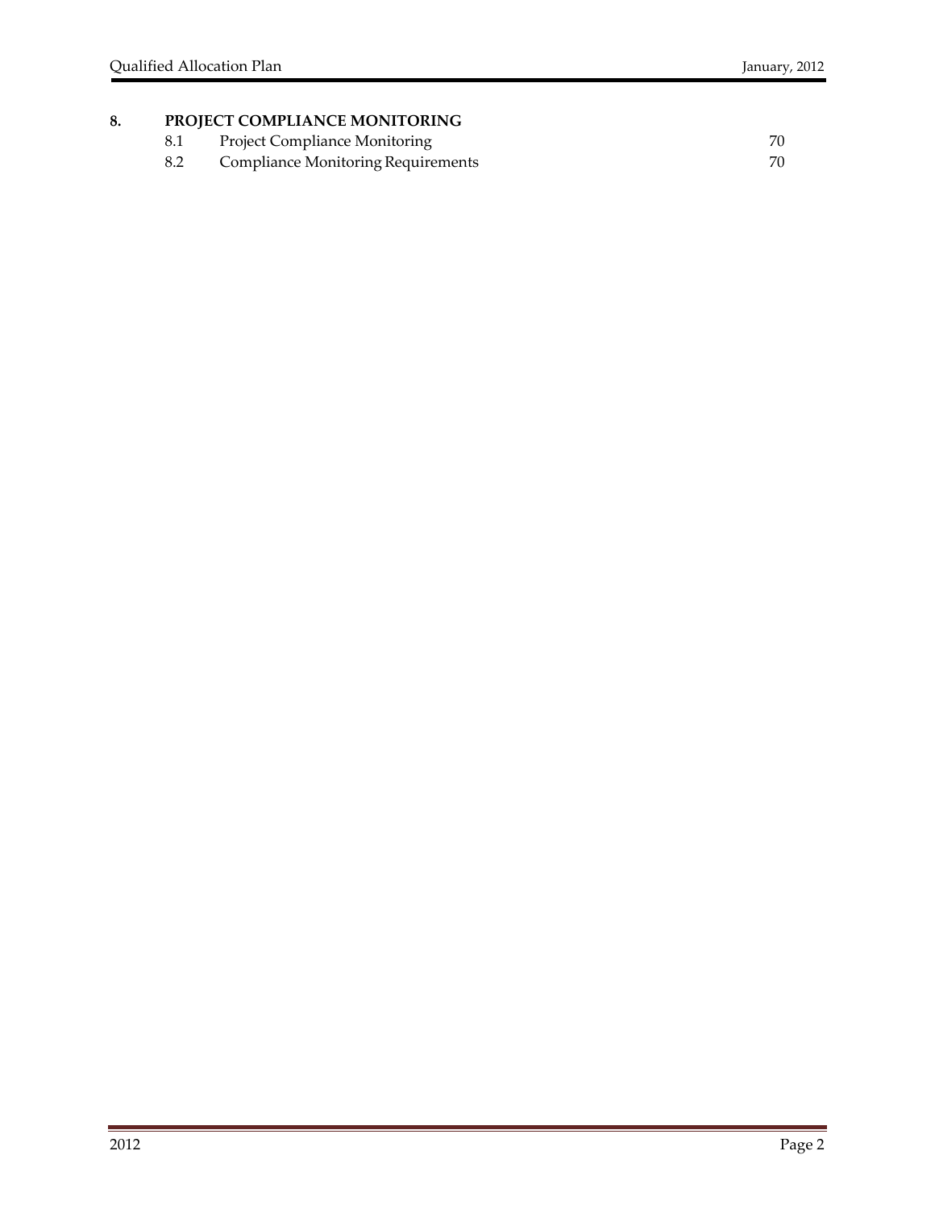**8. PROJECT COMPLIANCE MONITORING**

| | | |
|---|---|---|
| 8.1 | Project Compliance Monitoring | 70 |
| 8.2 | Compliance Monitoring Requirements | 70 |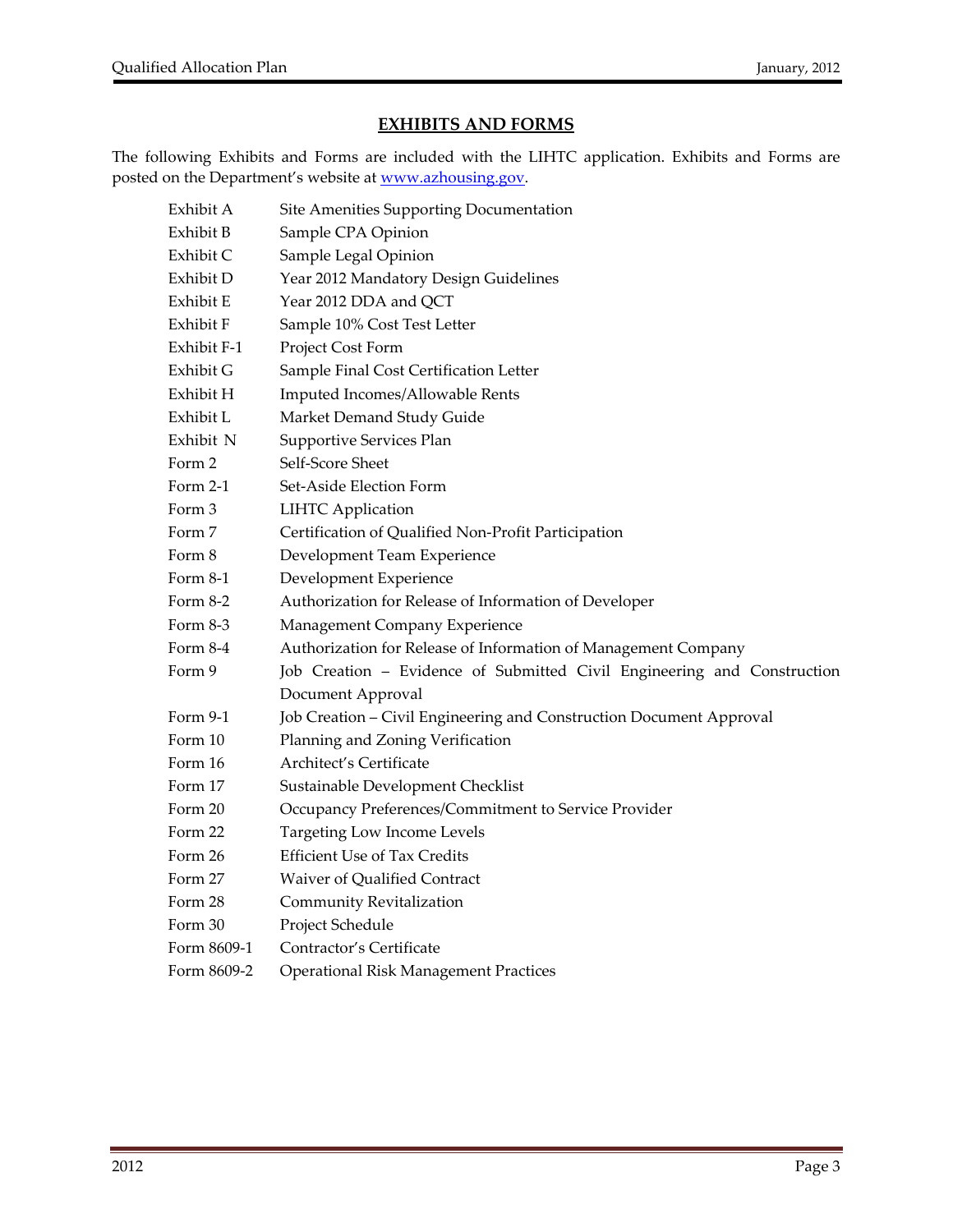## EXHIBITS AND FORMS

The following Exhibits and Forms are included with the LIHTC application. Exhibits and Forms are posted on the Department's website at www.azhousing.gov.

| | |
|---|---|
| Exhibit A | Site Amenities Supporting Documentation |
| Exhibit B | Sample CPA Opinion |
| Exhibit C | Sample Legal Opinion |
| Exhibit D | Year 2012 Mandatory Design Guidelines |
| Exhibit E | Year 2012 DDA and QCT |
| Exhibit F | Sample 10% Cost Test Letter |
| Exhibit F-1 | Project Cost Form |
| Exhibit G | Sample Final Cost Certification Letter |
| Exhibit H | Imputed Incomes/Allowable Rents |
| Exhibit L | Market Demand Study Guide |
| Exhibit N | Supportive Services Plan |
| Form 2 | Self-Score Sheet |
| Form 2-1 | Set-Aside Election Form |
| Form 3 | LIHTC Application |
| Form 7 | Certification of Qualified Non-Profit Participation |
| Form 8 | Development Team Experience |
| Form 8-1 | Development Experience |
| Form 8-2 | Authorization for Release of Information of Developer |
| Form 8-3 | Management Company Experience |
| Form 8-4 | Authorization for Release of Information of Management Company |
| Form 9 | Job Creation – Evidence of Submitted Civil Engineering and Construction Document Approval |
| Form 9-1 | Job Creation – Civil Engineering and Construction Document Approval |
| Form 10 | Planning and Zoning Verification |
| Form 16 | Architect's Certificate |
| Form 17 | Sustainable Development Checklist |
| Form 20 | Occupancy Preferences/Commitment to Service Provider |
| Form 22 | Targeting Low Income Levels |
| Form 26 | Efficient Use of Tax Credits |
| Form 27 | Waiver of Qualified Contract |
| Form 28 | Community Revitalization |
| Form 30 | Project Schedule |
| Form 8609-1 | Contractor's Certificate |
| Form 8609-2 | Operational Risk Management Practices |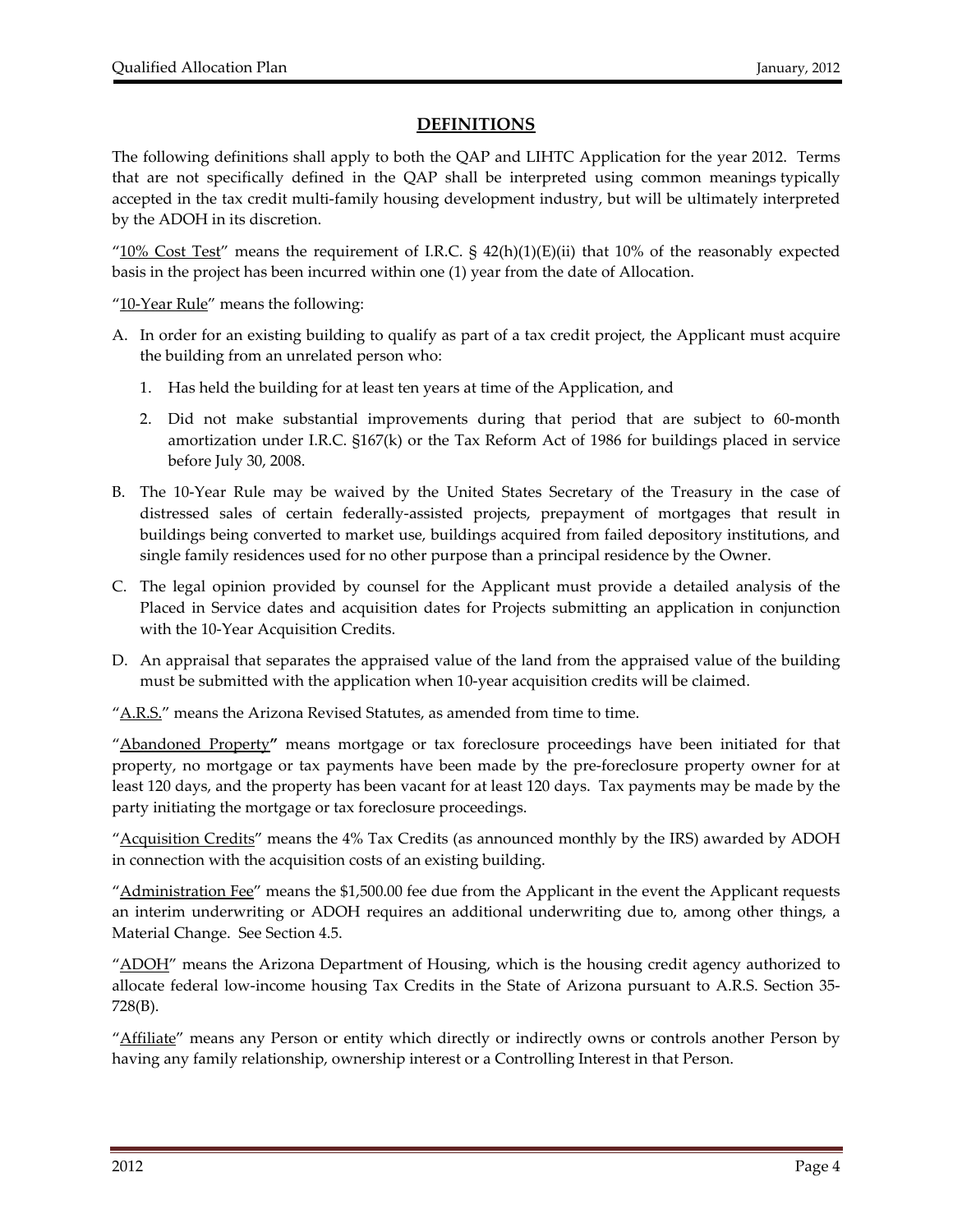## DEFINITIONS

The following definitions shall apply to both the QAP and LIHTC Application for the year 2012. Terms that are not specifically defined in the QAP shall be interpreted using common meanings typically accepted in the tax credit multi-family housing development industry, but will be ultimately interpreted by the ADOH in its discretion.

"10% Cost Test" means the requirement of I.R.C. § 42(h)(1)(E)(ii) that 10% of the reasonably expected basis in the project has been incurred within one (1) year from the date of Allocation.

"10-Year Rule" means the following:

A. In order for an existing building to qualify as part of a tax credit project, the Applicant must acquire the building from an unrelated person who:

   1. Has held the building for at least ten years at time of the Application, and

   2. Did not make substantial improvements during that period that are subject to 60-month amortization under I.R.C. §167(k) or the Tax Reform Act of 1986 for buildings placed in service before July 30, 2008.

B. The 10-Year Rule may be waived by the United States Secretary of the Treasury in the case of distressed sales of certain federally-assisted projects, prepayment of mortgages that result in buildings being converted to market use, buildings acquired from failed depository institutions, and single family residences used for no other purpose than a principal residence by the Owner.

C. The legal opinion provided by counsel for the Applicant must provide a detailed analysis of the Placed in Service dates and acquisition dates for Projects submitting an application in conjunction with the 10-Year Acquisition Credits.

D. An appraisal that separates the appraised value of the land from the appraised value of the building must be submitted with the application when 10-year acquisition credits will be claimed.

"A.R.S." means the Arizona Revised Statutes, as amended from time to time.

"Abandoned Property**"** means mortgage or tax foreclosure proceedings have been initiated for that property, no mortgage or tax payments have been made by the pre-foreclosure property owner for at least 120 days, and the property has been vacant for at least 120 days. Tax payments may be made by the party initiating the mortgage or tax foreclosure proceedings.

"Acquisition Credits" means the 4% Tax Credits (as announced monthly by the IRS) awarded by ADOH in connection with the acquisition costs of an existing building.

"Administration Fee" means the $1,500.00 fee due from the Applicant in the event the Applicant requests an interim underwriting or ADOH requires an additional underwriting due to, among other things, a Material Change. See Section 4.5.

"ADOH" means the Arizona Department of Housing, which is the housing credit agency authorized to allocate federal low-income housing Tax Credits in the State of Arizona pursuant to A.R.S. Section 35-728(B).

"Affiliate" means any Person or entity which directly or indirectly owns or controls another Person by having any family relationship, ownership interest or a Controlling Interest in that Person.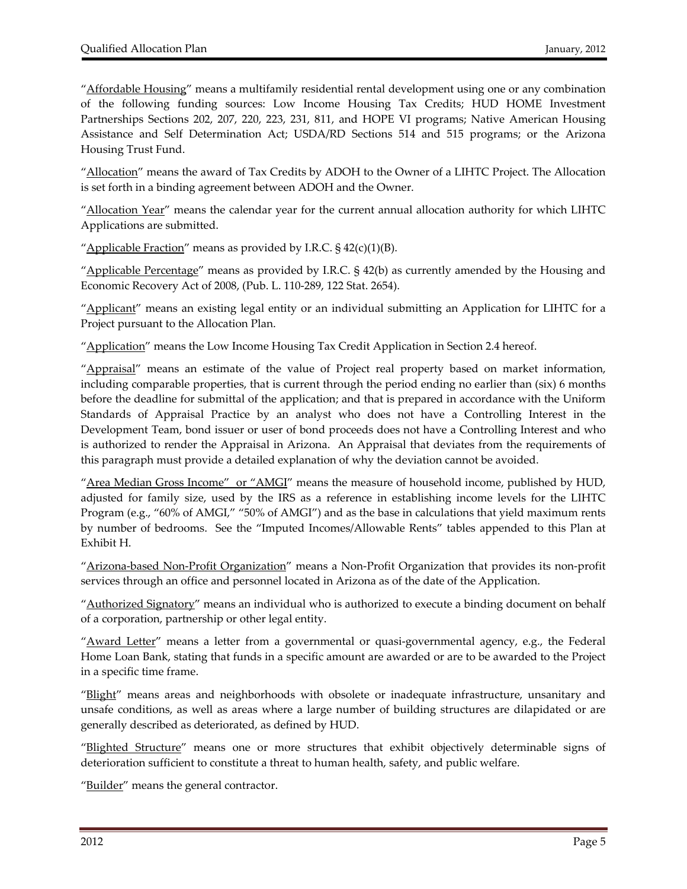"Affordable Housing" means a multifamily residential rental development using one or any combination of the following funding sources: Low Income Housing Tax Credits; HUD HOME Investment Partnerships Sections 202, 207, 220, 223, 231, 811, and HOPE VI programs; Native American Housing Assistance and Self Determination Act; USDA/RD Sections 514 and 515 programs; or the Arizona Housing Trust Fund.

"Allocation" means the award of Tax Credits by ADOH to the Owner of a LIHTC Project. The Allocation is set forth in a binding agreement between ADOH and the Owner.

"Allocation Year" means the calendar year for the current annual allocation authority for which LIHTC Applications are submitted.

"Applicable Fraction" means as provided by I.R.C. § 42(c)(1)(B).

"Applicable Percentage" means as provided by I.R.C. § 42(b) as currently amended by the Housing and Economic Recovery Act of 2008, (Pub. L. 110-289, 122 Stat. 2654).

"Applicant" means an existing legal entity or an individual submitting an Application for LIHTC for a Project pursuant to the Allocation Plan.

"Application" means the Low Income Housing Tax Credit Application in Section 2.4 hereof.

"Appraisal" means an estimate of the value of Project real property based on market information, including comparable properties, that is current through the period ending no earlier than (six) 6 months before the deadline for submittal of the application; and that is prepared in accordance with the Uniform Standards of Appraisal Practice by an analyst who does not have a Controlling Interest in the Development Team, bond issuer or user of bond proceeds does not have a Controlling Interest and who is authorized to render the Appraisal in Arizona. An Appraisal that deviates from the requirements of this paragraph must provide a detailed explanation of why the deviation cannot be avoided.

"Area Median Gross Income" or "AMGI" means the measure of household income, published by HUD, adjusted for family size, used by the IRS as a reference in establishing income levels for the LIHTC Program (e.g., "60% of AMGI," "50% of AMGI") and as the base in calculations that yield maximum rents by number of bedrooms. See the "Imputed Incomes/Allowable Rents" tables appended to this Plan at Exhibit H.

"Arizona-based Non-Profit Organization" means a Non-Profit Organization that provides its non-profit services through an office and personnel located in Arizona as of the date of the Application.

"Authorized Signatory" means an individual who is authorized to execute a binding document on behalf of a corporation, partnership or other legal entity.

"Award Letter" means a letter from a governmental or quasi-governmental agency, e.g., the Federal Home Loan Bank, stating that funds in a specific amount are awarded or are to be awarded to the Project in a specific time frame.

"Blight" means areas and neighborhoods with obsolete or inadequate infrastructure, unsanitary and unsafe conditions, as well as areas where a large number of building structures are dilapidated or are generally described as deteriorated, as defined by HUD.

"Blighted Structure" means one or more structures that exhibit objectively determinable signs of deterioration sufficient to constitute a threat to human health, safety, and public welfare.

"Builder" means the general contractor.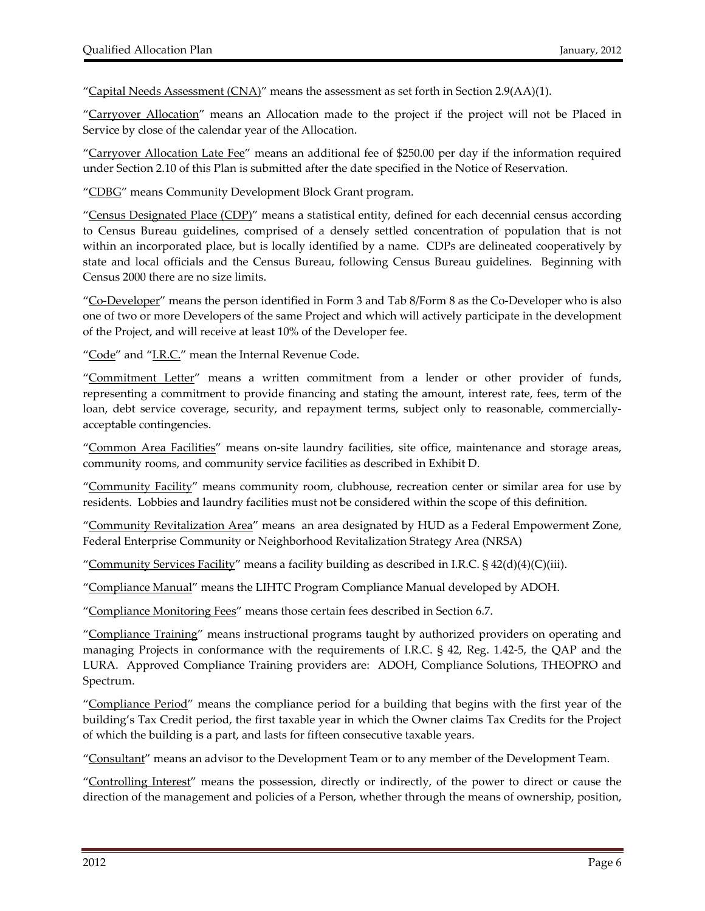"Capital Needs Assessment (CNA)" means the assessment as set forth in Section 2.9(AA)(1).

"Carryover Allocation" means an Allocation made to the project if the project will not be Placed in Service by close of the calendar year of the Allocation.

"Carryover Allocation Late Fee" means an additional fee of $250.00 per day if the information required under Section 2.10 of this Plan is submitted after the date specified in the Notice of Reservation.

"CDBG" means Community Development Block Grant program.

"Census Designated Place (CDP)" means a statistical entity, defined for each decennial census according to Census Bureau guidelines, comprised of a densely settled concentration of population that is not within an incorporated place, but is locally identified by a name. CDPs are delineated cooperatively by state and local officials and the Census Bureau, following Census Bureau guidelines. Beginning with Census 2000 there are no size limits.

"Co-Developer" means the person identified in Form 3 and Tab 8/Form 8 as the Co-Developer who is also one of two or more Developers of the same Project and which will actively participate in the development of the Project, and will receive at least 10% of the Developer fee.

"Code" and "I.R.C." mean the Internal Revenue Code.

"Commitment Letter" means a written commitment from a lender or other provider of funds, representing a commitment to provide financing and stating the amount, interest rate, fees, term of the loan, debt service coverage, security, and repayment terms, subject only to reasonable, commercially-acceptable contingencies.

"Common Area Facilities" means on-site laundry facilities, site office, maintenance and storage areas, community rooms, and community service facilities as described in Exhibit D.

"Community Facility" means community room, clubhouse, recreation center or similar area for use by residents. Lobbies and laundry facilities must not be considered within the scope of this definition.

"Community Revitalization Area" means an area designated by HUD as a Federal Empowerment Zone, Federal Enterprise Community or Neighborhood Revitalization Strategy Area (NRSA)

"Community Services Facility" means a facility building as described in I.R.C. § 42(d)(4)(C)(iii).

"Compliance Manual" means the LIHTC Program Compliance Manual developed by ADOH.

"Compliance Monitoring Fees" means those certain fees described in Section 6.7.

"Compliance Training" means instructional programs taught by authorized providers on operating and managing Projects in conformance with the requirements of I.R.C. § 42, Reg. 1.42-5, the QAP and the LURA. Approved Compliance Training providers are: ADOH, Compliance Solutions, THEOPRO and Spectrum.

"Compliance Period" means the compliance period for a building that begins with the first year of the building's Tax Credit period, the first taxable year in which the Owner claims Tax Credits for the Project of which the building is a part, and lasts for fifteen consecutive taxable years.

"Consultant" means an advisor to the Development Team or to any member of the Development Team.

"Controlling Interest" means the possession, directly or indirectly, of the power to direct or cause the direction of the management and policies of a Person, whether through the means of ownership, position,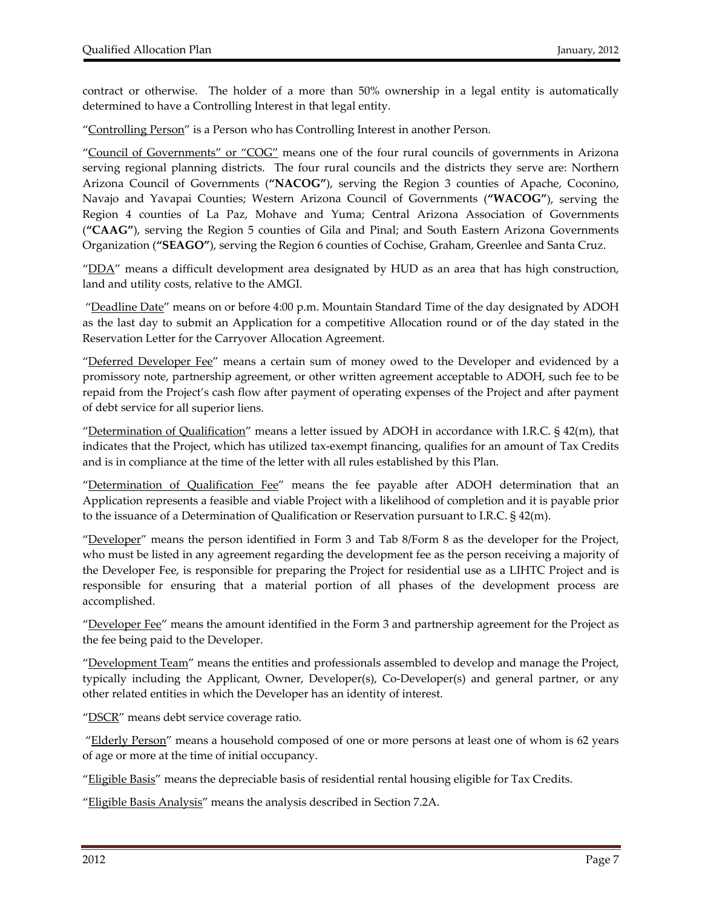contract or otherwise. The holder of a more than 50% ownership in a legal entity is automatically determined to have a Controlling Interest in that legal entity.

"Controlling Person" is a Person who has Controlling Interest in another Person.

"Council of Governments" or "COG" means one of the four rural councils of governments in Arizona serving regional planning districts. The four rural councils and the districts they serve are: Northern Arizona Council of Governments (**"NACOG"**), serving the Region 3 counties of Apache, Coconino, Navajo and Yavapai Counties; Western Arizona Council of Governments (**"WACOG"**), serving the Region 4 counties of La Paz, Mohave and Yuma; Central Arizona Association of Governments (**"CAAG"**), serving the Region 5 counties of Gila and Pinal; and South Eastern Arizona Governments Organization (**"SEAGO"**), serving the Region 6 counties of Cochise, Graham, Greenlee and Santa Cruz.

"DDA" means a difficult development area designated by HUD as an area that has high construction, land and utility costs, relative to the AMGI.

"Deadline Date" means on or before 4:00 p.m. Mountain Standard Time of the day designated by ADOH as the last day to submit an Application for a competitive Allocation round or of the day stated in the Reservation Letter for the Carryover Allocation Agreement.

"Deferred Developer Fee" means a certain sum of money owed to the Developer and evidenced by a promissory note, partnership agreement, or other written agreement acceptable to ADOH, such fee to be repaid from the Project's cash flow after payment of operating expenses of the Project and after payment of debt service for all superior liens.

"Determination of Qualification" means a letter issued by ADOH in accordance with I.R.C. § 42(m), that indicates that the Project, which has utilized tax-exempt financing, qualifies for an amount of Tax Credits and is in compliance at the time of the letter with all rules established by this Plan.

"Determination of Qualification Fee" means the fee payable after ADOH determination that an Application represents a feasible and viable Project with a likelihood of completion and it is payable prior to the issuance of a Determination of Qualification or Reservation pursuant to I.R.C. § 42(m).

"Developer" means the person identified in Form 3 and Tab 8/Form 8 as the developer for the Project, who must be listed in any agreement regarding the development fee as the person receiving a majority of the Developer Fee, is responsible for preparing the Project for residential use as a LIHTC Project and is responsible for ensuring that a material portion of all phases of the development process are accomplished.

"Developer Fee" means the amount identified in the Form 3 and partnership agreement for the Project as the fee being paid to the Developer.

"Development Team" means the entities and professionals assembled to develop and manage the Project, typically including the Applicant, Owner, Developer(s), Co-Developer(s) and general partner, or any other related entities in which the Developer has an identity of interest.

"DSCR" means debt service coverage ratio.

"Elderly Person" means a household composed of one or more persons at least one of whom is 62 years of age or more at the time of initial occupancy.

"Eligible Basis" means the depreciable basis of residential rental housing eligible for Tax Credits.

"Eligible Basis Analysis" means the analysis described in Section 7.2A.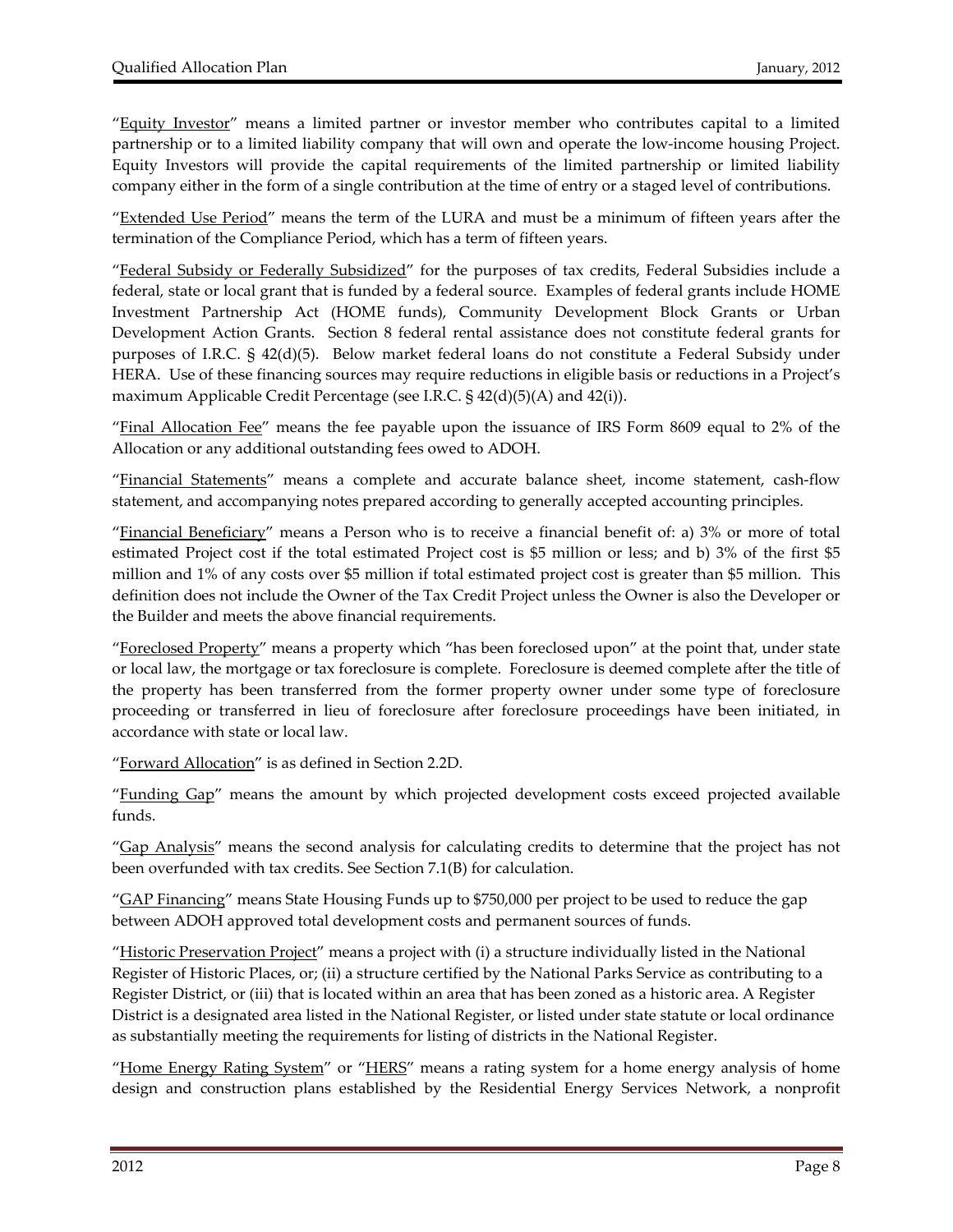"Equity Investor" means a limited partner or investor member who contributes capital to a limited partnership or to a limited liability company that will own and operate the low-income housing Project. Equity Investors will provide the capital requirements of the limited partnership or limited liability company either in the form of a single contribution at the time of entry or a staged level of contributions.

"Extended Use Period" means the term of the LURA and must be a minimum of fifteen years after the termination of the Compliance Period, which has a term of fifteen years.

"Federal Subsidy or Federally Subsidized" for the purposes of tax credits, Federal Subsidies include a federal, state or local grant that is funded by a federal source. Examples of federal grants include HOME Investment Partnership Act (HOME funds), Community Development Block Grants or Urban Development Action Grants. Section 8 federal rental assistance does not constitute federal grants for purposes of I.R.C. § 42(d)(5). Below market federal loans do not constitute a Federal Subsidy under HERA. Use of these financing sources may require reductions in eligible basis or reductions in a Project's maximum Applicable Credit Percentage (see I.R.C. § 42(d)(5)(A) and 42(i)).

"Final Allocation Fee" means the fee payable upon the issuance of IRS Form 8609 equal to 2% of the Allocation or any additional outstanding fees owed to ADOH.

"Financial Statements" means a complete and accurate balance sheet, income statement, cash-flow statement, and accompanying notes prepared according to generally accepted accounting principles.

"Financial Beneficiary" means a Person who is to receive a financial benefit of: a) 3% or more of total estimated Project cost if the total estimated Project cost is $5 million or less; and b) 3% of the first $5 million and 1% of any costs over $5 million if total estimated project cost is greater than $5 million. This definition does not include the Owner of the Tax Credit Project unless the Owner is also the Developer or the Builder and meets the above financial requirements.

"Foreclosed Property" means a property which "has been foreclosed upon" at the point that, under state or local law, the mortgage or tax foreclosure is complete. Foreclosure is deemed complete after the title of the property has been transferred from the former property owner under some type of foreclosure proceeding or transferred in lieu of foreclosure after foreclosure proceedings have been initiated, in accordance with state or local law.

"Forward Allocation" is as defined in Section 2.2D.

"Funding Gap" means the amount by which projected development costs exceed projected available funds.

"Gap Analysis" means the second analysis for calculating credits to determine that the project has not been overfunded with tax credits. See Section 7.1(B) for calculation.

"GAP Financing" means State Housing Funds up to $750,000 per project to be used to reduce the gap between ADOH approved total development costs and permanent sources of funds.

"Historic Preservation Project" means a project with (i) a structure individually listed in the National Register of Historic Places, or; (ii) a structure certified by the National Parks Service as contributing to a Register District, or (iii) that is located within an area that has been zoned as a historic area. A Register District is a designated area listed in the National Register, or listed under state statute or local ordinance as substantially meeting the requirements for listing of districts in the National Register.

"Home Energy Rating System" or "HERS" means a rating system for a home energy analysis of home design and construction plans established by the Residential Energy Services Network, a nonprofit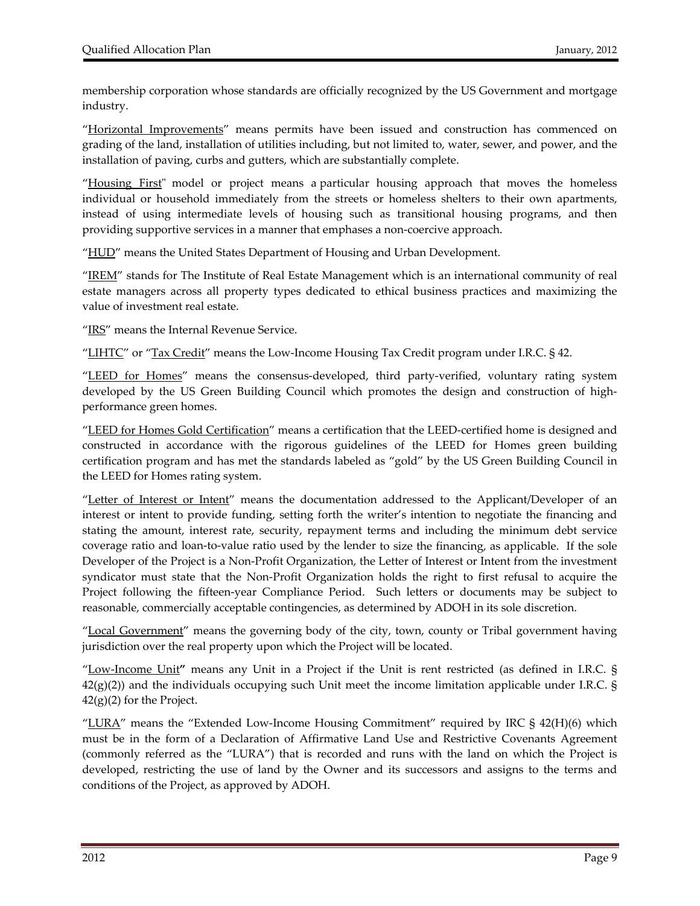membership corporation whose standards are officially recognized by the US Government and mortgage industry.

"Horizontal Improvements" means permits have been issued and construction has commenced on grading of the land, installation of utilities including, but not limited to, water, sewer, and power, and the installation of paving, curbs and gutters, which are substantially complete.

"Housing First" model or project means a particular housing approach that moves the homeless individual or household immediately from the streets or homeless shelters to their own apartments, instead of using intermediate levels of housing such as transitional housing programs, and then providing supportive services in a manner that emphases a non-coercive approach.

"HUD" means the United States Department of Housing and Urban Development.

"IREM" stands for The Institute of Real Estate Management which is an international community of real estate managers across all property types dedicated to ethical business practices and maximizing the value of investment real estate.

"IRS" means the Internal Revenue Service.

"LIHTC" or "Tax Credit" means the Low-Income Housing Tax Credit program under I.R.C. § 42.

"LEED for Homes" means the consensus-developed, third party-verified, voluntary rating system developed by the US Green Building Council which promotes the design and construction of high-performance green homes.

"LEED for Homes Gold Certification" means a certification that the LEED-certified home is designed and constructed in accordance with the rigorous guidelines of the LEED for Homes green building certification program and has met the standards labeled as "gold" by the US Green Building Council in the LEED for Homes rating system.

"Letter of Interest or Intent" means the documentation addressed to the Applicant/Developer of an interest or intent to provide funding, setting forth the writer's intention to negotiate the financing and stating the amount, interest rate, security, repayment terms and including the minimum debt service coverage ratio and loan-to-value ratio used by the lender to size the financing, as applicable. If the sole Developer of the Project is a Non-Profit Organization, the Letter of Interest or Intent from the investment syndicator must state that the Non-Profit Organization holds the right to first refusal to acquire the Project following the fifteen-year Compliance Period. Such letters or documents may be subject to reasonable, commercially acceptable contingencies, as determined by ADOH in its sole discretion.

"Local Government" means the governing body of the city, town, county or Tribal government having jurisdiction over the real property upon which the Project will be located.

"Low-Income Unit**"** means any Unit in a Project if the Unit is rent restricted (as defined in I.R.C. § 42(g)(2)) and the individuals occupying such Unit meet the income limitation applicable under I.R.C. § 42(g)(2) for the Project.

"LURA" means the "Extended Low-Income Housing Commitment" required by IRC § 42(H)(6) which must be in the form of a Declaration of Affirmative Land Use and Restrictive Covenants Agreement (commonly referred as the "LURA") that is recorded and runs with the land on which the Project is developed, restricting the use of land by the Owner and its successors and assigns to the terms and conditions of the Project, as approved by ADOH.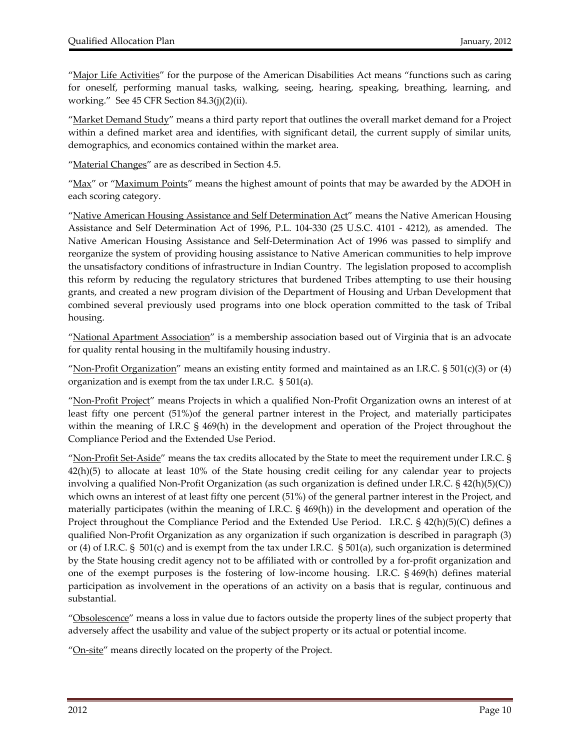"Major Life Activities" for the purpose of the American Disabilities Act means "functions such as caring for oneself, performing manual tasks, walking, seeing, hearing, speaking, breathing, learning, and working." See 45 CFR Section 84.3(j)(2)(ii).

"Market Demand Study" means a third party report that outlines the overall market demand for a Project within a defined market area and identifies, with significant detail, the current supply of similar units, demographics, and economics contained within the market area.

"Material Changes" are as described in Section 4.5.

"Max" or "Maximum Points" means the highest amount of points that may be awarded by the ADOH in each scoring category.

"Native American Housing Assistance and Self Determination Act" means the Native American Housing Assistance and Self Determination Act of 1996, P.L. 104-330 (25 U.S.C. 4101 - 4212), as amended. The Native American Housing Assistance and Self-Determination Act of 1996 was passed to simplify and reorganize the system of providing housing assistance to Native American communities to help improve the unsatisfactory conditions of infrastructure in Indian Country. The legislation proposed to accomplish this reform by reducing the regulatory strictures that burdened Tribes attempting to use their housing grants, and created a new program division of the Department of Housing and Urban Development that combined several previously used programs into one block operation committed to the task of Tribal housing.

"National Apartment Association" is a membership association based out of Virginia that is an advocate for quality rental housing in the multifamily housing industry.

"Non-Profit Organization" means an existing entity formed and maintained as an I.R.C. § 501(c)(3) or (4) organization and is exempt from the tax under I.R.C. § 501(a).

"Non-Profit Project" means Projects in which a qualified Non-Profit Organization owns an interest of at least fifty one percent (51%)of the general partner interest in the Project, and materially participates within the meaning of I.R.C § 469(h) in the development and operation of the Project throughout the Compliance Period and the Extended Use Period.

"Non-Profit Set-Aside" means the tax credits allocated by the State to meet the requirement under I.R.C. § 42(h)(5) to allocate at least 10% of the State housing credit ceiling for any calendar year to projects involving a qualified Non-Profit Organization (as such organization is defined under I.R.C. § 42(h)(5)(C)) which owns an interest of at least fifty one percent (51%) of the general partner interest in the Project, and materially participates (within the meaning of I.R.C. § 469(h)) in the development and operation of the Project throughout the Compliance Period and the Extended Use Period. I.R.C. § 42(h)(5)(C) defines a qualified Non-Profit Organization as any organization if such organization is described in paragraph (3) or (4) of I.R.C. § 501(c) and is exempt from the tax under I.R.C. § 501(a), such organization is determined by the State housing credit agency not to be affiliated with or controlled by a for-profit organization and one of the exempt purposes is the fostering of low-income housing. I.R.C. § 469(h) defines material participation as involvement in the operations of an activity on a basis that is regular, continuous and substantial.

"Obsolescence" means a loss in value due to factors outside the property lines of the subject property that adversely affect the usability and value of the subject property or its actual or potential income.

"On-site" means directly located on the property of the Project.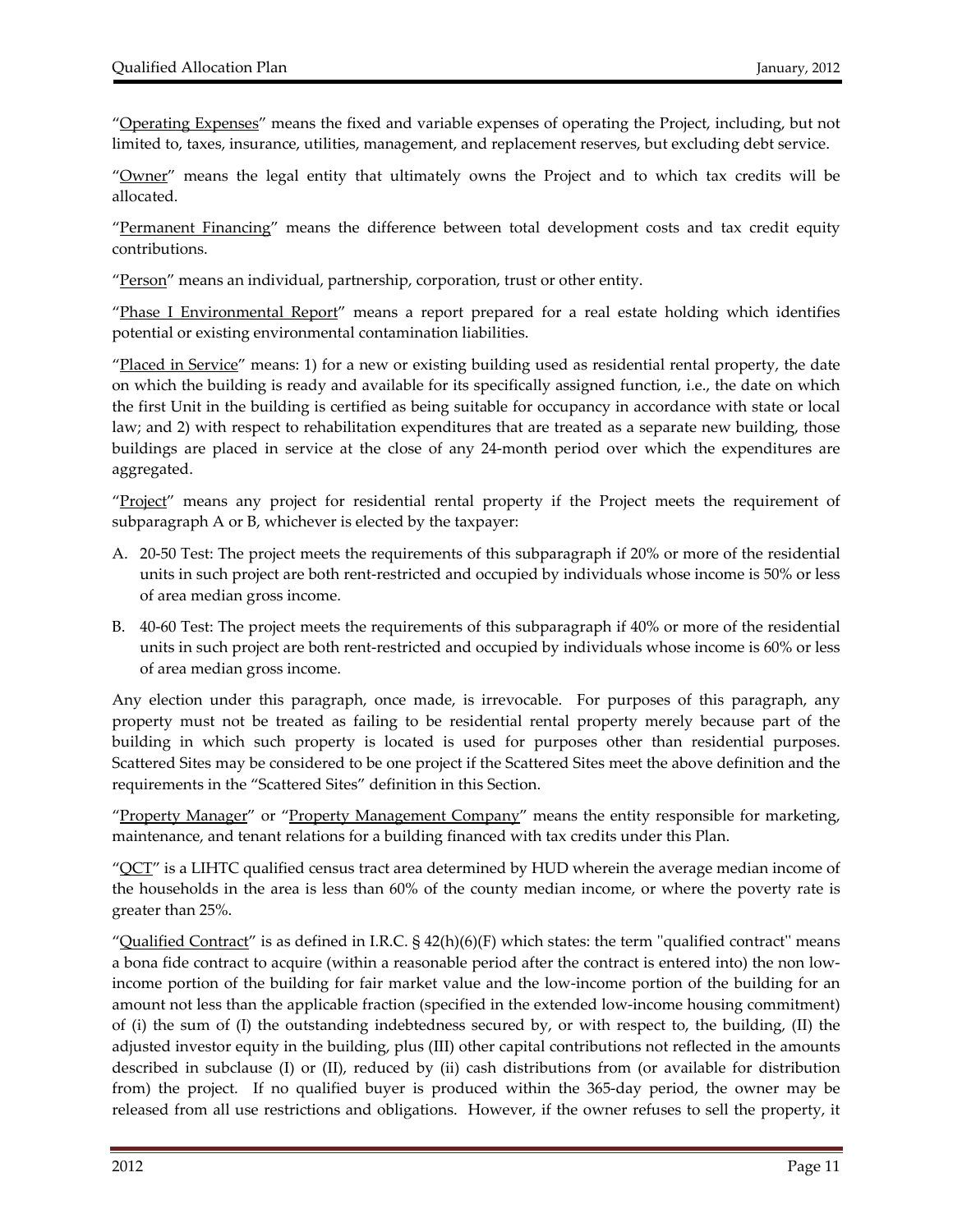"Operating Expenses" means the fixed and variable expenses of operating the Project, including, but not limited to, taxes, insurance, utilities, management, and replacement reserves, but excluding debt service.

"Owner" means the legal entity that ultimately owns the Project and to which tax credits will be allocated.

"Permanent Financing" means the difference between total development costs and tax credit equity contributions.

"Person" means an individual, partnership, corporation, trust or other entity.

"Phase I Environmental Report" means a report prepared for a real estate holding which identifies potential or existing environmental contamination liabilities.

"Placed in Service" means: 1) for a new or existing building used as residential rental property, the date on which the building is ready and available for its specifically assigned function, i.e., the date on which the first Unit in the building is certified as being suitable for occupancy in accordance with state or local law; and 2) with respect to rehabilitation expenditures that are treated as a separate new building, those buildings are placed in service at the close of any 24-month period over which the expenditures are aggregated.

"Project" means any project for residential rental property if the Project meets the requirement of subparagraph A or B, whichever is elected by the taxpayer:

A. 20-50 Test: The project meets the requirements of this subparagraph if 20% or more of the residential units in such project are both rent-restricted and occupied by individuals whose income is 50% or less of area median gross income.

B. 40-60 Test: The project meets the requirements of this subparagraph if 40% or more of the residential units in such project are both rent-restricted and occupied by individuals whose income is 60% or less of area median gross income.

Any election under this paragraph, once made, is irrevocable. For purposes of this paragraph, any property must not be treated as failing to be residential rental property merely because part of the building in which such property is located is used for purposes other than residential purposes. Scattered Sites may be considered to be one project if the Scattered Sites meet the above definition and the requirements in the "Scattered Sites" definition in this Section.

"Property Manager" or "Property Management Company" means the entity responsible for marketing, maintenance, and tenant relations for a building financed with tax credits under this Plan.

"QCT" is a LIHTC qualified census tract area determined by HUD wherein the average median income of the households in the area is less than 60% of the county median income, or where the poverty rate is greater than 25%.

"Qualified Contract" is as defined in I.R.C. § 42(h)(6)(F) which states: the term "qualified contract" means a bona fide contract to acquire (within a reasonable period after the contract is entered into) the non low-income portion of the building for fair market value and the low-income portion of the building for an amount not less than the applicable fraction (specified in the extended low-income housing commitment) of (i) the sum of (I) the outstanding indebtedness secured by, or with respect to, the building, (II) the adjusted investor equity in the building, plus (III) other capital contributions not reflected in the amounts described in subclause (I) or (II), reduced by (ii) cash distributions from (or available for distribution from) the project. If no qualified buyer is produced within the 365-day period, the owner may be released from all use restrictions and obligations. However, if the owner refuses to sell the property, it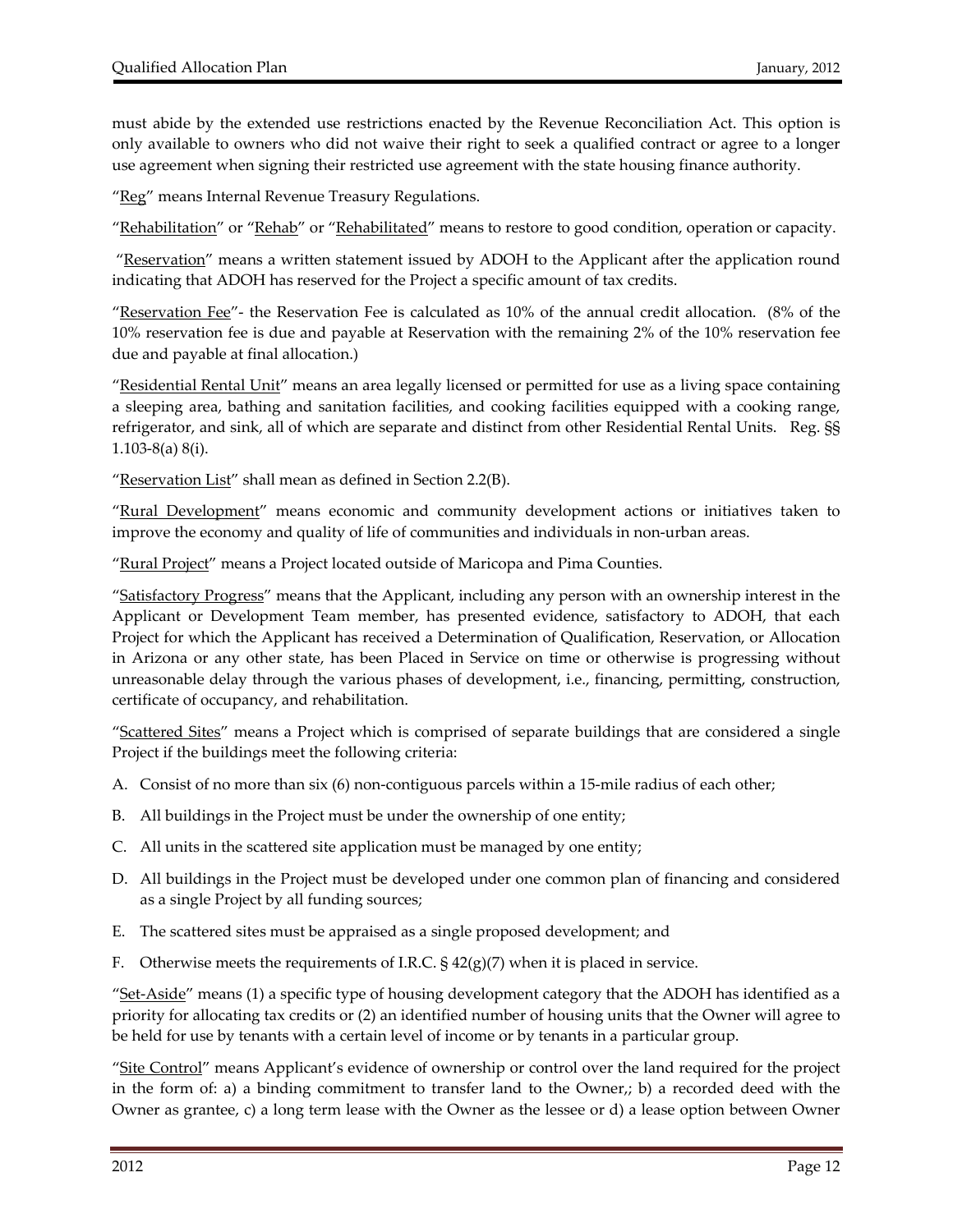must abide by the extended use restrictions enacted by the Revenue Reconciliation Act. This option is only available to owners who did not waive their right to seek a qualified contract or agree to a longer use agreement when signing their restricted use agreement with the state housing finance authority.

"Reg" means Internal Revenue Treasury Regulations.

"Rehabilitation" or "Rehab" or "Rehabilitated" means to restore to good condition, operation or capacity.

"Reservation" means a written statement issued by ADOH to the Applicant after the application round indicating that ADOH has reserved for the Project a specific amount of tax credits.

"Reservation Fee"- the Reservation Fee is calculated as 10% of the annual credit allocation. (8% of the 10% reservation fee is due and payable at Reservation with the remaining 2% of the 10% reservation fee due and payable at final allocation.)

"Residential Rental Unit" means an area legally licensed or permitted for use as a living space containing a sleeping area, bathing and sanitation facilities, and cooking facilities equipped with a cooking range, refrigerator, and sink, all of which are separate and distinct from other Residential Rental Units. Reg. §§ 1.103-8(a) 8(i).

"Reservation List" shall mean as defined in Section 2.2(B).

"Rural Development" means economic and community development actions or initiatives taken to improve the economy and quality of life of communities and individuals in non-urban areas.

"Rural Project" means a Project located outside of Maricopa and Pima Counties.

"Satisfactory Progress" means that the Applicant, including any person with an ownership interest in the Applicant or Development Team member, has presented evidence, satisfactory to ADOH, that each Project for which the Applicant has received a Determination of Qualification, Reservation, or Allocation in Arizona or any other state, has been Placed in Service on time or otherwise is progressing without unreasonable delay through the various phases of development, i.e., financing, permitting, construction, certificate of occupancy, and rehabilitation.

"Scattered Sites" means a Project which is comprised of separate buildings that are considered a single Project if the buildings meet the following criteria:

A. Consist of no more than six (6) non-contiguous parcels within a 15-mile radius of each other;

B. All buildings in the Project must be under the ownership of one entity;

C. All units in the scattered site application must be managed by one entity;

D. All buildings in the Project must be developed under one common plan of financing and considered as a single Project by all funding sources;

E. The scattered sites must be appraised as a single proposed development; and

F. Otherwise meets the requirements of I.R.C. § 42(g)(7) when it is placed in service.

"Set-Aside" means (1) a specific type of housing development category that the ADOH has identified as a priority for allocating tax credits or (2) an identified number of housing units that the Owner will agree to be held for use by tenants with a certain level of income or by tenants in a particular group.

"Site Control" means Applicant's evidence of ownership or control over the land required for the project in the form of: a) a binding commitment to transfer land to the Owner,; b) a recorded deed with the Owner as grantee, c) a long term lease with the Owner as the lessee or d) a lease option between Owner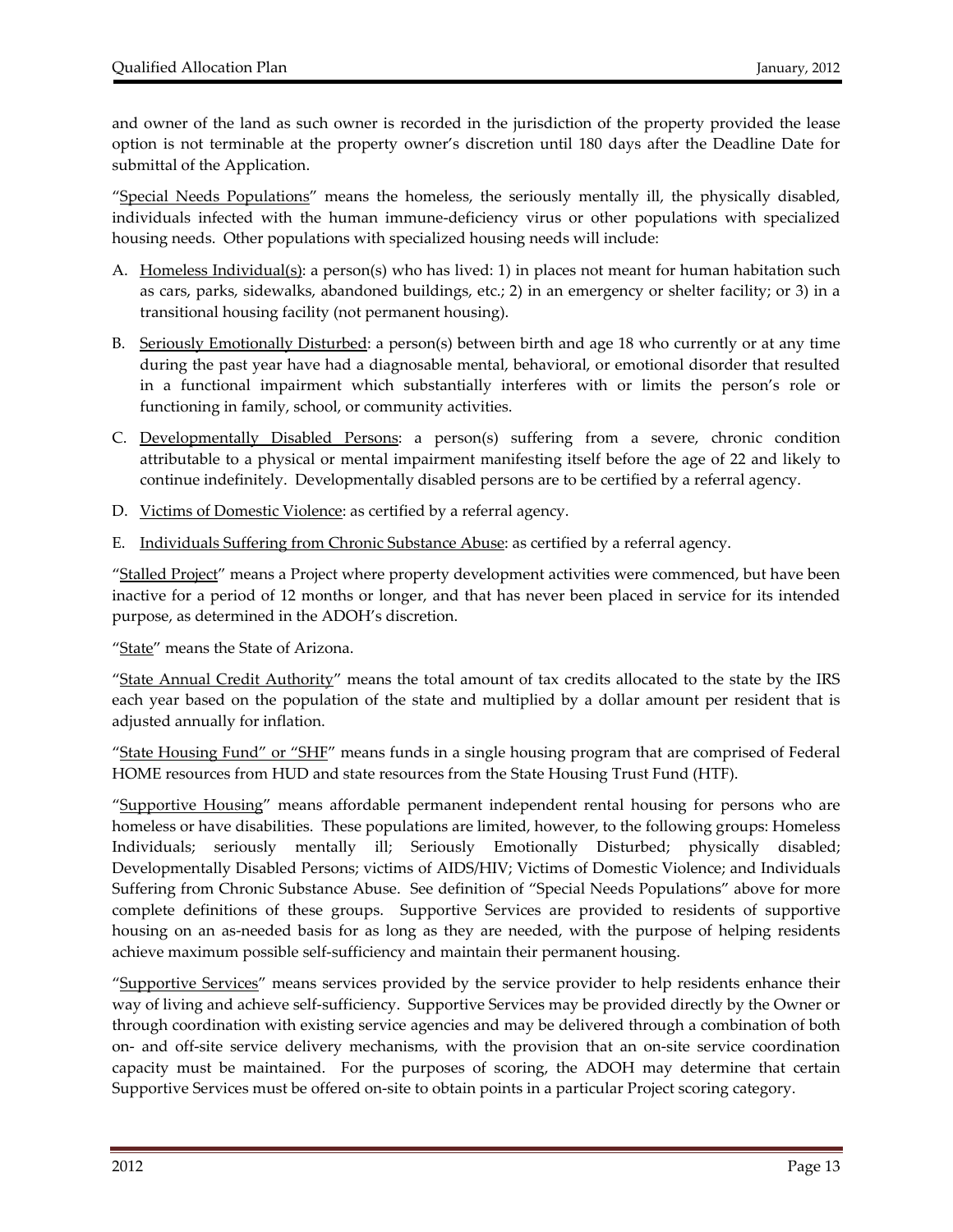and owner of the land as such owner is recorded in the jurisdiction of the property provided the lease option is not terminable at the property owner's discretion until 180 days after the Deadline Date for submittal of the Application.

"Special Needs Populations" means the homeless, the seriously mentally ill, the physically disabled, individuals infected with the human immune-deficiency virus or other populations with specialized housing needs. Other populations with specialized housing needs will include:

A. Homeless Individual(s): a person(s) who has lived: 1) in places not meant for human habitation such as cars, parks, sidewalks, abandoned buildings, etc.; 2) in an emergency or shelter facility; or 3) in a transitional housing facility (not permanent housing).

B. Seriously Emotionally Disturbed: a person(s) between birth and age 18 who currently or at any time during the past year have had a diagnosable mental, behavioral, or emotional disorder that resulted in a functional impairment which substantially interferes with or limits the person's role or functioning in family, school, or community activities.

C. Developmentally Disabled Persons: a person(s) suffering from a severe, chronic condition attributable to a physical or mental impairment manifesting itself before the age of 22 and likely to continue indefinitely. Developmentally disabled persons are to be certified by a referral agency.

D. Victims of Domestic Violence: as certified by a referral agency.

E. Individuals Suffering from Chronic Substance Abuse: as certified by a referral agency.

"Stalled Project" means a Project where property development activities were commenced, but have been inactive for a period of 12 months or longer, and that has never been placed in service for its intended purpose, as determined in the ADOH's discretion.

"State" means the State of Arizona.

"State Annual Credit Authority" means the total amount of tax credits allocated to the state by the IRS each year based on the population of the state and multiplied by a dollar amount per resident that is adjusted annually for inflation.

"State Housing Fund" or "SHF" means funds in a single housing program that are comprised of Federal HOME resources from HUD and state resources from the State Housing Trust Fund (HTF).

"Supportive Housing" means affordable permanent independent rental housing for persons who are homeless or have disabilities. These populations are limited, however, to the following groups: Homeless Individuals; seriously mentally ill; Seriously Emotionally Disturbed; physically disabled; Developmentally Disabled Persons; victims of AIDS/HIV; Victims of Domestic Violence; and Individuals Suffering from Chronic Substance Abuse. See definition of "Special Needs Populations" above for more complete definitions of these groups. Supportive Services are provided to residents of supportive housing on an as-needed basis for as long as they are needed, with the purpose of helping residents achieve maximum possible self-sufficiency and maintain their permanent housing.

"Supportive Services" means services provided by the service provider to help residents enhance their way of living and achieve self-sufficiency. Supportive Services may be provided directly by the Owner or through coordination with existing service agencies and may be delivered through a combination of both on- and off-site service delivery mechanisms, with the provision that an on-site service coordination capacity must be maintained. For the purposes of scoring, the ADOH may determine that certain Supportive Services must be offered on-site to obtain points in a particular Project scoring category.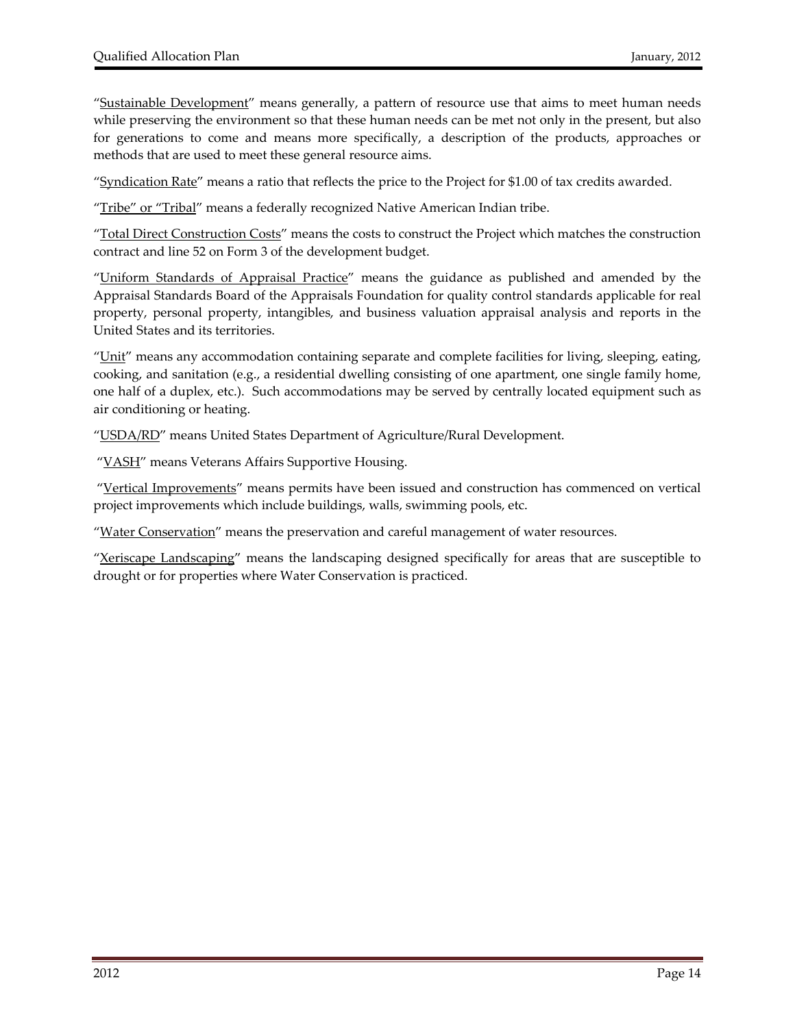"Sustainable Development" means generally, a pattern of resource use that aims to meet human needs while preserving the environment so that these human needs can be met not only in the present, but also for generations to come and means more specifically, a description of the products, approaches or methods that are used to meet these general resource aims.

"Syndication Rate" means a ratio that reflects the price to the Project for $1.00 of tax credits awarded.

"Tribe" or "Tribal" means a federally recognized Native American Indian tribe.

"Total Direct Construction Costs" means the costs to construct the Project which matches the construction contract and line 52 on Form 3 of the development budget.

"Uniform Standards of Appraisal Practice" means the guidance as published and amended by the Appraisal Standards Board of the Appraisals Foundation for quality control standards applicable for real property, personal property, intangibles, and business valuation appraisal analysis and reports in the United States and its territories.

"Unit" means any accommodation containing separate and complete facilities for living, sleeping, eating, cooking, and sanitation (e.g., a residential dwelling consisting of one apartment, one single family home, one half of a duplex, etc.). Such accommodations may be served by centrally located equipment such as air conditioning or heating.

"USDA/RD" means United States Department of Agriculture/Rural Development.

"VASH" means Veterans Affairs Supportive Housing.

"Vertical Improvements" means permits have been issued and construction has commenced on vertical project improvements which include buildings, walls, swimming pools, etc.

"Water Conservation" means the preservation and careful management of water resources.

"Xeriscape Landscaping" means the landscaping designed specifically for areas that are susceptible to drought or for properties where Water Conservation is practiced.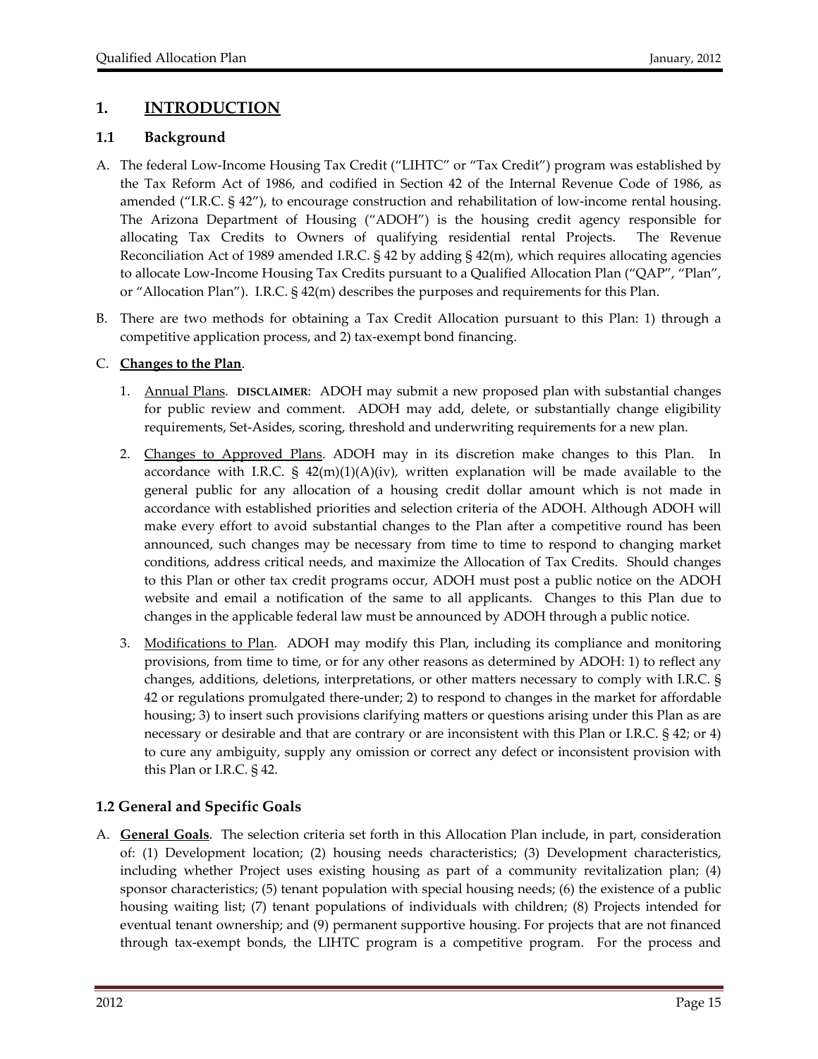# 1. INTRODUCTION

## 1.1 Background

A. The federal Low-Income Housing Tax Credit ("LIHTC" or "Tax Credit") program was established by the Tax Reform Act of 1986, and codified in Section 42 of the Internal Revenue Code of 1986, as amended ("I.R.C. § 42"), to encourage construction and rehabilitation of low-income rental housing. The Arizona Department of Housing ("ADOH") is the housing credit agency responsible for allocating Tax Credits to Owners of qualifying residential rental Projects. The Revenue Reconciliation Act of 1989 amended I.R.C. § 42 by adding § 42(m), which requires allocating agencies to allocate Low-Income Housing Tax Credits pursuant to a Qualified Allocation Plan ("QAP", "Plan", or "Allocation Plan"). I.R.C. § 42(m) describes the purposes and requirements for this Plan.

B. There are two methods for obtaining a Tax Credit Allocation pursuant to this Plan: 1) through a competitive application process, and 2) tax-exempt bond financing.

C. **Changes to the Plan**.

1. Annual Plans. **DISCLAIMER**: ADOH may submit a new proposed plan with substantial changes for public review and comment. ADOH may add, delete, or substantially change eligibility requirements, Set-Asides, scoring, threshold and underwriting requirements for a new plan.

2. Changes to Approved Plans. ADOH may in its discretion make changes to this Plan. In accordance with I.R.C. § 42(m)(1)(A)(iv), written explanation will be made available to the general public for any allocation of a housing credit dollar amount which is not made in accordance with established priorities and selection criteria of the ADOH. Although ADOH will make every effort to avoid substantial changes to the Plan after a competitive round has been announced, such changes may be necessary from time to time to respond to changing market conditions, address critical needs, and maximize the Allocation of Tax Credits. Should changes to this Plan or other tax credit programs occur, ADOH must post a public notice on the ADOH website and email a notification of the same to all applicants. Changes to this Plan due to changes in the applicable federal law must be announced by ADOH through a public notice.

3. Modifications to Plan. ADOH may modify this Plan, including its compliance and monitoring provisions, from time to time, or for any other reasons as determined by ADOH: 1) to reflect any changes, additions, deletions, interpretations, or other matters necessary to comply with I.R.C. § 42 or regulations promulgated there-under; 2) to respond to changes in the market for affordable housing; 3) to insert such provisions clarifying matters or questions arising under this Plan as are necessary or desirable and that are contrary or are inconsistent with this Plan or I.R.C. § 42; or 4) to cure any ambiguity, supply any omission or correct any defect or inconsistent provision with this Plan or I.R.C. § 42.

## 1.2 General and Specific Goals

A. **General Goals**. The selection criteria set forth in this Allocation Plan include, in part, consideration of: (1) Development location; (2) housing needs characteristics; (3) Development characteristics, including whether Project uses existing housing as part of a community revitalization plan; (4) sponsor characteristics; (5) tenant population with special housing needs; (6) the existence of a public housing waiting list; (7) tenant populations of individuals with children; (8) Projects intended for eventual tenant ownership; and (9) permanent supportive housing. For projects that are not financed through tax-exempt bonds, the LIHTC program is a competitive program. For the process and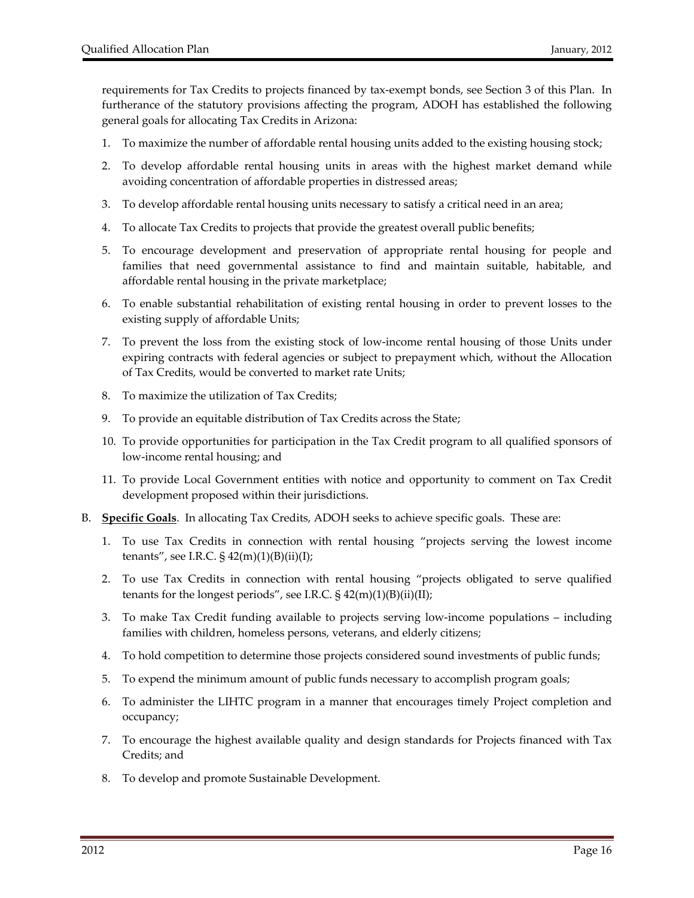requirements for Tax Credits to projects financed by tax-exempt bonds, see Section 3 of this Plan. In furtherance of the statutory provisions affecting the program, ADOH has established the following general goals for allocating Tax Credits in Arizona:

1. To maximize the number of affordable rental housing units added to the existing housing stock;
2. To develop affordable rental housing units in areas with the highest market demand while avoiding concentration of affordable properties in distressed areas;
3. To develop affordable rental housing units necessary to satisfy a critical need in an area;
4. To allocate Tax Credits to projects that provide the greatest overall public benefits;
5. To encourage development and preservation of appropriate rental housing for people and families that need governmental assistance to find and maintain suitable, habitable, and affordable rental housing in the private marketplace;
6. To enable substantial rehabilitation of existing rental housing in order to prevent losses to the existing supply of affordable Units;
7. To prevent the loss from the existing stock of low-income rental housing of those Units under expiring contracts with federal agencies or subject to prepayment which, without the Allocation of Tax Credits, would be converted to market rate Units;
8. To maximize the utilization of Tax Credits;
9. To provide an equitable distribution of Tax Credits across the State;
10. To provide opportunities for participation in the Tax Credit program to all qualified sponsors of low-income rental housing; and
11. To provide Local Government entities with notice and opportunity to comment on Tax Credit development proposed within their jurisdictions.

B. **Specific Goals**. In allocating Tax Credits, ADOH seeks to achieve specific goals. These are:

1. To use Tax Credits in connection with rental housing "projects serving the lowest income tenants", see I.R.C. § 42(m)(1)(B)(ii)(I);
2. To use Tax Credits in connection with rental housing "projects obligated to serve qualified tenants for the longest periods", see I.R.C. § 42(m)(1)(B)(ii)(II);
3. To make Tax Credit funding available to projects serving low-income populations – including families with children, homeless persons, veterans, and elderly citizens;
4. To hold competition to determine those projects considered sound investments of public funds;
5. To expend the minimum amount of public funds necessary to accomplish program goals;
6. To administer the LIHTC program in a manner that encourages timely Project completion and occupancy;
7. To encourage the highest available quality and design standards for Projects financed with Tax Credits; and
8. To develop and promote Sustainable Development.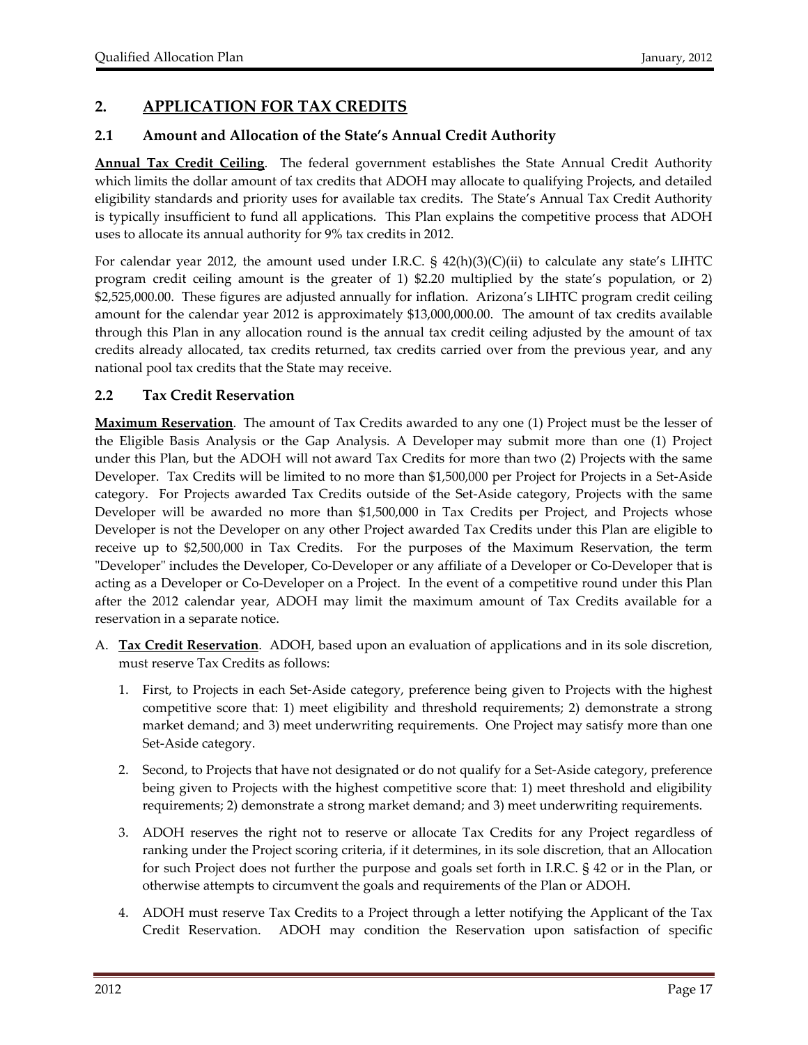## 2. APPLICATION FOR TAX CREDITS

### 2.1 Amount and Allocation of the State's Annual Credit Authority

**Annual Tax Credit Ceiling**. The federal government establishes the State Annual Credit Authority which limits the dollar amount of tax credits that ADOH may allocate to qualifying Projects, and detailed eligibility standards and priority uses for available tax credits. The State's Annual Tax Credit Authority is typically insufficient to fund all applications. This Plan explains the competitive process that ADOH uses to allocate its annual authority for 9% tax credits in 2012.

For calendar year 2012, the amount used under I.R.C. § 42(h)(3)(C)(ii) to calculate any state's LIHTC program credit ceiling amount is the greater of 1) $2.20 multiplied by the state's population, or 2) $2,525,000.00. These figures are adjusted annually for inflation. Arizona's LIHTC program credit ceiling amount for the calendar year 2012 is approximately $13,000,000.00. The amount of tax credits available through this Plan in any allocation round is the annual tax credit ceiling adjusted by the amount of tax credits already allocated, tax credits returned, tax credits carried over from the previous year, and any national pool tax credits that the State may receive.

### 2.2 Tax Credit Reservation

**Maximum Reservation**. The amount of Tax Credits awarded to any one (1) Project must be the lesser of the Eligible Basis Analysis or the Gap Analysis. A Developer may submit more than one (1) Project under this Plan, but the ADOH will not award Tax Credits for more than two (2) Projects with the same Developer. Tax Credits will be limited to no more than $1,500,000 per Project for Projects in a Set-Aside category. For Projects awarded Tax Credits outside of the Set-Aside category, Projects with the same Developer will be awarded no more than $1,500,000 in Tax Credits per Project, and Projects whose Developer is not the Developer on any other Project awarded Tax Credits under this Plan are eligible to receive up to $2,500,000 in Tax Credits. For the purposes of the Maximum Reservation, the term "Developer" includes the Developer, Co-Developer or any affiliate of a Developer or Co-Developer that is acting as a Developer or Co-Developer on a Project. In the event of a competitive round under this Plan after the 2012 calendar year, ADOH may limit the maximum amount of Tax Credits available for a reservation in a separate notice.

A. **Tax Credit Reservation**. ADOH, based upon an evaluation of applications and in its sole discretion, must reserve Tax Credits as follows:

   1. First, to Projects in each Set-Aside category, preference being given to Projects with the highest competitive score that: 1) meet eligibility and threshold requirements; 2) demonstrate a strong market demand; and 3) meet underwriting requirements. One Project may satisfy more than one Set-Aside category.

   2. Second, to Projects that have not designated or do not qualify for a Set-Aside category, preference being given to Projects with the highest competitive score that: 1) meet threshold and eligibility requirements; 2) demonstrate a strong market demand; and 3) meet underwriting requirements.

   3. ADOH reserves the right not to reserve or allocate Tax Credits for any Project regardless of ranking under the Project scoring criteria, if it determines, in its sole discretion, that an Allocation for such Project does not further the purpose and goals set forth in I.R.C. § 42 or in the Plan, or otherwise attempts to circumvent the goals and requirements of the Plan or ADOH.

   4. ADOH must reserve Tax Credits to a Project through a letter notifying the Applicant of the Tax Credit Reservation. ADOH may condition the Reservation upon satisfaction of specific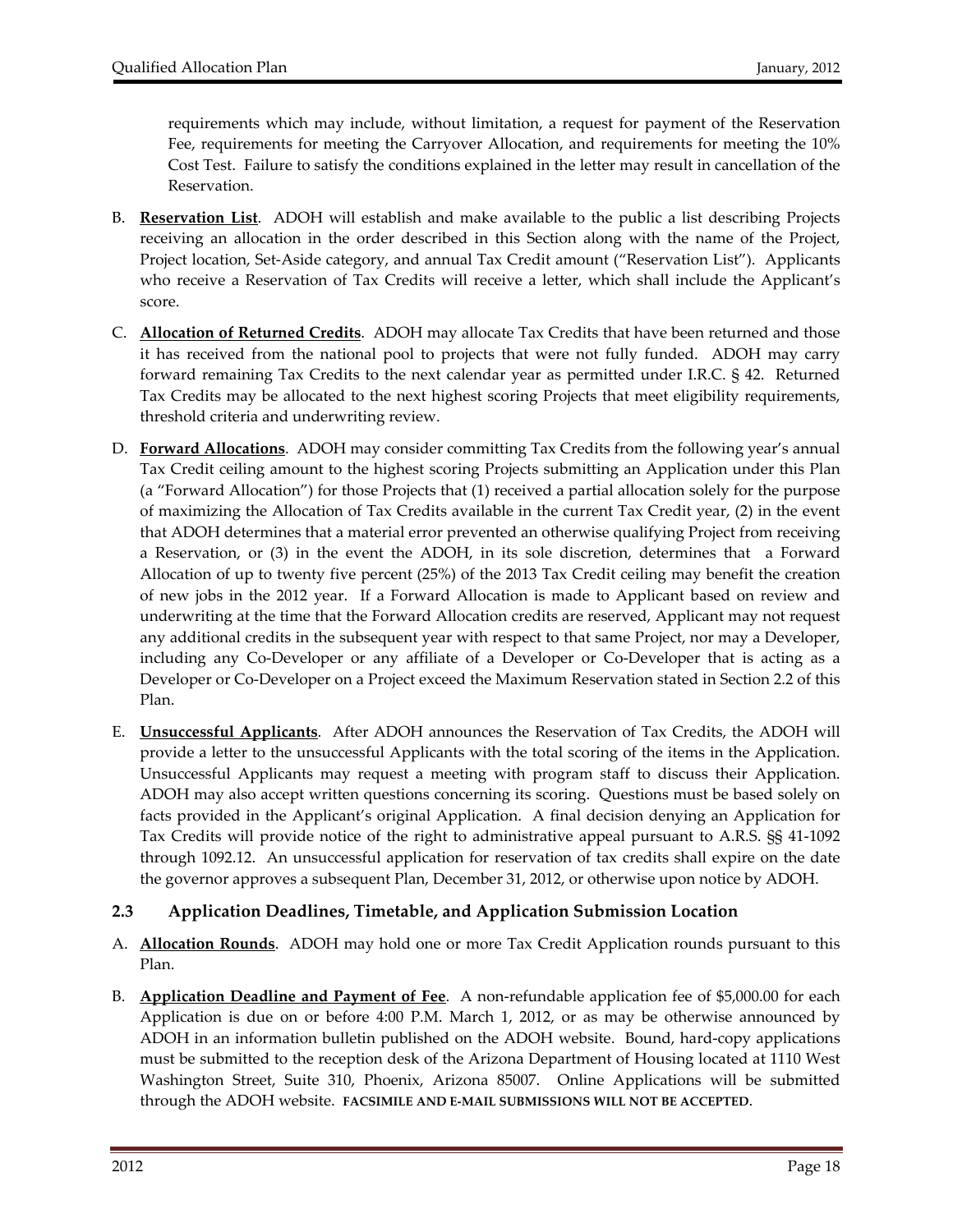requirements which may include, without limitation, a request for payment of the Reservation Fee, requirements for meeting the Carryover Allocation, and requirements for meeting the 10% Cost Test. Failure to satisfy the conditions explained in the letter may result in cancellation of the Reservation.

B. **Reservation List**. ADOH will establish and make available to the public a list describing Projects receiving an allocation in the order described in this Section along with the name of the Project, Project location, Set-Aside category, and annual Tax Credit amount ("Reservation List"). Applicants who receive a Reservation of Tax Credits will receive a letter, which shall include the Applicant's score.

C. **Allocation of Returned Credits**. ADOH may allocate Tax Credits that have been returned and those it has received from the national pool to projects that were not fully funded. ADOH may carry forward remaining Tax Credits to the next calendar year as permitted under I.R.C. § 42. Returned Tax Credits may be allocated to the next highest scoring Projects that meet eligibility requirements, threshold criteria and underwriting review.

D. **Forward Allocations**. ADOH may consider committing Tax Credits from the following year's annual Tax Credit ceiling amount to the highest scoring Projects submitting an Application under this Plan (a "Forward Allocation") for those Projects that (1) received a partial allocation solely for the purpose of maximizing the Allocation of Tax Credits available in the current Tax Credit year, (2) in the event that ADOH determines that a material error prevented an otherwise qualifying Project from receiving a Reservation, or (3) in the event the ADOH, in its sole discretion, determines that a Forward Allocation of up to twenty five percent (25%) of the 2013 Tax Credit ceiling may benefit the creation of new jobs in the 2012 year. If a Forward Allocation is made to Applicant based on review and underwriting at the time that the Forward Allocation credits are reserved, Applicant may not request any additional credits in the subsequent year with respect to that same Project, nor may a Developer, including any Co-Developer or any affiliate of a Developer or Co-Developer that is acting as a Developer or Co-Developer on a Project exceed the Maximum Reservation stated in Section 2.2 of this Plan.

E. **Unsuccessful Applicants**. After ADOH announces the Reservation of Tax Credits, the ADOH will provide a letter to the unsuccessful Applicants with the total scoring of the items in the Application. Unsuccessful Applicants may request a meeting with program staff to discuss their Application. ADOH may also accept written questions concerning its scoring. Questions must be based solely on facts provided in the Applicant's original Application. A final decision denying an Application for Tax Credits will provide notice of the right to administrative appeal pursuant to A.R.S. §§ 41-1092 through 1092.12. An unsuccessful application for reservation of tax credits shall expire on the date the governor approves a subsequent Plan, December 31, 2012, or otherwise upon notice by ADOH.

### 2.3 Application Deadlines, Timetable, and Application Submission Location

A. **Allocation Rounds**. ADOH may hold one or more Tax Credit Application rounds pursuant to this Plan.

B. **Application Deadline and Payment of Fee**. A non-refundable application fee of $5,000.00 for each Application is due on or before 4:00 P.M. March 1, 2012, or as may be otherwise announced by ADOH in an information bulletin published on the ADOH website. Bound, hard-copy applications must be submitted to the reception desk of the Arizona Department of Housing located at 1110 West Washington Street, Suite 310, Phoenix, Arizona 85007. Online Applications will be submitted through the ADOH website. **FACSIMILE AND E-MAIL SUBMISSIONS WILL NOT BE ACCEPTED**.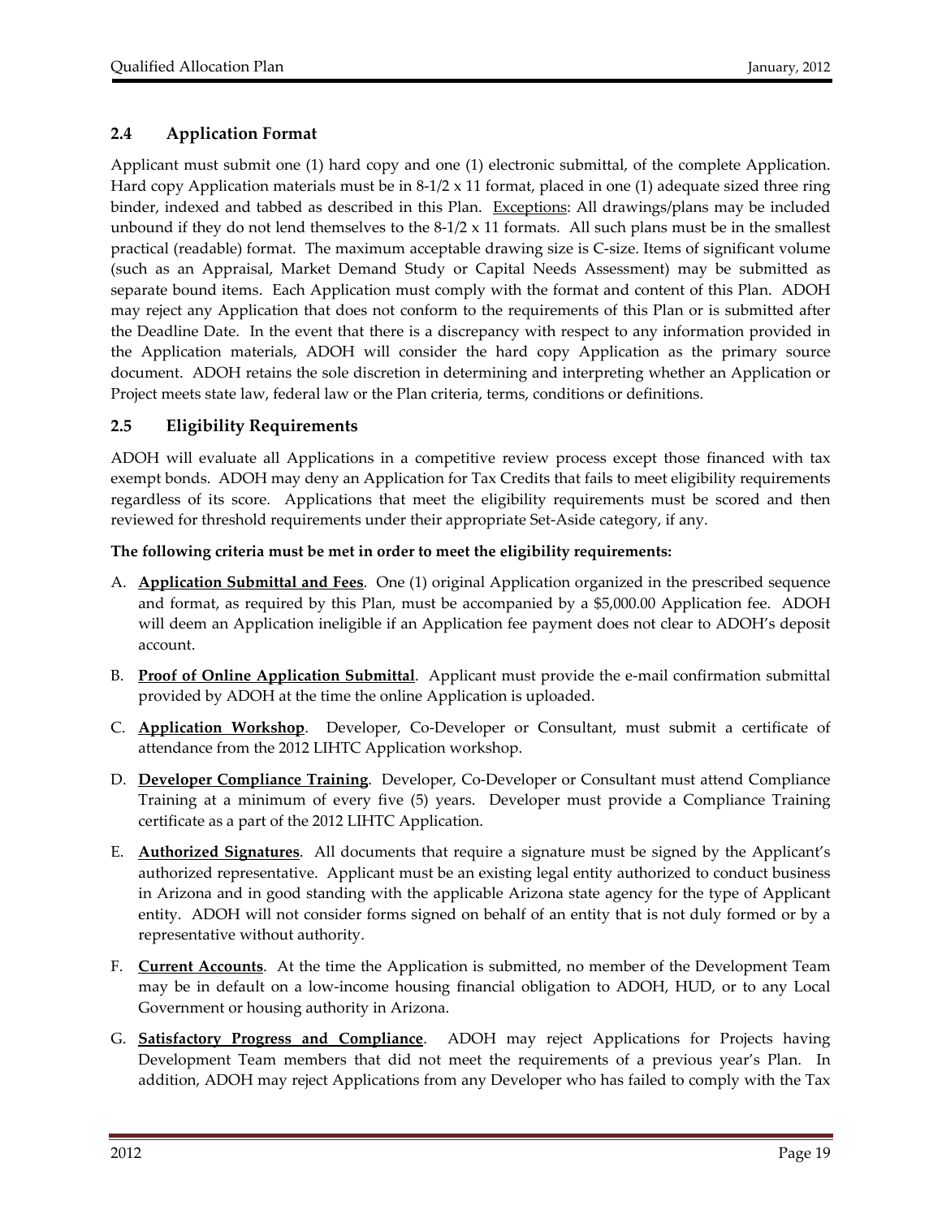## 2.4 Application Format

Applicant must submit one (1) hard copy and one (1) electronic submittal, of the complete Application. Hard copy Application materials must be in 8-1/2 x 11 format, placed in one (1) adequate sized three ring binder, indexed and tabbed as described in this Plan. Exceptions: All drawings/plans may be included unbound if they do not lend themselves to the 8-1/2 x 11 formats. All such plans must be in the smallest practical (readable) format. The maximum acceptable drawing size is C-size. Items of significant volume (such as an Appraisal, Market Demand Study or Capital Needs Assessment) may be submitted as separate bound items. Each Application must comply with the format and content of this Plan. ADOH may reject any Application that does not conform to the requirements of this Plan or is submitted after the Deadline Date. In the event that there is a discrepancy with respect to any information provided in the Application materials, ADOH will consider the hard copy Application as the primary source document. ADOH retains the sole discretion in determining and interpreting whether an Application or Project meets state law, federal law or the Plan criteria, terms, conditions or definitions.

## 2.5 Eligibility Requirements

ADOH will evaluate all Applications in a competitive review process except those financed with tax exempt bonds. ADOH may deny an Application for Tax Credits that fails to meet eligibility requirements regardless of its score. Applications that meet the eligibility requirements must be scored and then reviewed for threshold requirements under their appropriate Set-Aside category, if any.

**The following criteria must be met in order to meet the eligibility requirements:**

A. **Application Submittal and Fees**. One (1) original Application organized in the prescribed sequence and format, as required by this Plan, must be accompanied by a $5,000.00 Application fee. ADOH will deem an Application ineligible if an Application fee payment does not clear to ADOH's deposit account.

B. **Proof of Online Application Submittal**. Applicant must provide the e-mail confirmation submittal provided by ADOH at the time the online Application is uploaded.

C. **Application Workshop**. Developer, Co-Developer or Consultant, must submit a certificate of attendance from the 2012 LIHTC Application workshop.

D. **Developer Compliance Training**. Developer, Co-Developer or Consultant must attend Compliance Training at a minimum of every five (5) years. Developer must provide a Compliance Training certificate as a part of the 2012 LIHTC Application.

E. **Authorized Signatures**. All documents that require a signature must be signed by the Applicant's authorized representative. Applicant must be an existing legal entity authorized to conduct business in Arizona and in good standing with the applicable Arizona state agency for the type of Applicant entity. ADOH will not consider forms signed on behalf of an entity that is not duly formed or by a representative without authority.

F. **Current Accounts**. At the time the Application is submitted, no member of the Development Team may be in default on a low-income housing financial obligation to ADOH, HUD, or to any Local Government or housing authority in Arizona.

G. **Satisfactory Progress and Compliance**. ADOH may reject Applications for Projects having Development Team members that did not meet the requirements of a previous year's Plan. In addition, ADOH may reject Applications from any Developer who has failed to comply with the Tax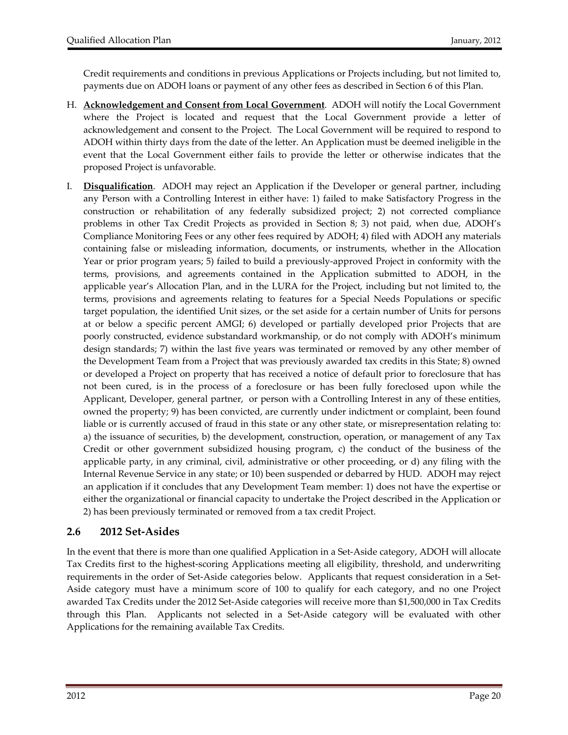Credit requirements and conditions in previous Applications or Projects including, but not limited to, payments due on ADOH loans or payment of any other fees as described in Section 6 of this Plan.

H. **Acknowledgement and Consent from Local Government**. ADOH will notify the Local Government where the Project is located and request that the Local Government provide a letter of acknowledgement and consent to the Project. The Local Government will be required to respond to ADOH within thirty days from the date of the letter. An Application must be deemed ineligible in the event that the Local Government either fails to provide the letter or otherwise indicates that the proposed Project is unfavorable.

I. **Disqualification**. ADOH may reject an Application if the Developer or general partner, including any Person with a Controlling Interest in either have: 1) failed to make Satisfactory Progress in the construction or rehabilitation of any federally subsidized project; 2) not corrected compliance problems in other Tax Credit Projects as provided in Section 8; 3) not paid, when due, ADOH's Compliance Monitoring Fees or any other fees required by ADOH; 4) filed with ADOH any materials containing false or misleading information, documents, or instruments, whether in the Allocation Year or prior program years; 5) failed to build a previously-approved Project in conformity with the terms, provisions, and agreements contained in the Application submitted to ADOH, in the applicable year's Allocation Plan, and in the LURA for the Project, including but not limited to, the terms, provisions and agreements relating to features for a Special Needs Populations or specific target population, the identified Unit sizes, or the set aside for a certain number of Units for persons at or below a specific percent AMGI; 6) developed or partially developed prior Projects that are poorly constructed, evidence substandard workmanship, or do not comply with ADOH's minimum design standards; 7) within the last five years was terminated or removed by any other member of the Development Team from a Project that was previously awarded tax credits in this State; 8) owned or developed a Project on property that has received a notice of default prior to foreclosure that has not been cured, is in the process of a foreclosure or has been fully foreclosed upon while the Applicant, Developer, general partner, or person with a Controlling Interest in any of these entities, owned the property; 9) has been convicted, are currently under indictment or complaint, been found liable or is currently accused of fraud in this state or any other state, or misrepresentation relating to: a) the issuance of securities, b) the development, construction, operation, or management of any Tax Credit or other government subsidized housing program, c) the conduct of the business of the applicable party, in any criminal, civil, administrative or other proceeding, or d) any filing with the Internal Revenue Service in any state; or 10) been suspended or debarred by HUD. ADOH may reject an application if it concludes that any Development Team member: 1) does not have the expertise or either the organizational or financial capacity to undertake the Project described in the Application or 2) has been previously terminated or removed from a tax credit Project.

## 2.6 2012 Set-Asides

In the event that there is more than one qualified Application in a Set-Aside category, ADOH will allocate Tax Credits first to the highest-scoring Applications meeting all eligibility, threshold, and underwriting requirements in the order of Set-Aside categories below. Applicants that request consideration in a Set-Aside category must have a minimum score of 100 to qualify for each category, and no one Project awarded Tax Credits under the 2012 Set-Aside categories will receive more than $1,500,000 in Tax Credits through this Plan. Applicants not selected in a Set-Aside category will be evaluated with other Applications for the remaining available Tax Credits.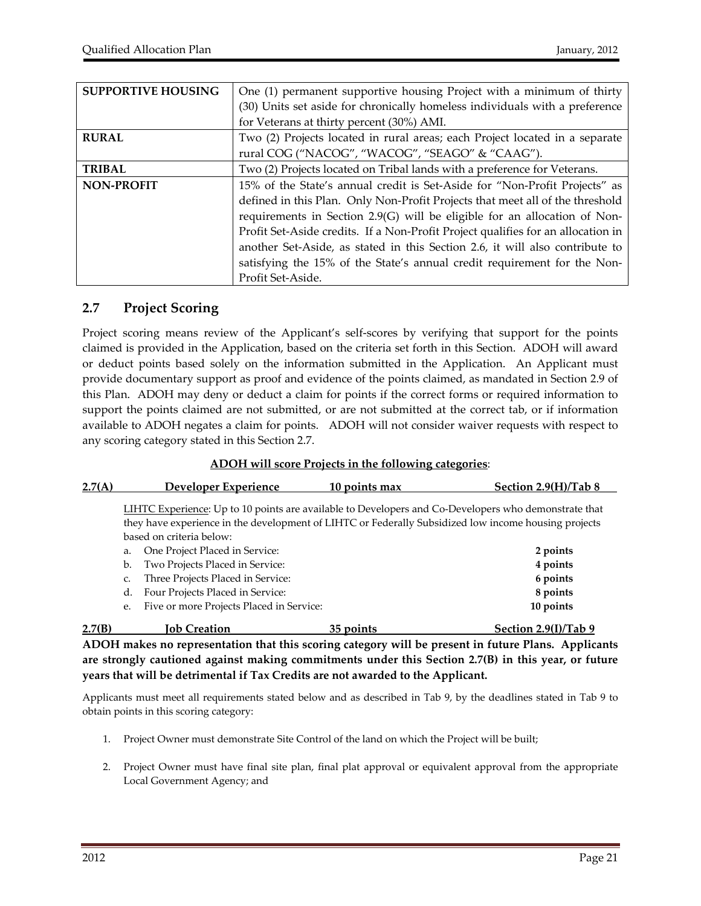| | |
|---|---|
| **SUPPORTIVE HOUSING** | One (1) permanent supportive housing Project with a minimum of thirty (30) Units set aside for chronically homeless individuals with a preference for Veterans at thirty percent (30%) AMI. |
| **RURAL** | Two (2) Projects located in rural areas; each Project located in a separate rural COG ("NACOG", "WACOG", "SEAGO" & "CAAG"). |
| **TRIBAL** | Two (2) Projects located on Tribal lands with a preference for Veterans. |
| **NON-PROFIT** | 15% of the State's annual credit is Set-Aside for "Non-Profit Projects" as defined in this Plan. Only Non-Profit Projects that meet all of the threshold requirements in Section 2.9(G) will be eligible for an allocation of Non-Profit Set-Aside credits. If a Non-Profit Project qualifies for an allocation in another Set-Aside, as stated in this Section 2.6, it will also contribute to satisfying the 15% of the State's annual credit requirement for the Non-Profit Set-Aside. |

## 2.7 Project Scoring

Project scoring means review of the Applicant's self-scores by verifying that support for the points claimed is provided in the Application, based on the criteria set forth in this Section. ADOH will award or deduct points based solely on the information submitted in the Application. An Applicant must provide documentary support as proof and evidence of the points claimed, as mandated in Section 2.9 of this Plan. ADOH may deny or deduct a claim for points if the correct forms or required information to support the points claimed are not submitted, or are not submitted at the correct tab, or if information available to ADOH negates a claim for points. ADOH will not consider waiver requests with respect to any scoring category stated in this Section 2.7.

**ADOH will score Projects in the following categories**:

**2.7(A) Developer Experience — 10 points max — Section 2.9(H)/Tab 8**

LIHTC Experience: Up to 10 points are available to Developers and Co-Developers who demonstrate that they have experience in the development of LIHTC or Federally Subsidized low income housing projects based on criteria below:

a. One Project Placed in Service: **2 points**
b. Two Projects Placed in Service: **4 points**
c. Three Projects Placed in Service: **6 points**
d. Four Projects Placed in Service: **8 points**
e. Five or more Projects Placed in Service: **10 points**

**2.7(B) Job Creation — 35 points — Section 2.9(I)/Tab 9**

**ADOH makes no representation that this scoring category will be present in future Plans. Applicants are strongly cautioned against making commitments under this Section 2.7(B) in this year, or future years that will be detrimental if Tax Credits are not awarded to the Applicant.**

Applicants must meet all requirements stated below and as described in Tab 9, by the deadlines stated in Tab 9 to obtain points in this scoring category:

1. Project Owner must demonstrate Site Control of the land on which the Project will be built;

2. Project Owner must have final site plan, final plat approval or equivalent approval from the appropriate Local Government Agency; and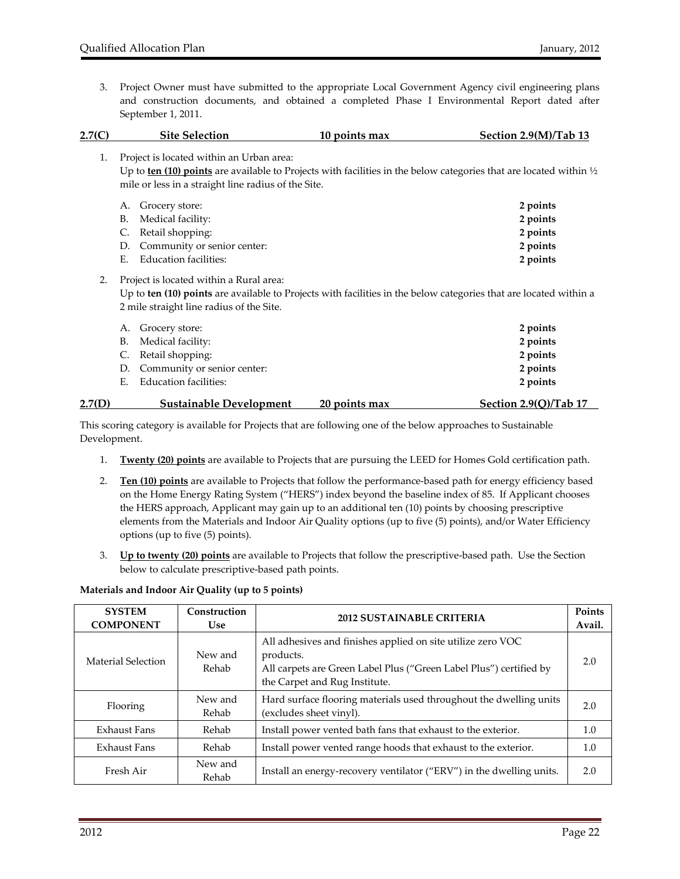3. Project Owner must have submitted to the appropriate Local Government Agency civil engineering plans and construction documents, and obtained a completed Phase I Environmental Report dated after September 1, 2011.

**2.7(C) Site Selection — 10 points max — Section 2.9(M)/Tab 13**

1. Project is located within an Urban area:
   Up to **ten (10) points** are available to Projects with facilities in the below categories that are located within ½ mile or less in a straight line radius of the Site.

   A. Grocery store: **2 points**
   B. Medical facility: **2 points**
   C. Retail shopping: **2 points**
   D. Community or senior center: **2 points**
   E. Education facilities: **2 points**

2. Project is located within a Rural area:
   Up to **ten (10) points** are available to Projects with facilities in the below categories that are located within a 2 mile straight line radius of the Site.

   A. Grocery store: **2 points**
   B. Medical facility: **2 points**
   C. Retail shopping: **2 points**
   D. Community or senior center: **2 points**
   E. Education facilities: **2 points**

**2.7(D) Sustainable Development — 20 points max — Section 2.9(Q)/Tab 17**

This scoring category is available for Projects that are following one of the below approaches to Sustainable Development.

1. **Twenty (20) points** are available to Projects that are pursuing the LEED for Homes Gold certification path.
2. **Ten (10) points** are available to Projects that follow the performance-based path for energy efficiency based on the Home Energy Rating System ("HERS") index beyond the baseline index of 85. If Applicant chooses the HERS approach, Applicant may gain up to an additional ten (10) points by choosing prescriptive elements from the Materials and Indoor Air Quality options (up to five (5) points), and/or Water Efficiency options (up to five (5) points).
3. **Up to twenty (20) points** are available to Projects that follow the prescriptive-based path. Use the Section below to calculate prescriptive-based path points.

**Materials and Indoor Air Quality (up to 5 points)**

| SYSTEM COMPONENT | Construction Use | 2012 SUSTAINABLE CRITERIA | Points Avail. |
|---|---|---|---|
| Material Selection | New and Rehab | All adhesives and finishes applied on site utilize zero VOC products.<br>All carpets are Green Label Plus ("Green Label Plus") certified by the Carpet and Rug Institute. | 2.0 |
| Flooring | New and Rehab | Hard surface flooring materials used throughout the dwelling units (excludes sheet vinyl). | 2.0 |
| Exhaust Fans | Rehab | Install power vented bath fans that exhaust to the exterior. | 1.0 |
| Exhaust Fans | Rehab | Install power vented range hoods that exhaust to the exterior. | 1.0 |
| Fresh Air | New and Rehab | Install an energy-recovery ventilator ("ERV") in the dwelling units. | 2.0 |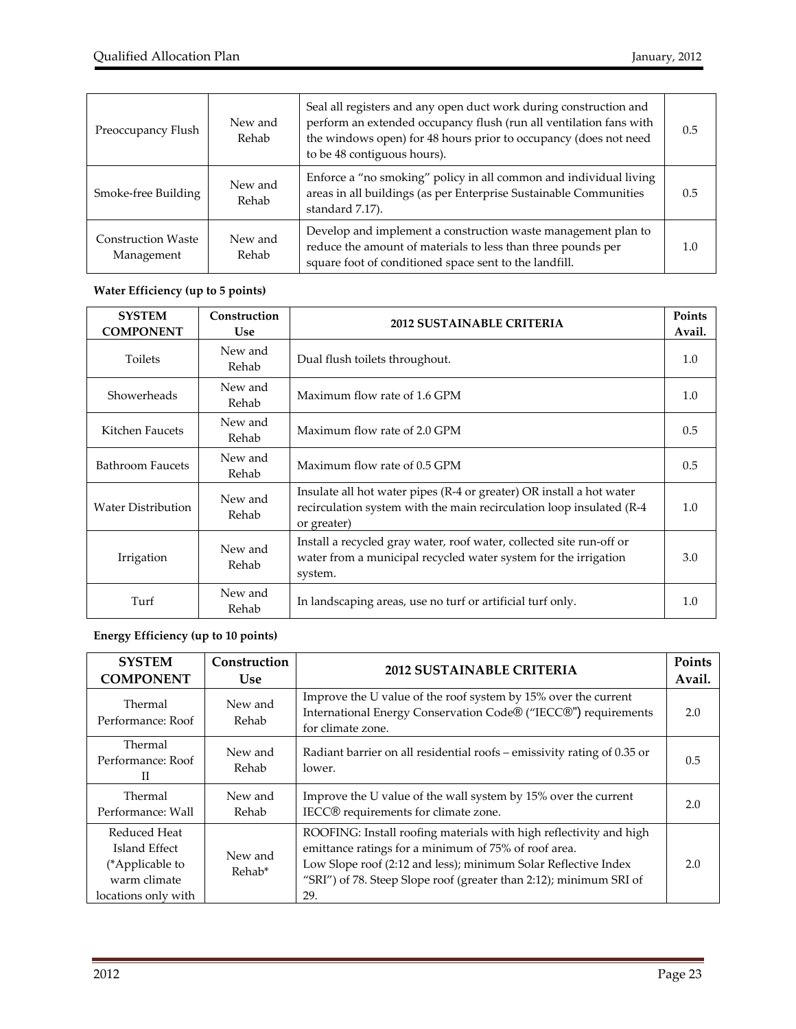| Preoccupancy Flush | New and Rehab | Seal all registers and any open duct work during construction and perform an extended occupancy flush (run all ventilation fans with the windows open) for 48 hours prior to occupancy (does not need to be 48 contiguous hours). | 0.5 |
|---|---|---|---|
| Smoke-free Building | New and Rehab | Enforce a "no smoking" policy in all common and individual living areas in all buildings (as per Enterprise Sustainable Communities standard 7.17). | 0.5 |
| Construction Waste Management | New and Rehab | Develop and implement a construction waste management plan to reduce the amount of materials to less than three pounds per square foot of conditioned space sent to the landfill. | 1.0 |

**Water Efficiency (up to 5 points)**

| SYSTEM COMPONENT | Construction Use | 2012 SUSTAINABLE CRITERIA | Points Avail. |
|---|---|---|---|
| Toilets | New and Rehab | Dual flush toilets throughout. | 1.0 |
| Showerheads | New and Rehab | Maximum flow rate of 1.6 GPM | 1.0 |
| Kitchen Faucets | New and Rehab | Maximum flow rate of 2.0 GPM | 0.5 |
| Bathroom Faucets | New and Rehab | Maximum flow rate of 0.5 GPM | 0.5 |
| Water Distribution | New and Rehab | Insulate all hot water pipes (R-4 or greater) OR install a hot water recirculation system with the main recirculation loop insulated (R-4 or greater) | 1.0 |
| Irrigation | New and Rehab | Install a recycled gray water, roof water, collected site run-off or water from a municipal recycled water system for the irrigation system. | 3.0 |
| Turf | New and Rehab | In landscaping areas, use no turf or artificial turf only. | 1.0 |

**Energy Efficiency (up to 10 points)**

| SYSTEM COMPONENT | Construction Use | 2012 SUSTAINABLE CRITERIA | Points Avail. |
|---|---|---|---|
| Thermal Performance: Roof | New and Rehab | Improve the U value of the roof system by 15% over the current International Energy Conservation Code® ("IECC®") requirements for climate zone. | 2.0 |
| Thermal Performance: Roof II | New and Rehab | Radiant barrier on all residential roofs – emissivity rating of 0.35 or lower. | 0.5 |
| Thermal Performance: Wall | New and Rehab | Improve the U value of the wall system by 15% over the current IECC® requirements for climate zone. | 2.0 |
| Reduced Heat Island Effect (*Applicable to warm climate locations only with | New and Rehab* | ROOFING: Install roofing materials with high reflectivity and high emittance ratings for a minimum of 75% of roof area. Low Slope roof (2:12 and less); minimum Solar Reflective Index "SRI") of 78. Steep Slope roof (greater than 2:12); minimum SRI of 29. | 2.0 |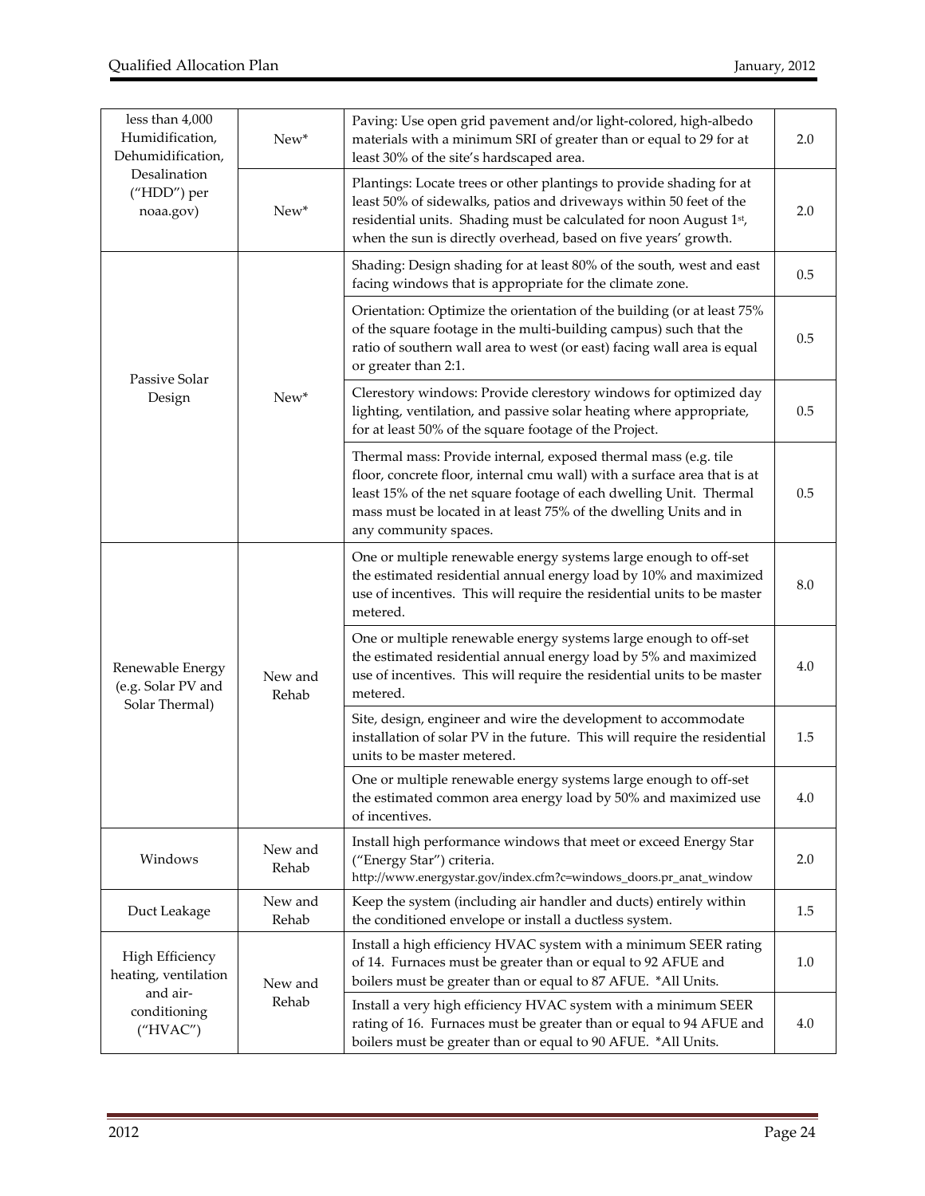| | | | |
|---|---|---|---|
| less than 4,000 Humidification, Dehumidification, Desalination ("HDD") per noaa.gov) | New* | Paving: Use open grid pavement and/or light-colored, high-albedo materials with a minimum SRI of greater than or equal to 29 for at least 30% of the site's hardscaped area. | 2.0 |
| | New* | Plantings: Locate trees or other plantings to provide shading for at least 50% of sidewalks, patios and driveways within 50 feet of the residential units. Shading must be calculated for noon August 1st, when the sun is directly overhead, based on five years' growth. | 2.0 |
| Passive Solar Design | New* | Shading: Design shading for at least 80% of the south, west and east facing windows that is appropriate for the climate zone. | 0.5 |
| | | Orientation: Optimize the orientation of the building (or at least 75% of the square footage in the multi-building campus) such that the ratio of southern wall area to west (or east) facing wall area is equal or greater than 2:1. | 0.5 |
| | | Clerestory windows: Provide clerestory windows for optimized day lighting, ventilation, and passive solar heating where appropriate, for at least 50% of the square footage of the Project. | 0.5 |
| | | Thermal mass: Provide internal, exposed thermal mass (e.g. tile floor, concrete floor, internal cmu wall) with a surface area that is at least 15% of the net square footage of each dwelling Unit. Thermal mass must be located in at least 75% of the dwelling Units and in any community spaces. | 0.5 |
| Renewable Energy (e.g. Solar PV and Solar Thermal) | New and Rehab | One or multiple renewable energy systems large enough to off-set the estimated residential annual energy load by 10% and maximized use of incentives. This will require the residential units to be master metered. | 8.0 |
| | | One or multiple renewable energy systems large enough to off-set the estimated residential annual energy load by 5% and maximized use of incentives. This will require the residential units to be master metered. | 4.0 |
| | | Site, design, engineer and wire the development to accommodate installation of solar PV in the future. This will require the residential units to be master metered. | 1.5 |
| | | One or multiple renewable energy systems large enough to off-set the estimated common area energy load by 50% and maximized use of incentives. | 4.0 |
| Windows | New and Rehab | Install high performance windows that meet or exceed Energy Star ("Energy Star") criteria. http://www.energystar.gov/index.cfm?c=windows_doors.pr_anat_window | 2.0 |
| Duct Leakage | New and Rehab | Keep the system (including air handler and ducts) entirely within the conditioned envelope or install a ductless system. | 1.5 |
| High Efficiency heating, ventilation and air-conditioning ("HVAC") | New and Rehab | Install a high efficiency HVAC system with a minimum SEER rating of 14. Furnaces must be greater than or equal to 92 AFUE and boilers must be greater than or equal to 87 AFUE. *All Units. | 1.0 |
| | | Install a very high efficiency HVAC system with a minimum SEER rating of 16. Furnaces must be greater than or equal to 94 AFUE and boilers must be greater than or equal to 90 AFUE. *All Units. | 4.0 |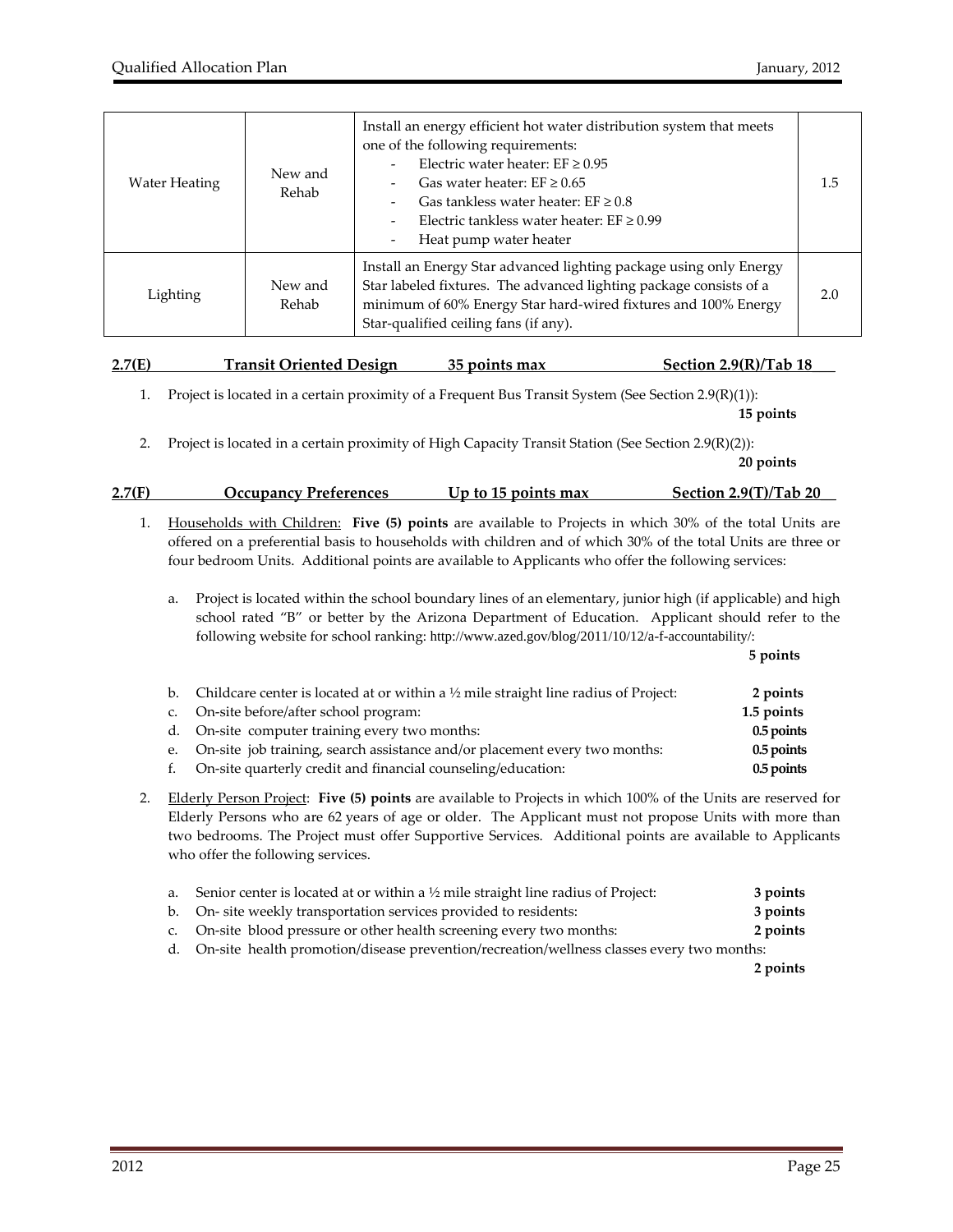| | | | |
|---|---|---|---|
| Water Heating | New and Rehab | Install an energy efficient hot water distribution system that meets one of the following requirements:<br>- Electric water heater: EF ≥ 0.95<br>- Gas water heater: EF ≥ 0.65<br>- Gas tankless water heater: EF ≥ 0.8<br>- Electric tankless water heater: EF ≥ 0.99<br>- Heat pump water heater | 1.5 |
| Lighting | New and Rehab | Install an Energy Star advanced lighting package using only Energy Star labeled fixtures. The advanced lighting package consists of a minimum of 60% Energy Star hard-wired fixtures and 100% Energy Star-qualified ceiling fans (if any). | 2.0 |

**2.7(E) Transit Oriented Design 35 points max Section 2.9(R)/Tab 18**

1. Project is located in a certain proximity of a Frequent Bus Transit System (See Section 2.9(R)(1)): **15 points**

2. Project is located in a certain proximity of High Capacity Transit Station (See Section 2.9(R)(2)): **20 points**

**2.7(F) Occupancy Preferences Up to 15 points max Section 2.9(T)/Tab 20**

1. Households with Children: **Five (5) points** are available to Projects in which 30% of the total Units are offered on a preferential basis to households with children and of which 30% of the total Units are three or four bedroom Units. Additional points are available to Applicants who offer the following services:

   a. Project is located within the school boundary lines of an elementary, junior high (if applicable) and high school rated "B" or better by the Arizona Department of Education. Applicant should refer to the following website for school ranking: http://www.azed.gov/blog/2011/10/12/a-f-accountability/: **5 points**

   b. Childcare center is located at or within a ½ mile straight line radius of Project: **2 points**
   c. On-site before/after school program: **1.5 points**
   d. On-site computer training every two months: **0.5 points**
   e. On-site job training, search assistance and/or placement every two months: **0.5 points**
   f. On-site quarterly credit and financial counseling/education: **0.5 points**

2. Elderly Person Project: **Five (5) points** are available to Projects in which 100% of the Units are reserved for Elderly Persons who are 62 years of age or older. The Applicant must not propose Units with more than two bedrooms. The Project must offer Supportive Services. Additional points are available to Applicants who offer the following services.

   a. Senior center is located at or within a ½ mile straight line radius of Project: **3 points**
   b. On- site weekly transportation services provided to residents: **3 points**
   c. On-site blood pressure or other health screening every two months: **2 points**
   d. On-site health promotion/disease prevention/recreation/wellness classes every two months: **2 points**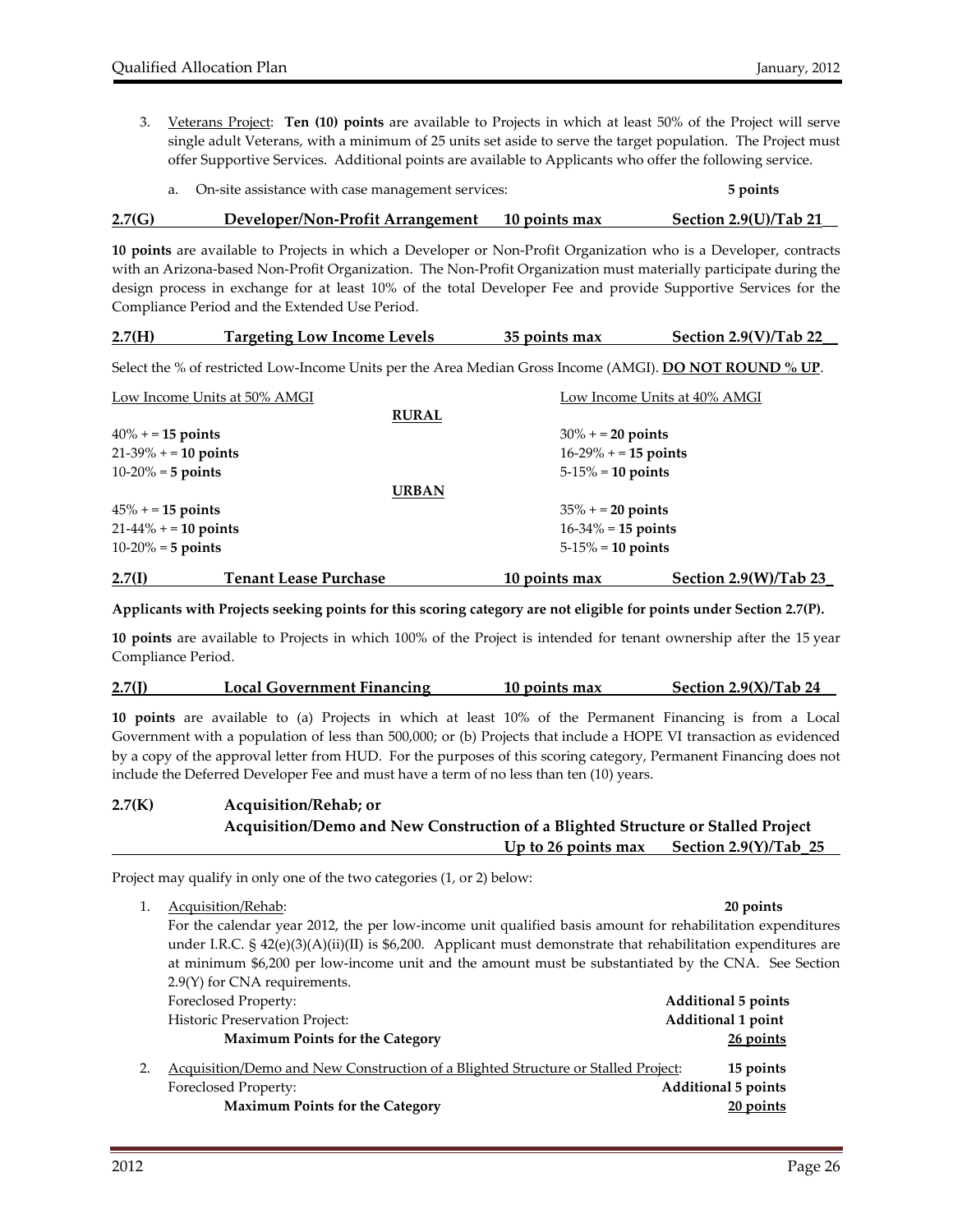3. Veterans Project: **Ten (10) points** are available to Projects in which at least 50% of the Project will serve single adult Veterans, with a minimum of 25 units set aside to serve the target population. The Project must offer Supportive Services. Additional points are available to Applicants who offer the following service.

   a. On-site assistance with case management services: **5 points**

### 2.7(G) Developer/Non-Profit Arrangement — 10 points max — Section 2.9(U)/Tab 21

**10 points** are available to Projects in which a Developer or Non-Profit Organization who is a Developer, contracts with an Arizona-based Non-Profit Organization. The Non-Profit Organization must materially participate during the design process in exchange for at least 10% of the total Developer Fee and provide Supportive Services for the Compliance Period and the Extended Use Period.

### 2.7(H) Targeting Low Income Levels — 35 points max — Section 2.9(V)/Tab 22

Select the % of restricted Low-Income Units per the Area Median Gross Income (AMGI). **DO NOT ROUND % UP**.

| Low Income Units at 50% AMGI | | Low Income Units at 40% AMGI |
|---|---|---|
| | **RURAL** | |
| 40% + = **15 points** | | 30% + = **20 points** |
| 21-39% + = **10 points** | | 16-29% + = **15 points** |
| 10-20% = **5 points** | | 5-15% = **10 points** |
| | **URBAN** | |
| 45% + = **15 points** | | 35% + = **20 points** |
| 21-44% + = **10 points** | | 16-34% = **15 points** |
| 10-20% = **5 points** | | 5-15% = **10 points** |

### 2.7(I) Tenant Lease Purchase — 10 points max — Section 2.9(W)/Tab 23

**Applicants with Projects seeking points for this scoring category are not eligible for points under Section 2.7(P).**

**10 points** are available to Projects in which 100% of the Project is intended for tenant ownership after the 15 year Compliance Period.

### 2.7(J) Local Government Financing — 10 points max — Section 2.9(X)/Tab 24

**10 points** are available to (a) Projects in which at least 10% of the Permanent Financing is from a Local Government with a population of less than 500,000; or (b) Projects that include a HOPE VI transaction as evidenced by a copy of the approval letter from HUD. For the purposes of this scoring category, Permanent Financing does not include the Deferred Developer Fee and must have a term of no less than ten (10) years.

### 2.7(K) Acquisition/Rehab; or Acquisition/Demo and New Construction of a Blighted Structure or Stalled Project — Up to 26 points max — Section 2.9(Y)/Tab 25

Project may qualify in only one of the two categories (1, or 2) below:

1. Acquisition/Rehab: **20 points**

   For the calendar year 2012, the per low-income unit qualified basis amount for rehabilitation expenditures under I.R.C. § 42(e)(3)(A)(ii)(II) is $6,200. Applicant must demonstrate that rehabilitation expenditures are at minimum $6,200 per low-income unit and the amount must be substantiated by the CNA. See Section 2.9(Y) for CNA requirements.

   | | |
   |---|---|
   | Foreclosed Property: | **Additional 5 points** |
   | Historic Preservation Project: | **Additional 1 point** |
   | **Maximum Points for the Category** | **26 points** |

2. Acquisition/Demo and New Construction of a Blighted Structure or Stalled Project: **15 points**

   | | |
   |---|---|
   | Foreclosed Property: | **Additional 5 points** |
   | **Maximum Points for the Category** | **20 points** |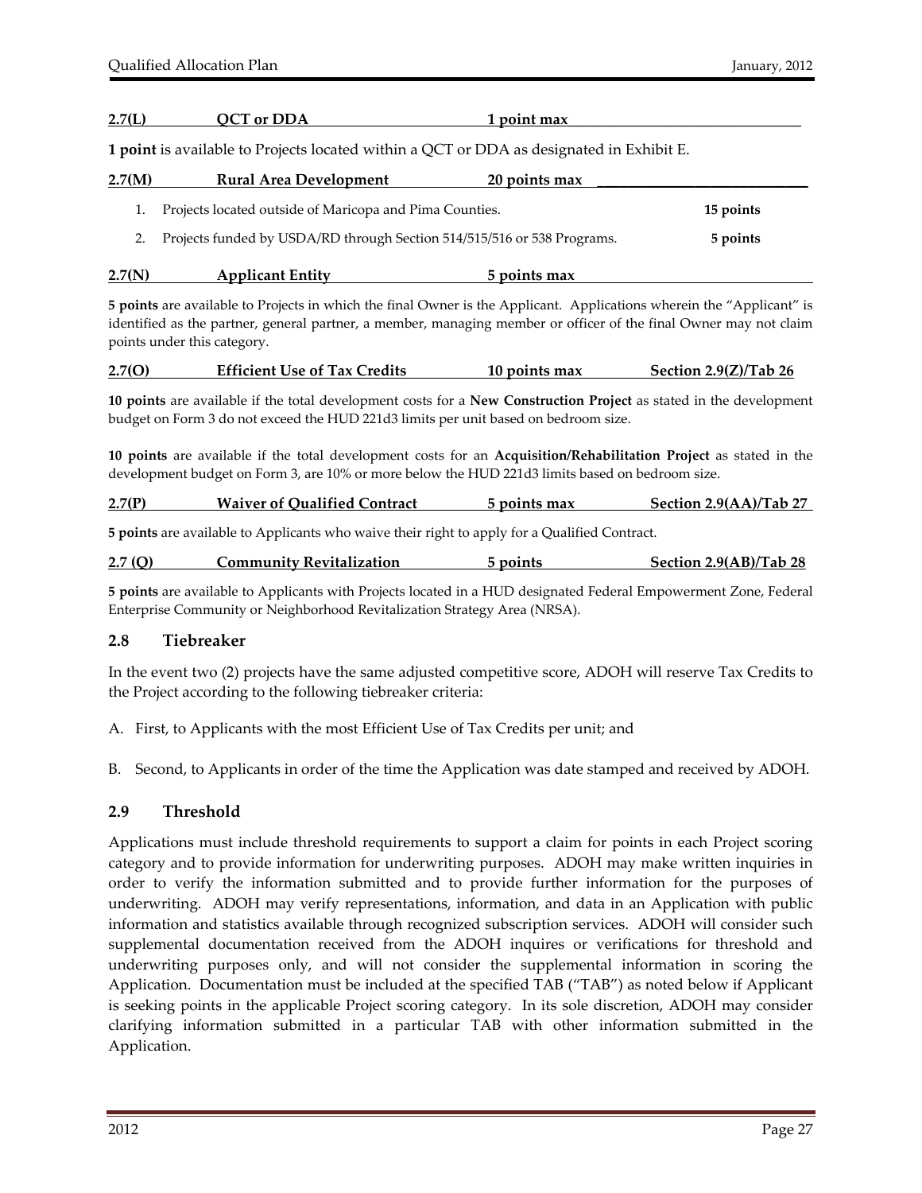**2.7(L) QCT or DDA 1 point max**

**1 point** is available to Projects located within a QCT or DDA as designated in Exhibit E.

**2.7(M) Rural Area Development 20 points max**

1. Projects located outside of Maricopa and Pima Counties. **15 points**
2. Projects funded by USDA/RD through Section 514/515/516 or 538 Programs. **5 points**

**2.7(N) Applicant Entity 5 points max**

**5 points** are available to Projects in which the final Owner is the Applicant. Applications wherein the "Applicant" is identified as the partner, general partner, a member, managing member or officer of the final Owner may not claim points under this category.

**2.7(O) Efficient Use of Tax Credits 10 points max Section 2.9(Z)/Tab 26**

**10 points** are available if the total development costs for a **New Construction Project** as stated in the development budget on Form 3 do not exceed the HUD 221d3 limits per unit based on bedroom size.

**10 points** are available if the total development costs for an **Acquisition/Rehabilitation Project** as stated in the development budget on Form 3, are 10% or more below the HUD 221d3 limits based on bedroom size.

**2.7(P) Waiver of Qualified Contract 5 points max Section 2.9(AA)/Tab 27**

**5 points** are available to Applicants who waive their right to apply for a Qualified Contract.

**2.7 (Q) Community Revitalization 5 points Section 2.9(AB)/Tab 28**

**5 points** are available to Applicants with Projects located in a HUD designated Federal Empowerment Zone, Federal Enterprise Community or Neighborhood Revitalization Strategy Area (NRSA).

### 2.8 Tiebreaker

In the event two (2) projects have the same adjusted competitive score, ADOH will reserve Tax Credits to the Project according to the following tiebreaker criteria:

A. First, to Applicants with the most Efficient Use of Tax Credits per unit; and

B. Second, to Applicants in order of the time the Application was date stamped and received by ADOH.

### 2.9 Threshold

Applications must include threshold requirements to support a claim for points in each Project scoring category and to provide information for underwriting purposes. ADOH may make written inquiries in order to verify the information submitted and to provide further information for the purposes of underwriting. ADOH may verify representations, information, and data in an Application with public information and statistics available through recognized subscription services. ADOH will consider such supplemental documentation received from the ADOH inquires or verifications for threshold and underwriting purposes only, and will not consider the supplemental information in scoring the Application. Documentation must be included at the specified TAB ("TAB") as noted below if Applicant is seeking points in the applicable Project scoring category. In its sole discretion, ADOH may consider clarifying information submitted in a particular TAB with other information submitted in the Application.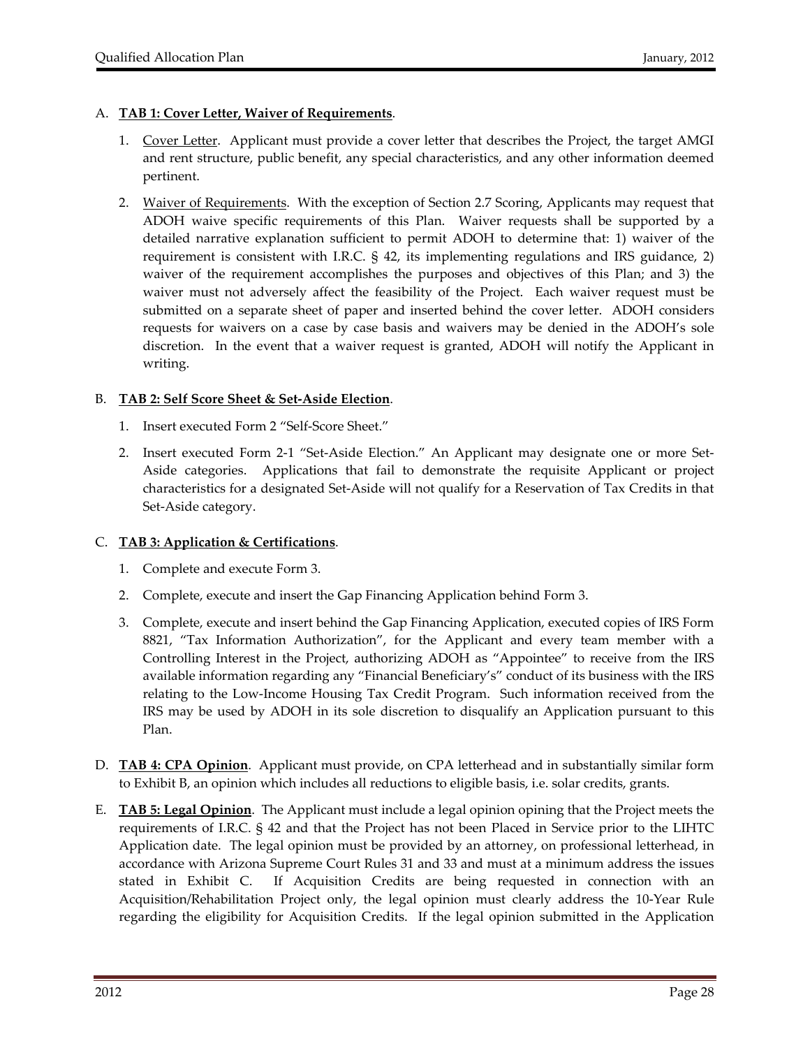A. **TAB 1: Cover Letter, Waiver of Requirements**.

  1. Cover Letter. Applicant must provide a cover letter that describes the Project, the target AMGI and rent structure, public benefit, any special characteristics, and any other information deemed pertinent.

  2. Waiver of Requirements. With the exception of Section 2.7 Scoring, Applicants may request that ADOH waive specific requirements of this Plan. Waiver requests shall be supported by a detailed narrative explanation sufficient to permit ADOH to determine that: 1) waiver of the requirement is consistent with I.R.C. § 42, its implementing regulations and IRS guidance, 2) waiver of the requirement accomplishes the purposes and objectives of this Plan; and 3) the waiver must not adversely affect the feasibility of the Project. Each waiver request must be submitted on a separate sheet of paper and inserted behind the cover letter. ADOH considers requests for waivers on a case by case basis and waivers may be denied in the ADOH's sole discretion. In the event that a waiver request is granted, ADOH will notify the Applicant in writing.

B. **TAB 2: Self Score Sheet & Set-Aside Election**.

  1. Insert executed Form 2 "Self-Score Sheet."

  2. Insert executed Form 2-1 "Set-Aside Election." An Applicant may designate one or more Set-Aside categories. Applications that fail to demonstrate the requisite Applicant or project characteristics for a designated Set-Aside will not qualify for a Reservation of Tax Credits in that Set-Aside category.

C. **TAB 3: Application & Certifications**.

  1. Complete and execute Form 3.

  2. Complete, execute and insert the Gap Financing Application behind Form 3.

  3. Complete, execute and insert behind the Gap Financing Application, executed copies of IRS Form 8821, "Tax Information Authorization", for the Applicant and every team member with a Controlling Interest in the Project, authorizing ADOH as "Appointee" to receive from the IRS available information regarding any "Financial Beneficiary's" conduct of its business with the IRS relating to the Low-Income Housing Tax Credit Program. Such information received from the IRS may be used by ADOH in its sole discretion to disqualify an Application pursuant to this Plan.

D. **TAB 4: CPA Opinion**. Applicant must provide, on CPA letterhead and in substantially similar form to Exhibit B, an opinion which includes all reductions to eligible basis, i.e. solar credits, grants.

E. **TAB 5: Legal Opinion**. The Applicant must include a legal opinion opining that the Project meets the requirements of I.R.C. § 42 and that the Project has not been Placed in Service prior to the LIHTC Application date. The legal opinion must be provided by an attorney, on professional letterhead, in accordance with Arizona Supreme Court Rules 31 and 33 and must at a minimum address the issues stated in Exhibit C. If Acquisition Credits are being requested in connection with an Acquisition/Rehabilitation Project only, the legal opinion must clearly address the 10-Year Rule regarding the eligibility for Acquisition Credits. If the legal opinion submitted in the Application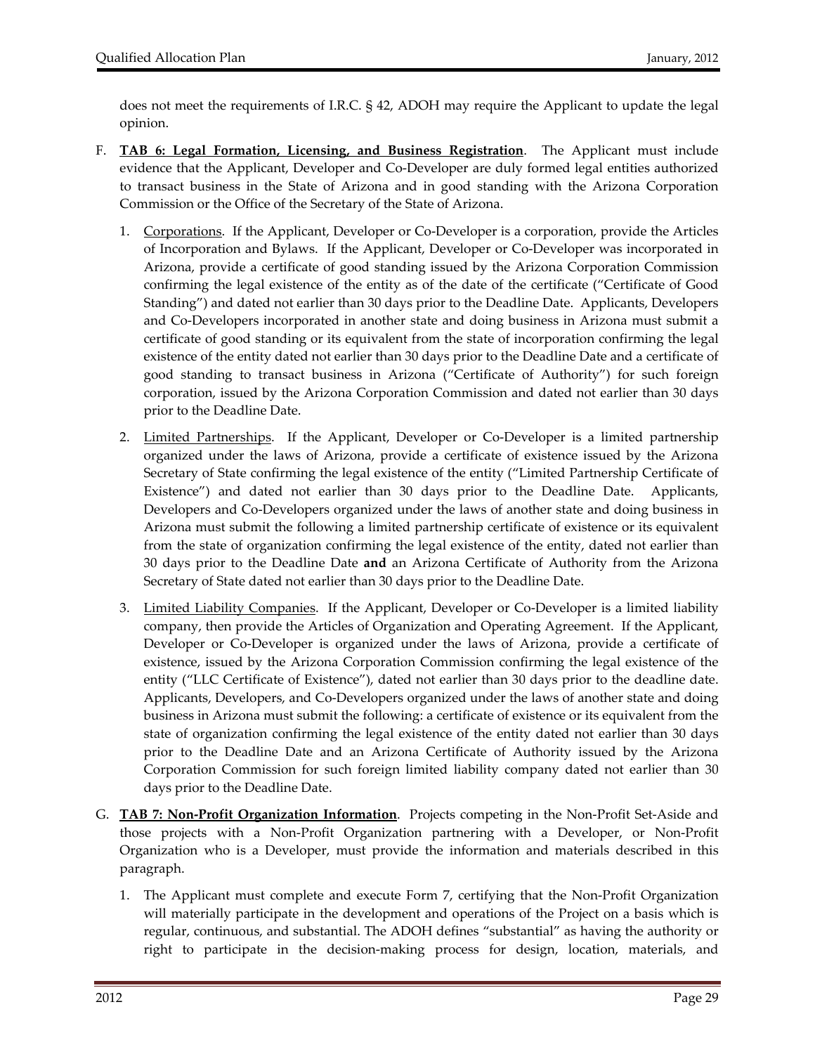does not meet the requirements of I.R.C. § 42, ADOH may require the Applicant to update the legal opinion.

F. **TAB 6: Legal Formation, Licensing, and Business Registration**. The Applicant must include evidence that the Applicant, Developer and Co-Developer are duly formed legal entities authorized to transact business in the State of Arizona and in good standing with the Arizona Corporation Commission or the Office of the Secretary of the State of Arizona.

   1. Corporations. If the Applicant, Developer or Co-Developer is a corporation, provide the Articles of Incorporation and Bylaws. If the Applicant, Developer or Co-Developer was incorporated in Arizona, provide a certificate of good standing issued by the Arizona Corporation Commission confirming the legal existence of the entity as of the date of the certificate ("Certificate of Good Standing") and dated not earlier than 30 days prior to the Deadline Date. Applicants, Developers and Co-Developers incorporated in another state and doing business in Arizona must submit a certificate of good standing or its equivalent from the state of incorporation confirming the legal existence of the entity dated not earlier than 30 days prior to the Deadline Date and a certificate of good standing to transact business in Arizona ("Certificate of Authority") for such foreign corporation, issued by the Arizona Corporation Commission and dated not earlier than 30 days prior to the Deadline Date.

   2. Limited Partnerships. If the Applicant, Developer or Co-Developer is a limited partnership organized under the laws of Arizona, provide a certificate of existence issued by the Arizona Secretary of State confirming the legal existence of the entity ("Limited Partnership Certificate of Existence") and dated not earlier than 30 days prior to the Deadline Date. Applicants, Developers and Co-Developers organized under the laws of another state and doing business in Arizona must submit the following a limited partnership certificate of existence or its equivalent from the state of organization confirming the legal existence of the entity, dated not earlier than 30 days prior to the Deadline Date **and** an Arizona Certificate of Authority from the Arizona Secretary of State dated not earlier than 30 days prior to the Deadline Date.

   3. Limited Liability Companies. If the Applicant, Developer or Co-Developer is a limited liability company, then provide the Articles of Organization and Operating Agreement. If the Applicant, Developer or Co-Developer is organized under the laws of Arizona, provide a certificate of existence, issued by the Arizona Corporation Commission confirming the legal existence of the entity ("LLC Certificate of Existence"), dated not earlier than 30 days prior to the deadline date. Applicants, Developers, and Co-Developers organized under the laws of another state and doing business in Arizona must submit the following: a certificate of existence or its equivalent from the state of organization confirming the legal existence of the entity dated not earlier than 30 days prior to the Deadline Date and an Arizona Certificate of Authority issued by the Arizona Corporation Commission for such foreign limited liability company dated not earlier than 30 days prior to the Deadline Date.

G. **TAB 7: Non-Profit Organization Information**. Projects competing in the Non-Profit Set-Aside and those projects with a Non-Profit Organization partnering with a Developer, or Non-Profit Organization who is a Developer, must provide the information and materials described in this paragraph.

   1. The Applicant must complete and execute Form 7, certifying that the Non-Profit Organization will materially participate in the development and operations of the Project on a basis which is regular, continuous, and substantial. The ADOH defines "substantial" as having the authority or right to participate in the decision-making process for design, location, materials, and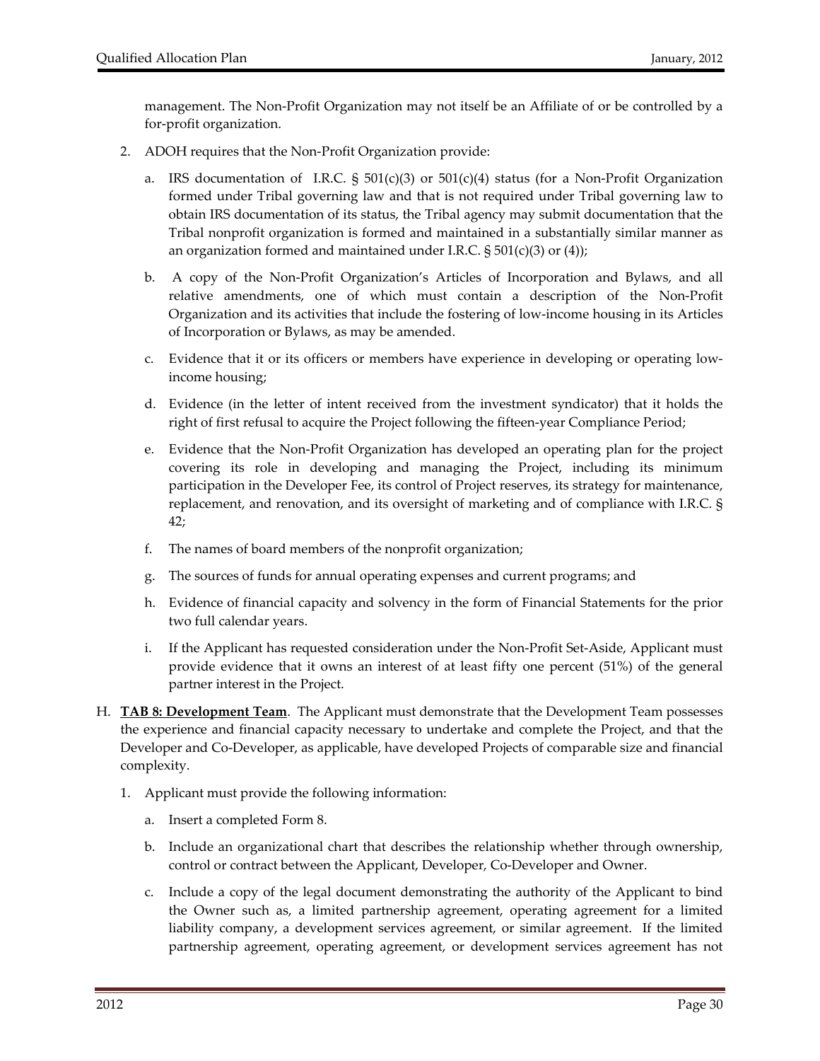management. The Non-Profit Organization may not itself be an Affiliate of or be controlled by a for-profit organization.

2. ADOH requires that the Non-Profit Organization provide:

   a. IRS documentation of I.R.C. § 501(c)(3) or 501(c)(4) status (for a Non-Profit Organization formed under Tribal governing law and that is not required under Tribal governing law to obtain IRS documentation of its status, the Tribal agency may submit documentation that the Tribal nonprofit organization is formed and maintained in a substantially similar manner as an organization formed and maintained under I.R.C. § 501(c)(3) or (4));

   b. A copy of the Non-Profit Organization's Articles of Incorporation and Bylaws, and all relative amendments, one of which must contain a description of the Non-Profit Organization and its activities that include the fostering of low-income housing in its Articles of Incorporation or Bylaws, as may be amended.

   c. Evidence that it or its officers or members have experience in developing or operating low-income housing;

   d. Evidence (in the letter of intent received from the investment syndicator) that it holds the right of first refusal to acquire the Project following the fifteen-year Compliance Period;

   e. Evidence that the Non-Profit Organization has developed an operating plan for the project covering its role in developing and managing the Project, including its minimum participation in the Developer Fee, its control of Project reserves, its strategy for maintenance, replacement, and renovation, and its oversight of marketing and of compliance with I.R.C. § 42;

   f. The names of board members of the nonprofit organization;

   g. The sources of funds for annual operating expenses and current programs; and

   h. Evidence of financial capacity and solvency in the form of Financial Statements for the prior two full calendar years.

   i. If the Applicant has requested consideration under the Non-Profit Set-Aside, Applicant must provide evidence that it owns an interest of at least fifty one percent (51%) of the general partner interest in the Project.

H. **TAB 8: Development Team**. The Applicant must demonstrate that the Development Team possesses the experience and financial capacity necessary to undertake and complete the Project, and that the Developer and Co-Developer, as applicable, have developed Projects of comparable size and financial complexity.

   1. Applicant must provide the following information:

      a. Insert a completed Form 8.

      b. Include an organizational chart that describes the relationship whether through ownership, control or contract between the Applicant, Developer, Co-Developer and Owner.

      c. Include a copy of the legal document demonstrating the authority of the Applicant to bind the Owner such as, a limited partnership agreement, operating agreement for a limited liability company, a development services agreement, or similar agreement. If the limited partnership agreement, operating agreement, or development services agreement has not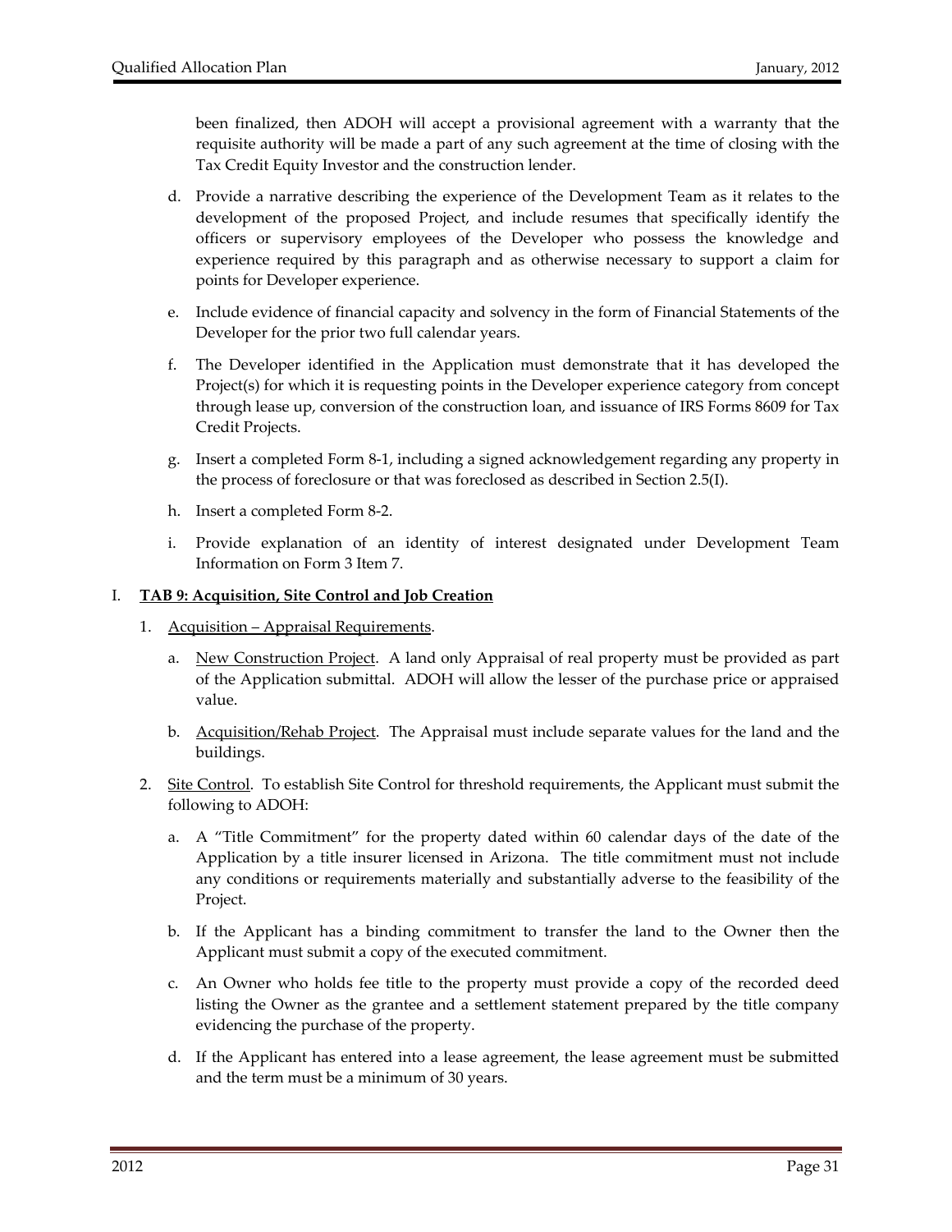been finalized, then ADOH will accept a provisional agreement with a warranty that the requisite authority will be made a part of any such agreement at the time of closing with the Tax Credit Equity Investor and the construction lender.

d. Provide a narrative describing the experience of the Development Team as it relates to the development of the proposed Project, and include resumes that specifically identify the officers or supervisory employees of the Developer who possess the knowledge and experience required by this paragraph and as otherwise necessary to support a claim for points for Developer experience.

e. Include evidence of financial capacity and solvency in the form of Financial Statements of the Developer for the prior two full calendar years.

f. The Developer identified in the Application must demonstrate that it has developed the Project(s) for which it is requesting points in the Developer experience category from concept through lease up, conversion of the construction loan, and issuance of IRS Forms 8609 for Tax Credit Projects.

g. Insert a completed Form 8-1, including a signed acknowledgement regarding any property in the process of foreclosure or that was foreclosed as described in Section 2.5(I).

h. Insert a completed Form 8-2.

i. Provide explanation of an identity of interest designated under Development Team Information on Form 3 Item 7.

I. **<u>TAB 9: Acquisition, Site Control and Job Creation</u>**

1. <u>Acquisition – Appraisal Requirements</u>.

   a. <u>New Construction Project</u>. A land only Appraisal of real property must be provided as part of the Application submittal. ADOH will allow the lesser of the purchase price or appraised value.

   b. <u>Acquisition/Rehab Project</u>. The Appraisal must include separate values for the land and the buildings.

2. <u>Site Control</u>. To establish Site Control for threshold requirements, the Applicant must submit the following to ADOH:

   a. A "Title Commitment" for the property dated within 60 calendar days of the date of the Application by a title insurer licensed in Arizona. The title commitment must not include any conditions or requirements materially and substantially adverse to the feasibility of the Project.

   b. If the Applicant has a binding commitment to transfer the land to the Owner then the Applicant must submit a copy of the executed commitment.

   c. An Owner who holds fee title to the property must provide a copy of the recorded deed listing the Owner as the grantee and a settlement statement prepared by the title company evidencing the purchase of the property.

   d. If the Applicant has entered into a lease agreement, the lease agreement must be submitted and the term must be a minimum of 30 years.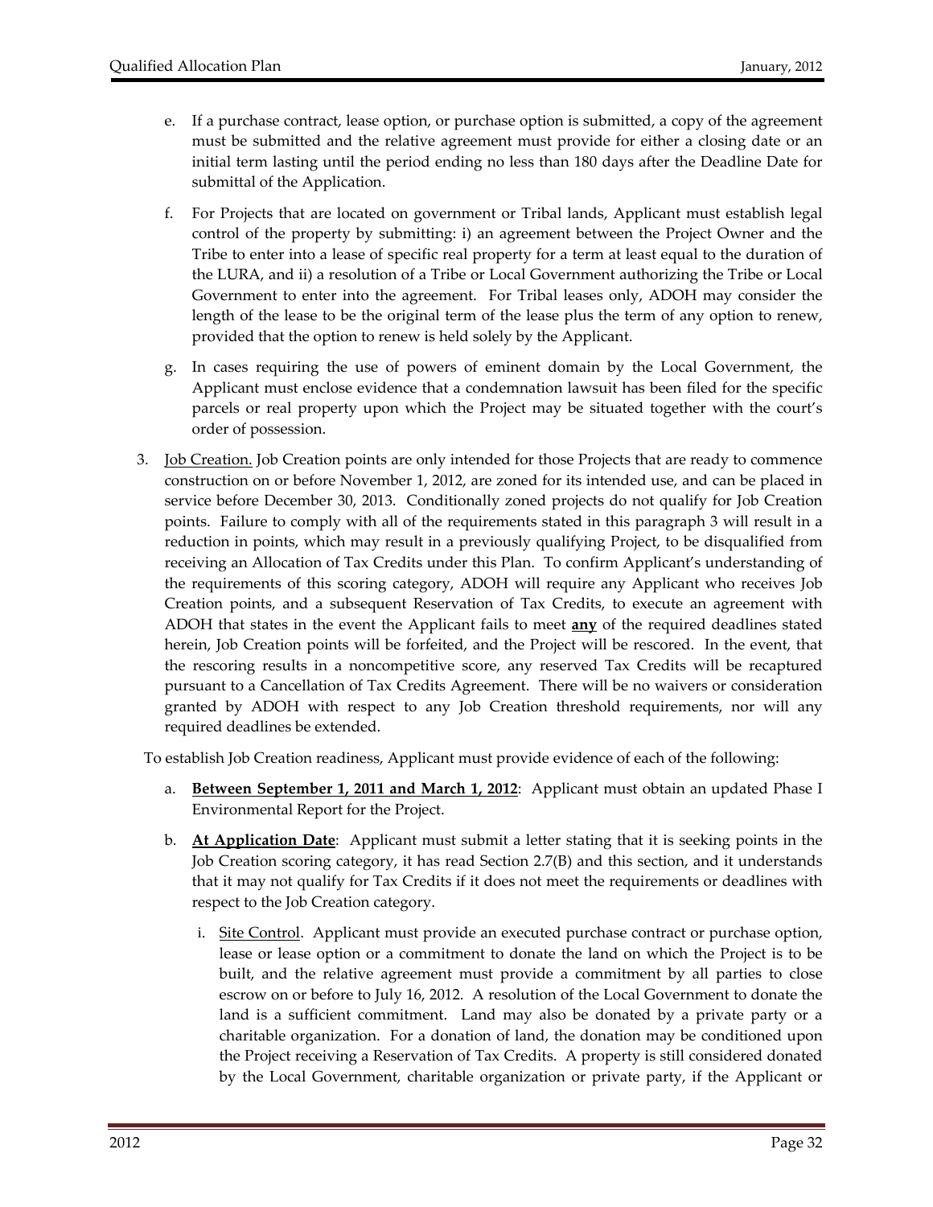e. If a purchase contract, lease option, or purchase option is submitted, a copy of the agreement must be submitted and the relative agreement must provide for either a closing date or an initial term lasting until the period ending no less than 180 days after the Deadline Date for submittal of the Application.

f. For Projects that are located on government or Tribal lands, Applicant must establish legal control of the property by submitting: i) an agreement between the Project Owner and the Tribe to enter into a lease of specific real property for a term at least equal to the duration of the LURA, and ii) a resolution of a Tribe or Local Government authorizing the Tribe or Local Government to enter into the agreement. For Tribal leases only, ADOH may consider the length of the lease to be the original term of the lease plus the term of any option to renew, provided that the option to renew is held solely by the Applicant.

g. In cases requiring the use of powers of eminent domain by the Local Government, the Applicant must enclose evidence that a condemnation lawsuit has been filed for the specific parcels or real property upon which the Project may be situated together with the court's order of possession.

3. <u>Job Creation.</u> Job Creation points are only intended for those Projects that are ready to commence construction on or before November 1, 2012, are zoned for its intended use, and can be placed in service before December 30, 2013. Conditionally zoned projects do not qualify for Job Creation points. Failure to comply with all of the requirements stated in this paragraph 3 will result in a reduction in points, which may result in a previously qualifying Project, to be disqualified from receiving an Allocation of Tax Credits under this Plan. To confirm Applicant's understanding of the requirements of this scoring category, ADOH will require any Applicant who receives Job Creation points, and a subsequent Reservation of Tax Credits, to execute an agreement with ADOH that states in the event the Applicant fails to meet <u>**any**</u> of the required deadlines stated herein, Job Creation points will be forfeited, and the Project will be rescored. In the event, that the rescoring results in a noncompetitive score, any reserved Tax Credits will be recaptured pursuant to a Cancellation of Tax Credits Agreement. There will be no waivers or consideration granted by ADOH with respect to any Job Creation threshold requirements, nor will any required deadlines be extended.

To establish Job Creation readiness, Applicant must provide evidence of each of the following:

a. <u>**Between September 1, 2011 and March 1, 2012**</u>: Applicant must obtain an updated Phase I Environmental Report for the Project.

b. <u>**At Application Date**</u>: Applicant must submit a letter stating that it is seeking points in the Job Creation scoring category, it has read Section 2.7(B) and this section, and it understands that it may not qualify for Tax Credits if it does not meet the requirements or deadlines with respect to the Job Creation category.

   i. <u>Site Control</u>. Applicant must provide an executed purchase contract or purchase option, lease or lease option or a commitment to donate the land on which the Project is to be built, and the relative agreement must provide a commitment by all parties to close escrow on or before to July 16, 2012. A resolution of the Local Government to donate the land is a sufficient commitment. Land may also be donated by a private party or a charitable organization. For a donation of land, the donation may be conditioned upon the Project receiving a Reservation of Tax Credits. A property is still considered donated by the Local Government, charitable organization or private party, if the Applicant or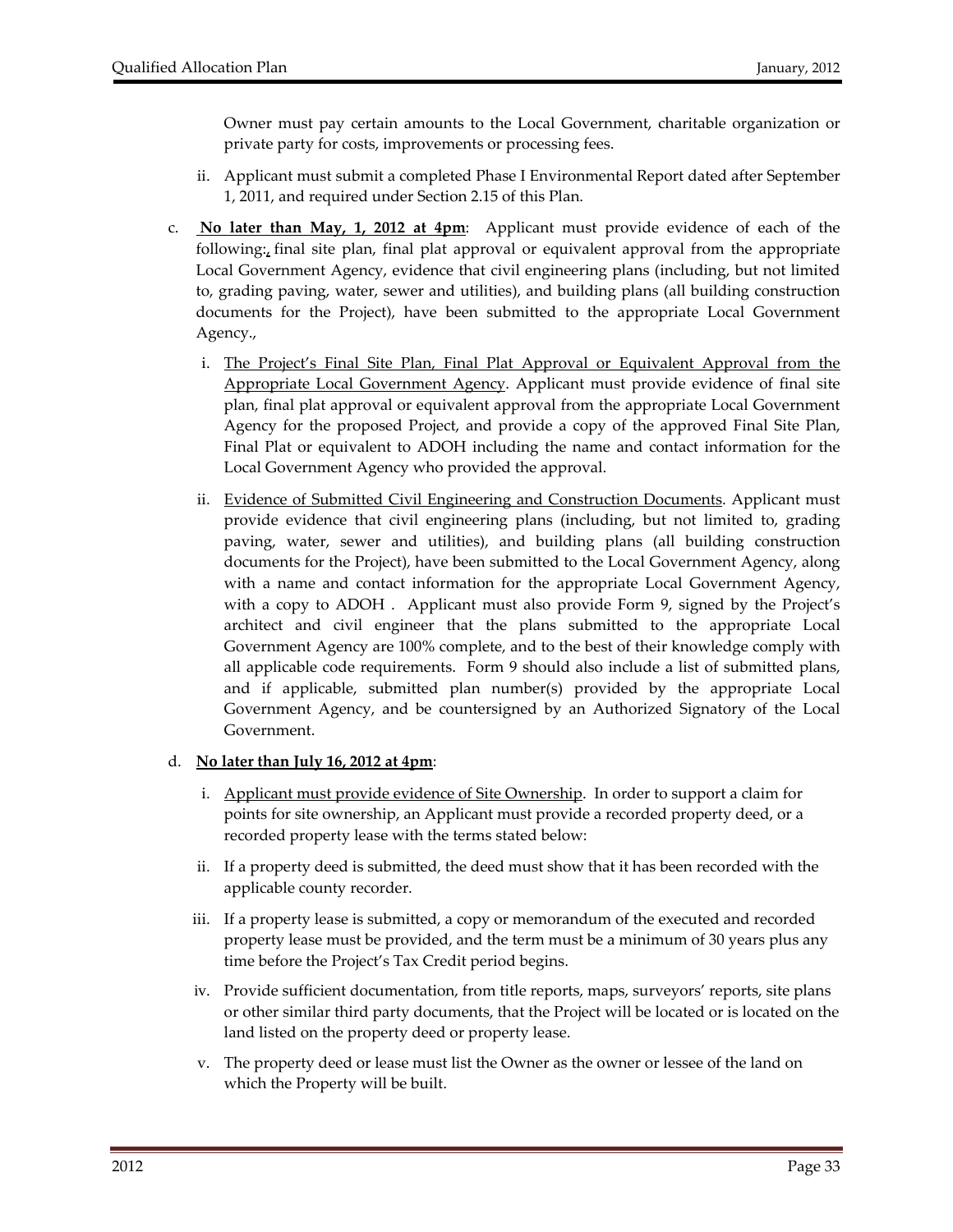Owner must pay certain amounts to the Local Government, charitable organization or private party for costs, improvements or processing fees.

ii. Applicant must submit a completed Phase I Environmental Report dated after September 1, 2011, and required under Section 2.15 of this Plan.

c. **No later than May, 1, 2012 at 4pm**: Applicant must provide evidence of each of the following:, final site plan, final plat approval or equivalent approval from the appropriate Local Government Agency, evidence that civil engineering plans (including, but not limited to, grading paving, water, sewer and utilities), and building plans (all building construction documents for the Project), have been submitted to the appropriate Local Government Agency.,

  i. The Project's Final Site Plan, Final Plat Approval or Equivalent Approval from the Appropriate Local Government Agency. Applicant must provide evidence of final site plan, final plat approval or equivalent approval from the appropriate Local Government Agency for the proposed Project, and provide a copy of the approved Final Site Plan, Final Plat or equivalent to ADOH including the name and contact information for the Local Government Agency who provided the approval.

  ii. Evidence of Submitted Civil Engineering and Construction Documents. Applicant must provide evidence that civil engineering plans (including, but not limited to, grading paving, water, sewer and utilities), and building plans (all building construction documents for the Project), have been submitted to the Local Government Agency, along with a name and contact information for the appropriate Local Government Agency, with a copy to ADOH . Applicant must also provide Form 9, signed by the Project's architect and civil engineer that the plans submitted to the appropriate Local Government Agency are 100% complete, and to the best of their knowledge comply with all applicable code requirements. Form 9 should also include a list of submitted plans, and if applicable, submitted plan number(s) provided by the appropriate Local Government Agency, and be countersigned by an Authorized Signatory of the Local Government.

d. **No later than July 16, 2012 at 4pm**:

  i. Applicant must provide evidence of Site Ownership. In order to support a claim for points for site ownership, an Applicant must provide a recorded property deed, or a recorded property lease with the terms stated below:

  ii. If a property deed is submitted, the deed must show that it has been recorded with the applicable county recorder.

  iii. If a property lease is submitted, a copy or memorandum of the executed and recorded property lease must be provided, and the term must be a minimum of 30 years plus any time before the Project's Tax Credit period begins.

  iv. Provide sufficient documentation, from title reports, maps, surveyors' reports, site plans or other similar third party documents, that the Project will be located or is located on the land listed on the property deed or property lease.

  v. The property deed or lease must list the Owner as the owner or lessee of the land on which the Property will be built.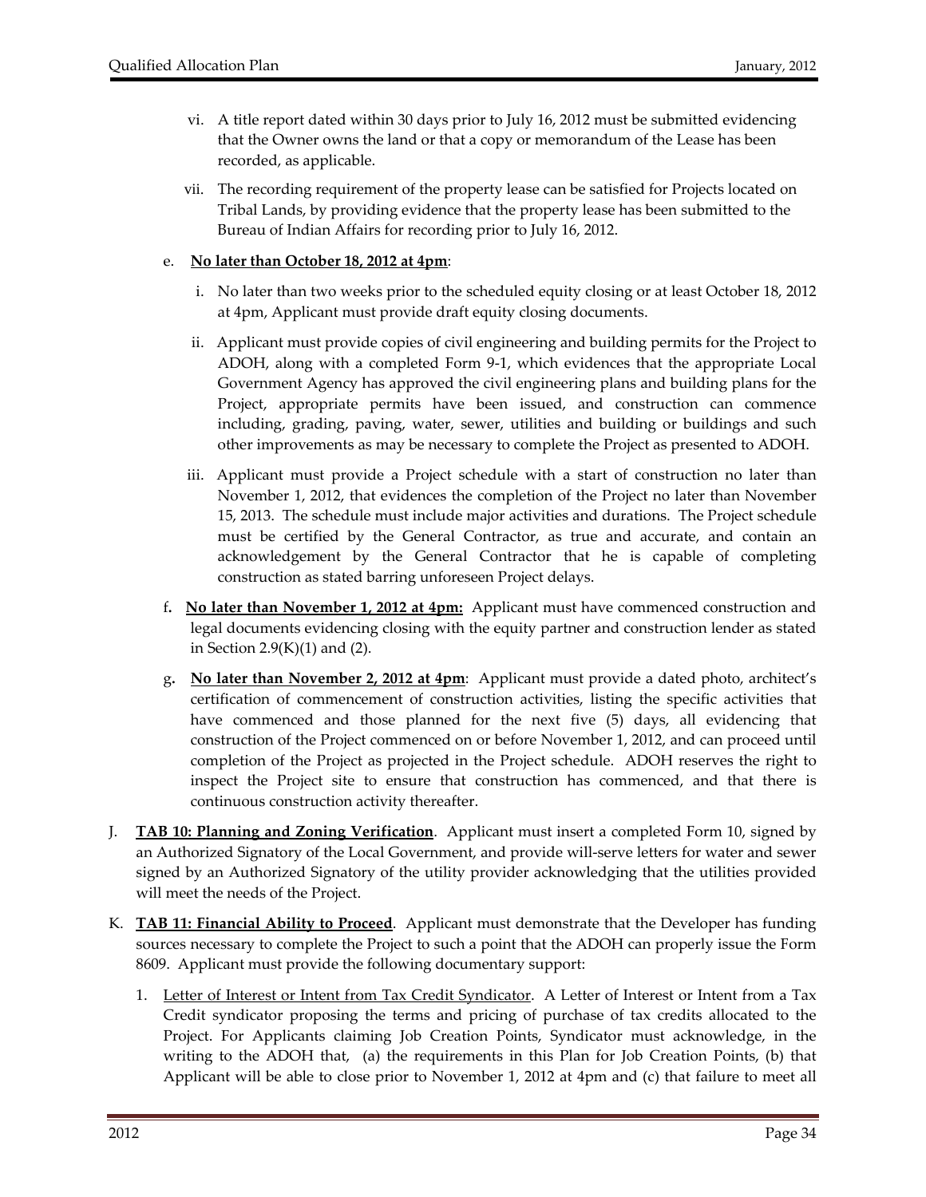vi. A title report dated within 30 days prior to July 16, 2012 must be submitted evidencing that the Owner owns the land or that a copy or memorandum of the Lease has been recorded, as applicable.

vii. The recording requirement of the property lease can be satisfied for Projects located on Tribal Lands, by providing evidence that the property lease has been submitted to the Bureau of Indian Affairs for recording prior to July 16, 2012.

e. **No later than October 18, 2012 at 4pm**:

i. No later than two weeks prior to the scheduled equity closing or at least October 18, 2012 at 4pm, Applicant must provide draft equity closing documents.

ii. Applicant must provide copies of civil engineering and building permits for the Project to ADOH, along with a completed Form 9-1, which evidences that the appropriate Local Government Agency has approved the civil engineering plans and building plans for the Project, appropriate permits have been issued, and construction can commence including, grading, paving, water, sewer, utilities and building or buildings and such other improvements as may be necessary to complete the Project as presented to ADOH.

iii. Applicant must provide a Project schedule with a start of construction no later than November 1, 2012, that evidences the completion of the Project no later than November 15, 2013. The schedule must include major activities and durations. The Project schedule must be certified by the General Contractor, as true and accurate, and contain an acknowledgement by the General Contractor that he is capable of completing construction as stated barring unforeseen Project delays.

f. **No later than November 1, 2012 at 4pm:** Applicant must have commenced construction and legal documents evidencing closing with the equity partner and construction lender as stated in Section 2.9(K)(1) and (2).

g. **No later than November 2, 2012 at 4pm**: Applicant must provide a dated photo, architect's certification of commencement of construction activities, listing the specific activities that have commenced and those planned for the next five (5) days, all evidencing that construction of the Project commenced on or before November 1, 2012, and can proceed until completion of the Project as projected in the Project schedule. ADOH reserves the right to inspect the Project site to ensure that construction has commenced, and that there is continuous construction activity thereafter.

J. **TAB 10: Planning and Zoning Verification**. Applicant must insert a completed Form 10, signed by an Authorized Signatory of the Local Government, and provide will-serve letters for water and sewer signed by an Authorized Signatory of the utility provider acknowledging that the utilities provided will meet the needs of the Project.

K. **TAB 11: Financial Ability to Proceed**. Applicant must demonstrate that the Developer has funding sources necessary to complete the Project to such a point that the ADOH can properly issue the Form 8609. Applicant must provide the following documentary support:

1. Letter of Interest or Intent from Tax Credit Syndicator. A Letter of Interest or Intent from a Tax Credit syndicator proposing the terms and pricing of purchase of tax credits allocated to the Project. For Applicants claiming Job Creation Points, Syndicator must acknowledge, in the writing to the ADOH that, (a) the requirements in this Plan for Job Creation Points, (b) that Applicant will be able to close prior to November 1, 2012 at 4pm and (c) that failure to meet all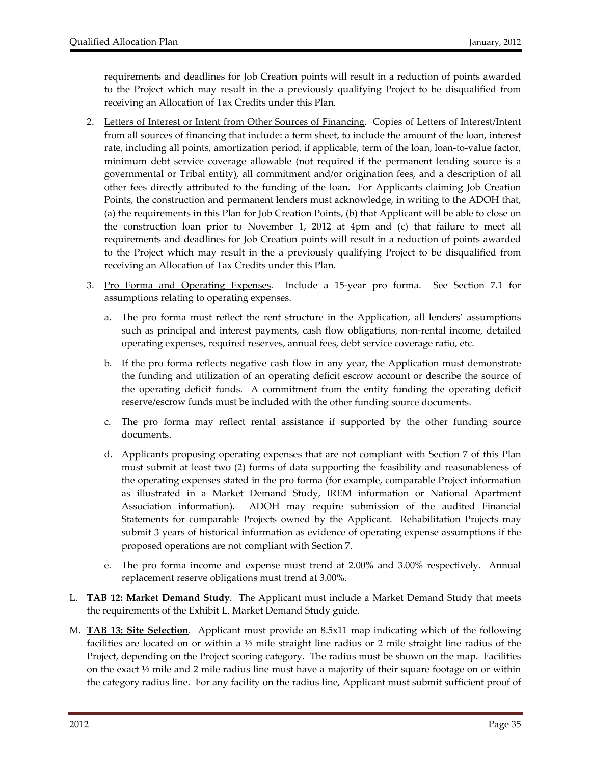requirements and deadlines for Job Creation points will result in a reduction of points awarded to the Project which may result in the a previously qualifying Project to be disqualified from receiving an Allocation of Tax Credits under this Plan.

2. Letters of Interest or Intent from Other Sources of Financing. Copies of Letters of Interest/Intent from all sources of financing that include: a term sheet, to include the amount of the loan, interest rate, including all points, amortization period, if applicable, term of the loan, loan-to-value factor, minimum debt service coverage allowable (not required if the permanent lending source is a governmental or Tribal entity), all commitment and/or origination fees, and a description of all other fees directly attributed to the funding of the loan. For Applicants claiming Job Creation Points, the construction and permanent lenders must acknowledge, in writing to the ADOH that, (a) the requirements in this Plan for Job Creation Points, (b) that Applicant will be able to close on the construction loan prior to November 1, 2012 at 4pm and (c) that failure to meet all requirements and deadlines for Job Creation points will result in a reduction of points awarded to the Project which may result in the a previously qualifying Project to be disqualified from receiving an Allocation of Tax Credits under this Plan.

3. Pro Forma and Operating Expenses. Include a 15-year pro forma. See Section 7.1 for assumptions relating to operating expenses.

   a. The pro forma must reflect the rent structure in the Application, all lenders' assumptions such as principal and interest payments, cash flow obligations, non-rental income, detailed operating expenses, required reserves, annual fees, debt service coverage ratio, etc.

   b. If the pro forma reflects negative cash flow in any year, the Application must demonstrate the funding and utilization of an operating deficit escrow account or describe the source of the operating deficit funds. A commitment from the entity funding the operating deficit reserve/escrow funds must be included with the other funding source documents.

   c. The pro forma may reflect rental assistance if supported by the other funding source documents.

   d. Applicants proposing operating expenses that are not compliant with Section 7 of this Plan must submit at least two (2) forms of data supporting the feasibility and reasonableness of the operating expenses stated in the pro forma (for example, comparable Project information as illustrated in a Market Demand Study, IREM information or National Apartment Association information). ADOH may require submission of the audited Financial Statements for comparable Projects owned by the Applicant. Rehabilitation Projects may submit 3 years of historical information as evidence of operating expense assumptions if the proposed operations are not compliant with Section 7.

   e. The pro forma income and expense must trend at 2.00% and 3.00% respectively. Annual replacement reserve obligations must trend at 3.00%.

L. **TAB 12: Market Demand Study**. The Applicant must include a Market Demand Study that meets the requirements of the Exhibit L, Market Demand Study guide.

M. **TAB 13: Site Selection**. Applicant must provide an 8.5x11 map indicating which of the following facilities are located on or within a ½ mile straight line radius or 2 mile straight line radius of the Project, depending on the Project scoring category. The radius must be shown on the map. Facilities on the exact ½ mile and 2 mile radius line must have a majority of their square footage on or within the category radius line. For any facility on the radius line, Applicant must submit sufficient proof of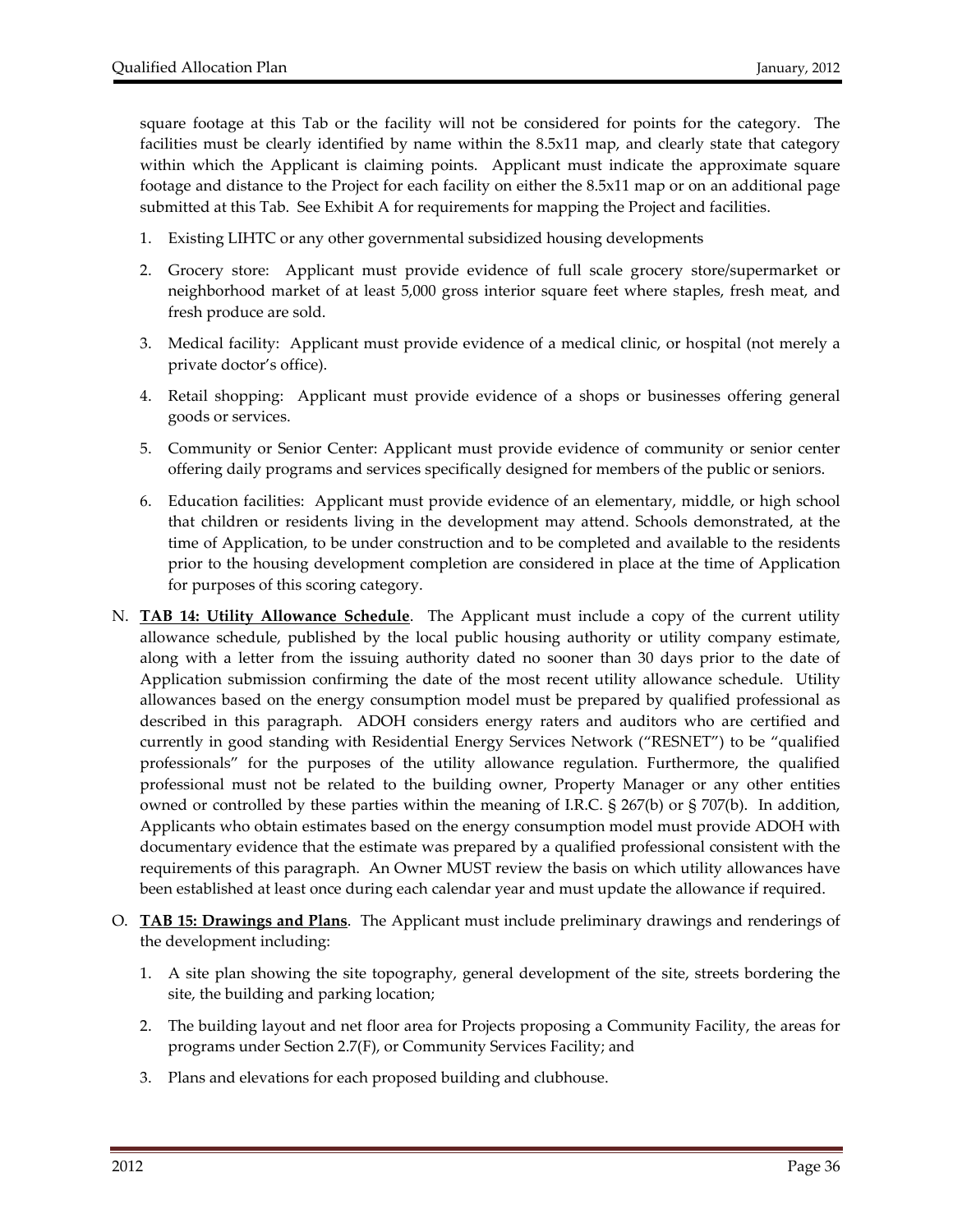square footage at this Tab or the facility will not be considered for points for the category. The facilities must be clearly identified by name within the 8.5x11 map, and clearly state that category within which the Applicant is claiming points. Applicant must indicate the approximate square footage and distance to the Project for each facility on either the 8.5x11 map or on an additional page submitted at this Tab. See Exhibit A for requirements for mapping the Project and facilities.

1. Existing LIHTC or any other governmental subsidized housing developments
2. Grocery store: Applicant must provide evidence of full scale grocery store/supermarket or neighborhood market of at least 5,000 gross interior square feet where staples, fresh meat, and fresh produce are sold.
3. Medical facility: Applicant must provide evidence of a medical clinic, or hospital (not merely a private doctor's office).
4. Retail shopping: Applicant must provide evidence of a shops or businesses offering general goods or services.
5. Community or Senior Center: Applicant must provide evidence of community or senior center offering daily programs and services specifically designed for members of the public or seniors.
6. Education facilities: Applicant must provide evidence of an elementary, middle, or high school that children or residents living in the development may attend. Schools demonstrated, at the time of Application, to be under construction and to be completed and available to the residents prior to the housing development completion are considered in place at the time of Application for purposes of this scoring category.

N. **TAB 14: Utility Allowance Schedule**. The Applicant must include a copy of the current utility allowance schedule, published by the local public housing authority or utility company estimate, along with a letter from the issuing authority dated no sooner than 30 days prior to the date of Application submission confirming the date of the most recent utility allowance schedule. Utility allowances based on the energy consumption model must be prepared by qualified professional as described in this paragraph. ADOH considers energy raters and auditors who are certified and currently in good standing with Residential Energy Services Network ("RESNET") to be "qualified professionals" for the purposes of the utility allowance regulation. Furthermore, the qualified professional must not be related to the building owner, Property Manager or any other entities owned or controlled by these parties within the meaning of I.R.C. § 267(b) or § 707(b). In addition, Applicants who obtain estimates based on the energy consumption model must provide ADOH with documentary evidence that the estimate was prepared by a qualified professional consistent with the requirements of this paragraph. An Owner MUST review the basis on which utility allowances have been established at least once during each calendar year and must update the allowance if required.

O. **TAB 15: Drawings and Plans**. The Applicant must include preliminary drawings and renderings of the development including:

1. A site plan showing the site topography, general development of the site, streets bordering the site, the building and parking location;
2. The building layout and net floor area for Projects proposing a Community Facility, the areas for programs under Section 2.7(F), or Community Services Facility; and
3. Plans and elevations for each proposed building and clubhouse.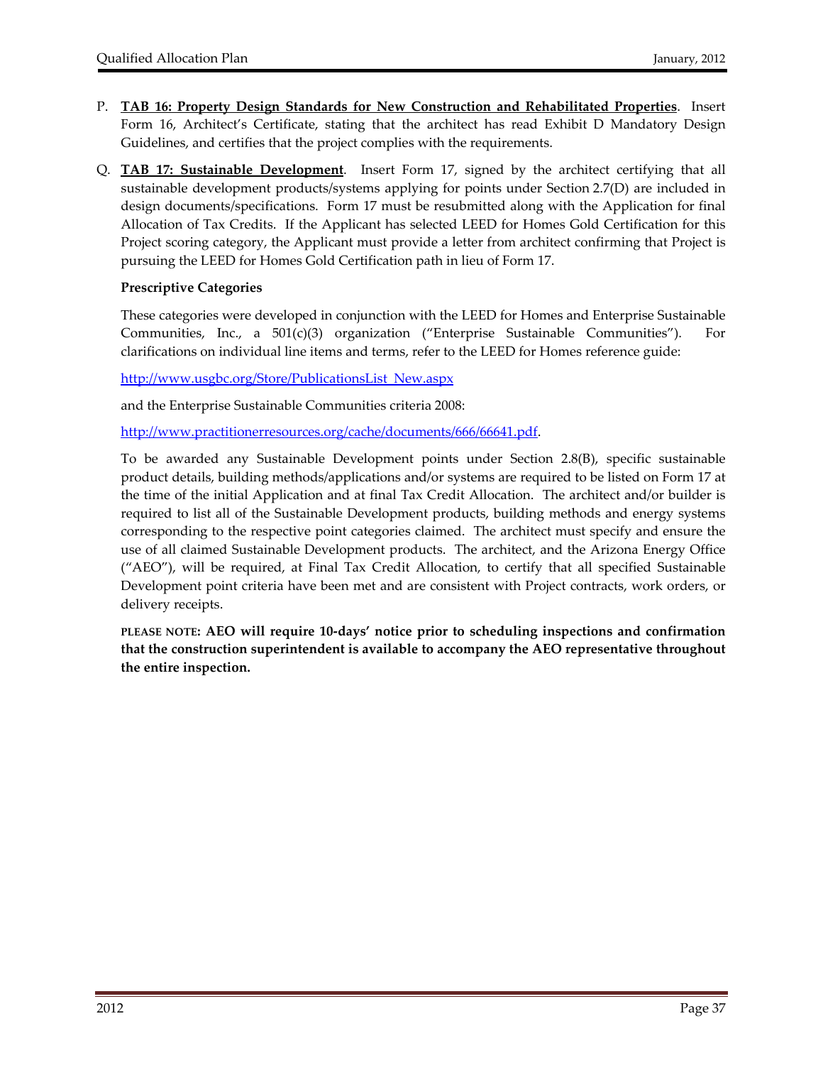P. **<u>TAB 16: Property Design Standards for New Construction and Rehabilitated Properties</u>**. Insert Form 16, Architect's Certificate, stating that the architect has read Exhibit D Mandatory Design Guidelines, and certifies that the project complies with the requirements.

Q. **<u>TAB 17: Sustainable Development</u>**. Insert Form 17, signed by the architect certifying that all sustainable development products/systems applying for points under Section 2.7(D) are included in design documents/specifications. Form 17 must be resubmitted along with the Application for final Allocation of Tax Credits. If the Applicant has selected LEED for Homes Gold Certification for this Project scoring category, the Applicant must provide a letter from architect confirming that Project is pursuing the LEED for Homes Gold Certification path in lieu of Form 17.

**Prescriptive Categories**

These categories were developed in conjunction with the LEED for Homes and Enterprise Sustainable Communities, Inc., a 501(c)(3) organization ("Enterprise Sustainable Communities"). For clarifications on individual line items and terms, refer to the LEED for Homes reference guide:

http://www.usgbc.org/Store/PublicationsList_New.aspx

and the Enterprise Sustainable Communities criteria 2008:

http://www.practitionerresources.org/cache/documents/666/66641.pdf.

To be awarded any Sustainable Development points under Section 2.8(B), specific sustainable product details, building methods/applications and/or systems are required to be listed on Form 17 at the time of the initial Application and at final Tax Credit Allocation. The architect and/or builder is required to list all of the Sustainable Development products, building methods and energy systems corresponding to the respective point categories claimed. The architect must specify and ensure the use of all claimed Sustainable Development products. The architect, and the Arizona Energy Office ("AEO"), will be required, at Final Tax Credit Allocation, to certify that all specified Sustainable Development point criteria have been met and are consistent with Project contracts, work orders, or delivery receipts.

**PLEASE NOTE: AEO will require 10-days' notice prior to scheduling inspections and confirmation that the construction superintendent is available to accompany the AEO representative throughout the entire inspection.**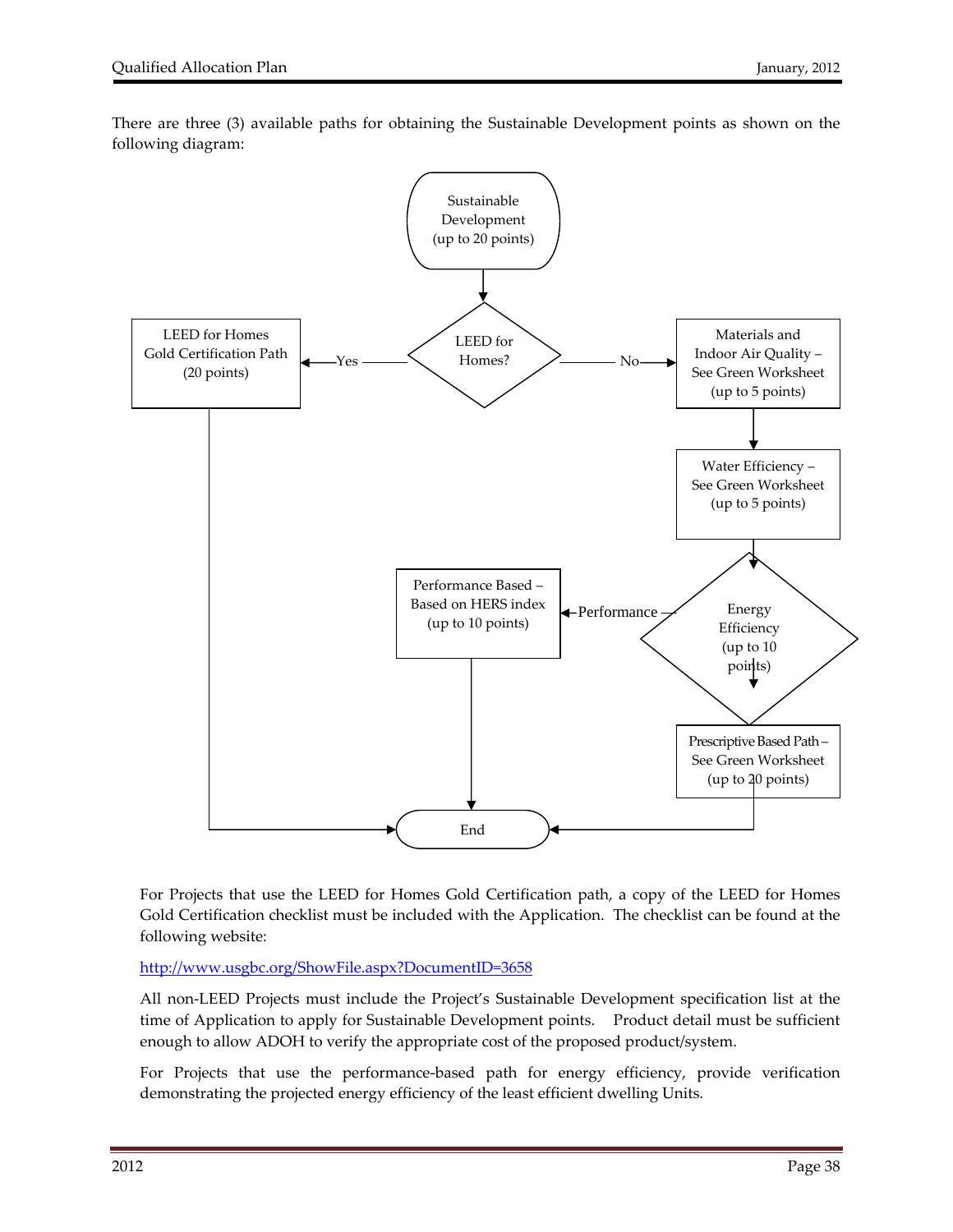There are three (3) available paths for obtaining the Sustainable Development points as shown on the following diagram:

Sustainable Development (up to 20 points)

LEED for Homes?

Yes → LEED for Homes Gold Certification Path (20 points) → End

No → Materials and Indoor Air Quality – See Green Worksheet (up to 5 points) → Water Efficiency – See Green Worksheet (up to 5 points) → Energy Efficiency (up to 10 points)

Energy Efficiency → Performance → Performance Based – Based on HERS index (up to 10 points) → End

Energy Efficiency → Prescriptive Based Path – See Green Worksheet (up to 20 points) → End

For Projects that use the LEED for Homes Gold Certification path, a copy of the LEED for Homes Gold Certification checklist must be included with the Application. The checklist can be found at the following website:

http://www.usgbc.org/ShowFile.aspx?DocumentID=3658

All non-LEED Projects must include the Project's Sustainable Development specification list at the time of Application to apply for Sustainable Development points. Product detail must be sufficient enough to allow ADOH to verify the appropriate cost of the proposed product/system.

For Projects that use the performance-based path for energy efficiency, provide verification demonstrating the projected energy efficiency of the least efficient dwelling Units.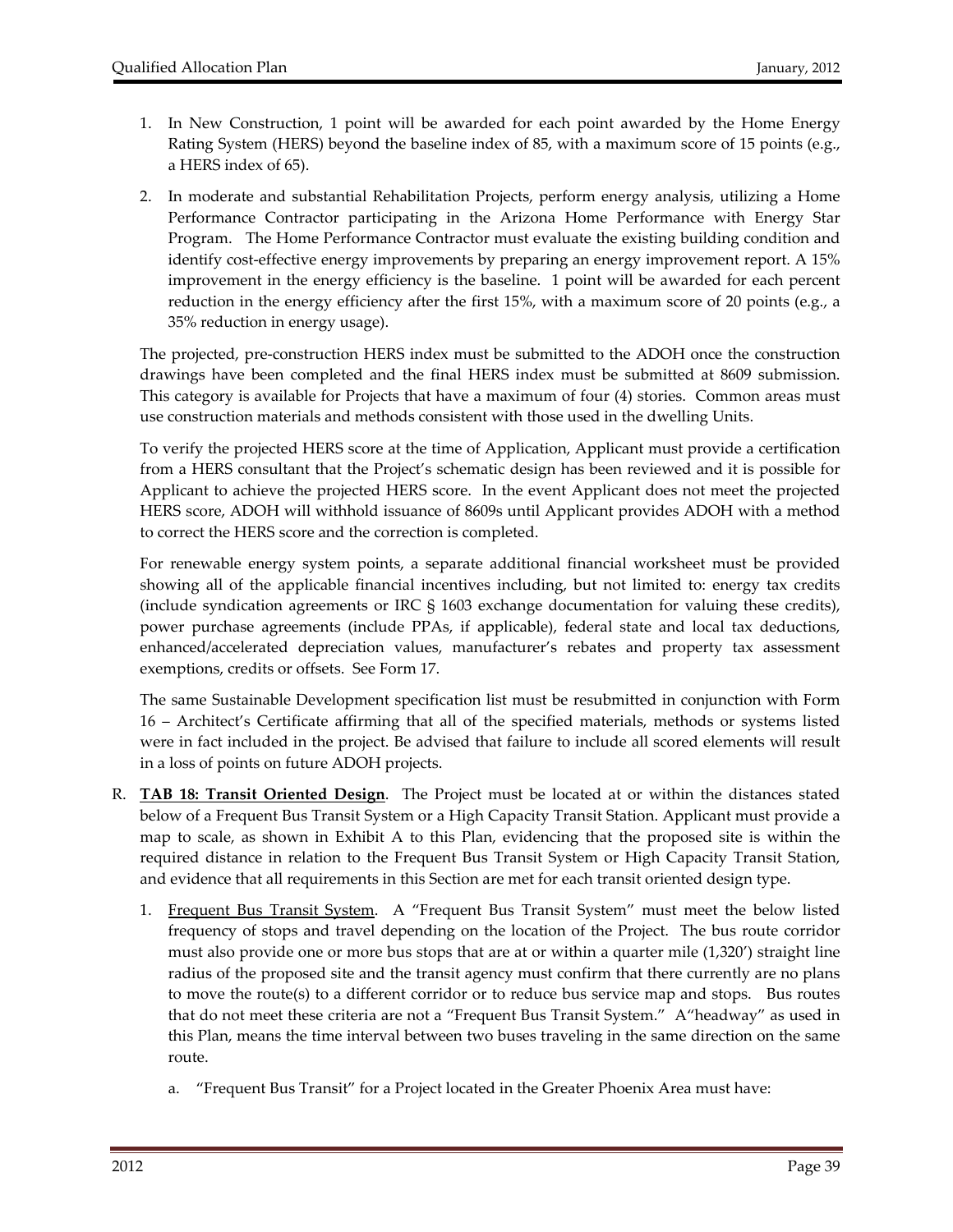1. In New Construction, 1 point will be awarded for each point awarded by the Home Energy Rating System (HERS) beyond the baseline index of 85, with a maximum score of 15 points (e.g., a HERS index of 65).

2. In moderate and substantial Rehabilitation Projects, perform energy analysis, utilizing a Home Performance Contractor participating in the Arizona Home Performance with Energy Star Program. The Home Performance Contractor must evaluate the existing building condition and identify cost-effective energy improvements by preparing an energy improvement report. A 15% improvement in the energy efficiency is the baseline. 1 point will be awarded for each percent reduction in the energy efficiency after the first 15%, with a maximum score of 20 points (e.g., a 35% reduction in energy usage).

The projected, pre-construction HERS index must be submitted to the ADOH once the construction drawings have been completed and the final HERS index must be submitted at 8609 submission. This category is available for Projects that have a maximum of four (4) stories. Common areas must use construction materials and methods consistent with those used in the dwelling Units.

To verify the projected HERS score at the time of Application, Applicant must provide a certification from a HERS consultant that the Project's schematic design has been reviewed and it is possible for Applicant to achieve the projected HERS score. In the event Applicant does not meet the projected HERS score, ADOH will withhold issuance of 8609s until Applicant provides ADOH with a method to correct the HERS score and the correction is completed.

For renewable energy system points, a separate additional financial worksheet must be provided showing all of the applicable financial incentives including, but not limited to: energy tax credits (include syndication agreements or IRC § 1603 exchange documentation for valuing these credits), power purchase agreements (include PPAs, if applicable), federal state and local tax deductions, enhanced/accelerated depreciation values, manufacturer's rebates and property tax assessment exemptions, credits or offsets. See Form 17.

The same Sustainable Development specification list must be resubmitted in conjunction with Form 16 – Architect's Certificate affirming that all of the specified materials, methods or systems listed were in fact included in the project. Be advised that failure to include all scored elements will result in a loss of points on future ADOH projects.

R. **TAB 18: Transit Oriented Design**. The Project must be located at or within the distances stated below of a Frequent Bus Transit System or a High Capacity Transit Station. Applicant must provide a map to scale, as shown in Exhibit A to this Plan, evidencing that the proposed site is within the required distance in relation to the Frequent Bus Transit System or High Capacity Transit Station, and evidence that all requirements in this Section are met for each transit oriented design type.

   1. Frequent Bus Transit System. A "Frequent Bus Transit System" must meet the below listed frequency of stops and travel depending on the location of the Project. The bus route corridor must also provide one or more bus stops that are at or within a quarter mile (1,320') straight line radius of the proposed site and the transit agency must confirm that there currently are no plans to move the route(s) to a different corridor or to reduce bus service map and stops. Bus routes that do not meet these criteria are not a "Frequent Bus Transit System." A"headway" as used in this Plan, means the time interval between two buses traveling in the same direction on the same route.

      a. "Frequent Bus Transit" for a Project located in the Greater Phoenix Area must have: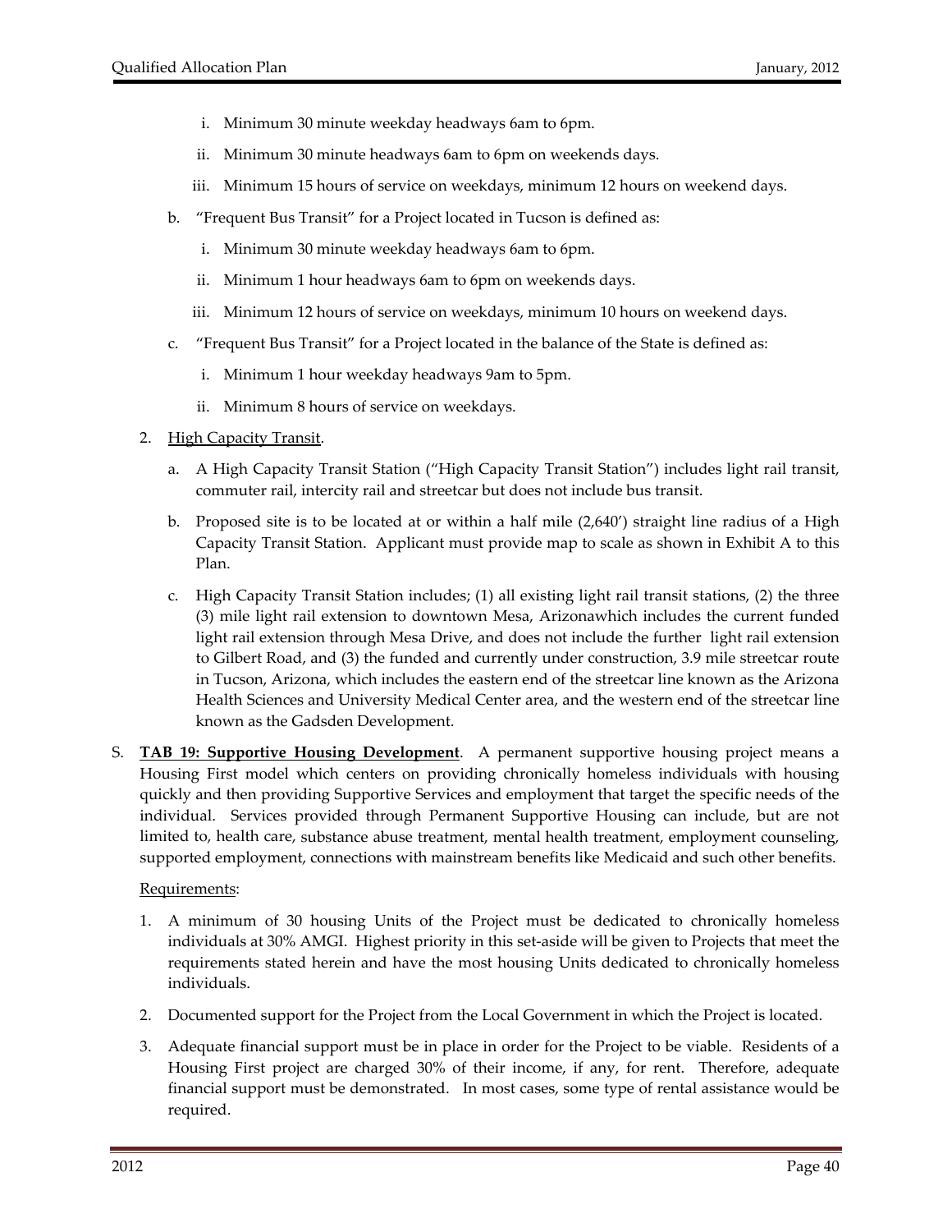i. Minimum 30 minute weekday headways 6am to 6pm.

ii. Minimum 30 minute headways 6am to 6pm on weekends days.

iii. Minimum 15 hours of service on weekdays, minimum 12 hours on weekend days.

b. "Frequent Bus Transit" for a Project located in Tucson is defined as:

i. Minimum 30 minute weekday headways 6am to 6pm.

ii. Minimum 1 hour headways 6am to 6pm on weekends days.

iii. Minimum 12 hours of service on weekdays, minimum 10 hours on weekend days.

c. "Frequent Bus Transit" for a Project located in the balance of the State is defined as:

i. Minimum 1 hour weekday headways 9am to 5pm.

ii. Minimum 8 hours of service on weekdays.

2. High Capacity Transit.

a. A High Capacity Transit Station ("High Capacity Transit Station") includes light rail transit, commuter rail, intercity rail and streetcar but does not include bus transit.

b. Proposed site is to be located at or within a half mile (2,640') straight line radius of a High Capacity Transit Station. Applicant must provide map to scale as shown in Exhibit A to this Plan.

c. High Capacity Transit Station includes; (1) all existing light rail transit stations, (2) the three (3) mile light rail extension to downtown Mesa, Arizonawhich includes the current funded light rail extension through Mesa Drive, and does not include the further light rail extension to Gilbert Road, and (3) the funded and currently under construction, 3.9 mile streetcar route in Tucson, Arizona, which includes the eastern end of the streetcar line known as the Arizona Health Sciences and University Medical Center area, and the western end of the streetcar line known as the Gadsden Development.

S. **TAB 19: Supportive Housing Development**. A permanent supportive housing project means a Housing First model which centers on providing chronically homeless individuals with housing quickly and then providing Supportive Services and employment that target the specific needs of the individual. Services provided through Permanent Supportive Housing can include, but are not limited to, health care, substance abuse treatment, mental health treatment, employment counseling, supported employment, connections with mainstream benefits like Medicaid and such other benefits.

Requirements:

1. A minimum of 30 housing Units of the Project must be dedicated to chronically homeless individuals at 30% AMGI. Highest priority in this set-aside will be given to Projects that meet the requirements stated herein and have the most housing Units dedicated to chronically homeless individuals.

2. Documented support for the Project from the Local Government in which the Project is located.

3. Adequate financial support must be in place in order for the Project to be viable. Residents of a Housing First project are charged 30% of their income, if any, for rent. Therefore, adequate financial support must be demonstrated. In most cases, some type of rental assistance would be required.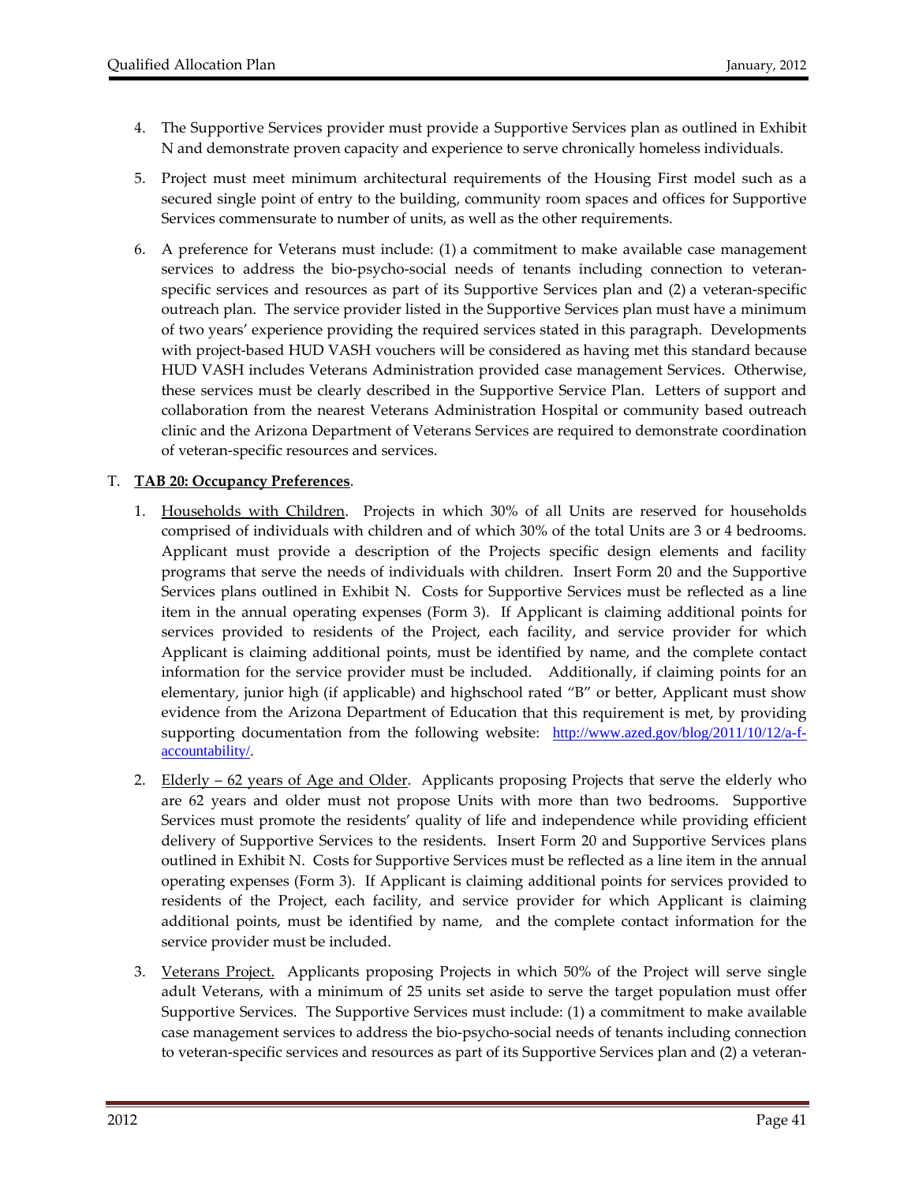4. The Supportive Services provider must provide a Supportive Services plan as outlined in Exhibit N and demonstrate proven capacity and experience to serve chronically homeless individuals.

5. Project must meet minimum architectural requirements of the Housing First model such as a secured single point of entry to the building, community room spaces and offices for Supportive Services commensurate to number of units, as well as the other requirements.

6. A preference for Veterans must include: (1) a commitment to make available case management services to address the bio-psycho-social needs of tenants including connection to veteran-specific services and resources as part of its Supportive Services plan and (2) a veteran-specific outreach plan. The service provider listed in the Supportive Services plan must have a minimum of two years' experience providing the required services stated in this paragraph. Developments with project-based HUD VASH vouchers will be considered as having met this standard because HUD VASH includes Veterans Administration provided case management Services. Otherwise, these services must be clearly described in the Supportive Service Plan. Letters of support and collaboration from the nearest Veterans Administration Hospital or community based outreach clinic and the Arizona Department of Veterans Services are required to demonstrate coordination of veteran-specific resources and services.

T. **TAB 20: Occupancy Preferences**.

1. Households with Children. Projects in which 30% of all Units are reserved for households comprised of individuals with children and of which 30% of the total Units are 3 or 4 bedrooms. Applicant must provide a description of the Projects specific design elements and facility programs that serve the needs of individuals with children. Insert Form 20 and the Supportive Services plans outlined in Exhibit N. Costs for Supportive Services must be reflected as a line item in the annual operating expenses (Form 3). If Applicant is claiming additional points for services provided to residents of the Project, each facility, and service provider for which Applicant is claiming additional points, must be identified by name, and the complete contact information for the service provider must be included. Additionally, if claiming points for an elementary, junior high (if applicable) and highschool rated "B" or better, Applicant must show evidence from the Arizona Department of Education that this requirement is met, by providing supporting documentation from the following website: http://www.azed.gov/blog/2011/10/12/a-f-accountability/.

2. Elderly – 62 years of Age and Older. Applicants proposing Projects that serve the elderly who are 62 years and older must not propose Units with more than two bedrooms. Supportive Services must promote the residents' quality of life and independence while providing efficient delivery of Supportive Services to the residents. Insert Form 20 and Supportive Services plans outlined in Exhibit N. Costs for Supportive Services must be reflected as a line item in the annual operating expenses (Form 3). If Applicant is claiming additional points for services provided to residents of the Project, each facility, and service provider for which Applicant is claiming additional points, must be identified by name, and the complete contact information for the service provider must be included.

3. Veterans Project. Applicants proposing Projects in which 50% of the Project will serve single adult Veterans, with a minimum of 25 units set aside to serve the target population must offer Supportive Services. The Supportive Services must include: (1) a commitment to make available case management services to address the bio-psycho-social needs of tenants including connection to veteran-specific services and resources as part of its Supportive Services plan and (2) a veteran-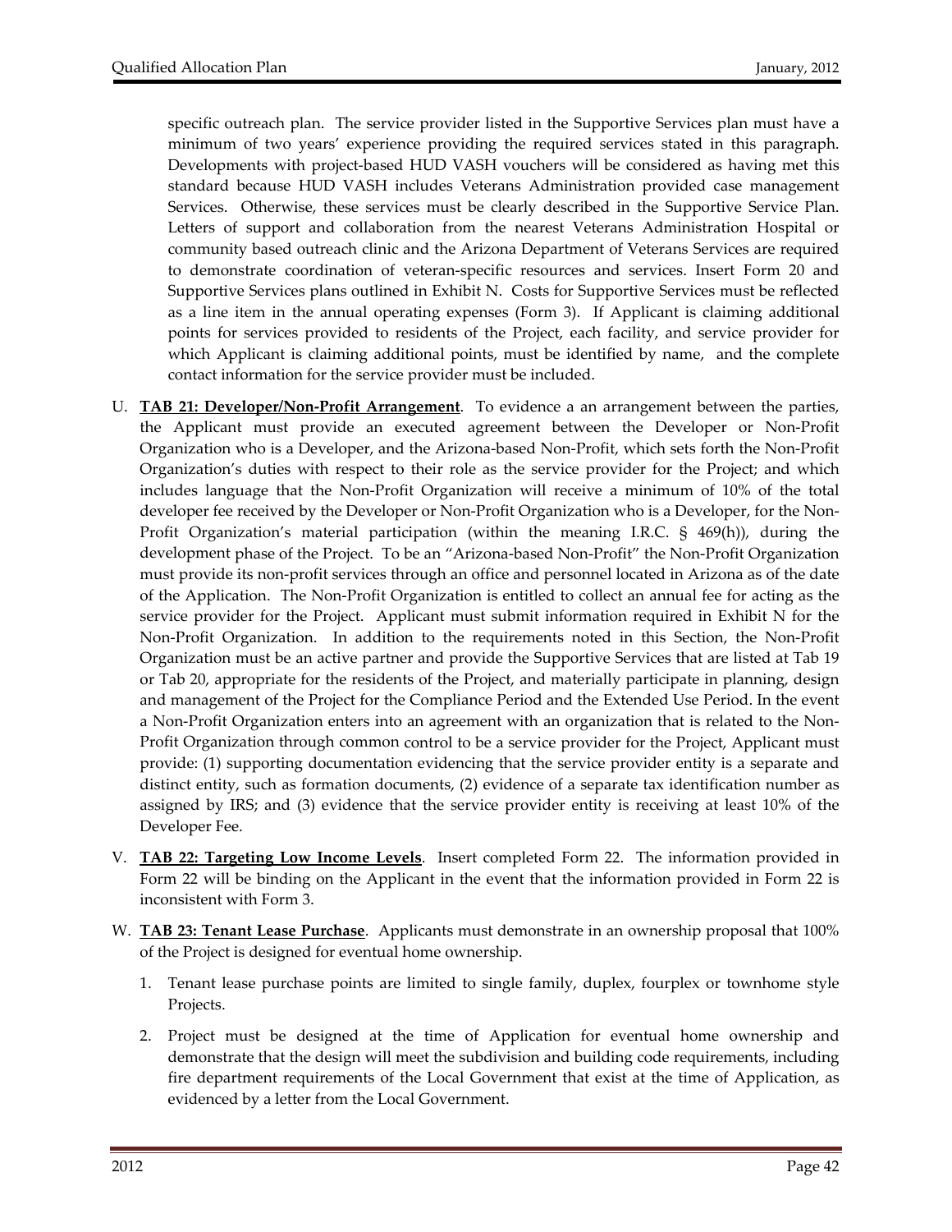specific outreach plan. The service provider listed in the Supportive Services plan must have a minimum of two years' experience providing the required services stated in this paragraph. Developments with project-based HUD VASH vouchers will be considered as having met this standard because HUD VASH includes Veterans Administration provided case management Services. Otherwise, these services must be clearly described in the Supportive Service Plan. Letters of support and collaboration from the nearest Veterans Administration Hospital or community based outreach clinic and the Arizona Department of Veterans Services are required to demonstrate coordination of veteran-specific resources and services. Insert Form 20 and Supportive Services plans outlined in Exhibit N. Costs for Supportive Services must be reflected as a line item in the annual operating expenses (Form 3). If Applicant is claiming additional points for services provided to residents of the Project, each facility, and service provider for which Applicant is claiming additional points, must be identified by name, and the complete contact information for the service provider must be included.

U. **TAB 21: Developer/Non-Profit Arrangement**. To evidence a an arrangement between the parties, the Applicant must provide an executed agreement between the Developer or Non-Profit Organization who is a Developer, and the Arizona-based Non-Profit, which sets forth the Non-Profit Organization's duties with respect to their role as the service provider for the Project; and which includes language that the Non-Profit Organization will receive a minimum of 10% of the total developer fee received by the Developer or Non-Profit Organization who is a Developer, for the Non-Profit Organization's material participation (within the meaning I.R.C. § 469(h)), during the development phase of the Project. To be an "Arizona-based Non-Profit" the Non-Profit Organization must provide its non-profit services through an office and personnel located in Arizona as of the date of the Application. The Non-Profit Organization is entitled to collect an annual fee for acting as the service provider for the Project. Applicant must submit information required in Exhibit N for the Non-Profit Organization. In addition to the requirements noted in this Section, the Non-Profit Organization must be an active partner and provide the Supportive Services that are listed at Tab 19 or Tab 20, appropriate for the residents of the Project, and materially participate in planning, design and management of the Project for the Compliance Period and the Extended Use Period. In the event a Non-Profit Organization enters into an agreement with an organization that is related to the Non-Profit Organization through common control to be a service provider for the Project, Applicant must provide: (1) supporting documentation evidencing that the service provider entity is a separate and distinct entity, such as formation documents, (2) evidence of a separate tax identification number as assigned by IRS; and (3) evidence that the service provider entity is receiving at least 10% of the Developer Fee.

V. **TAB 22: Targeting Low Income Levels**. Insert completed Form 22. The information provided in Form 22 will be binding on the Applicant in the event that the information provided in Form 22 is inconsistent with Form 3.

W. **TAB 23: Tenant Lease Purchase**. Applicants must demonstrate in an ownership proposal that 100% of the Project is designed for eventual home ownership.

   1. Tenant lease purchase points are limited to single family, duplex, fourplex or townhome style Projects.

   2. Project must be designed at the time of Application for eventual home ownership and demonstrate that the design will meet the subdivision and building code requirements, including fire department requirements of the Local Government that exist at the time of Application, as evidenced by a letter from the Local Government.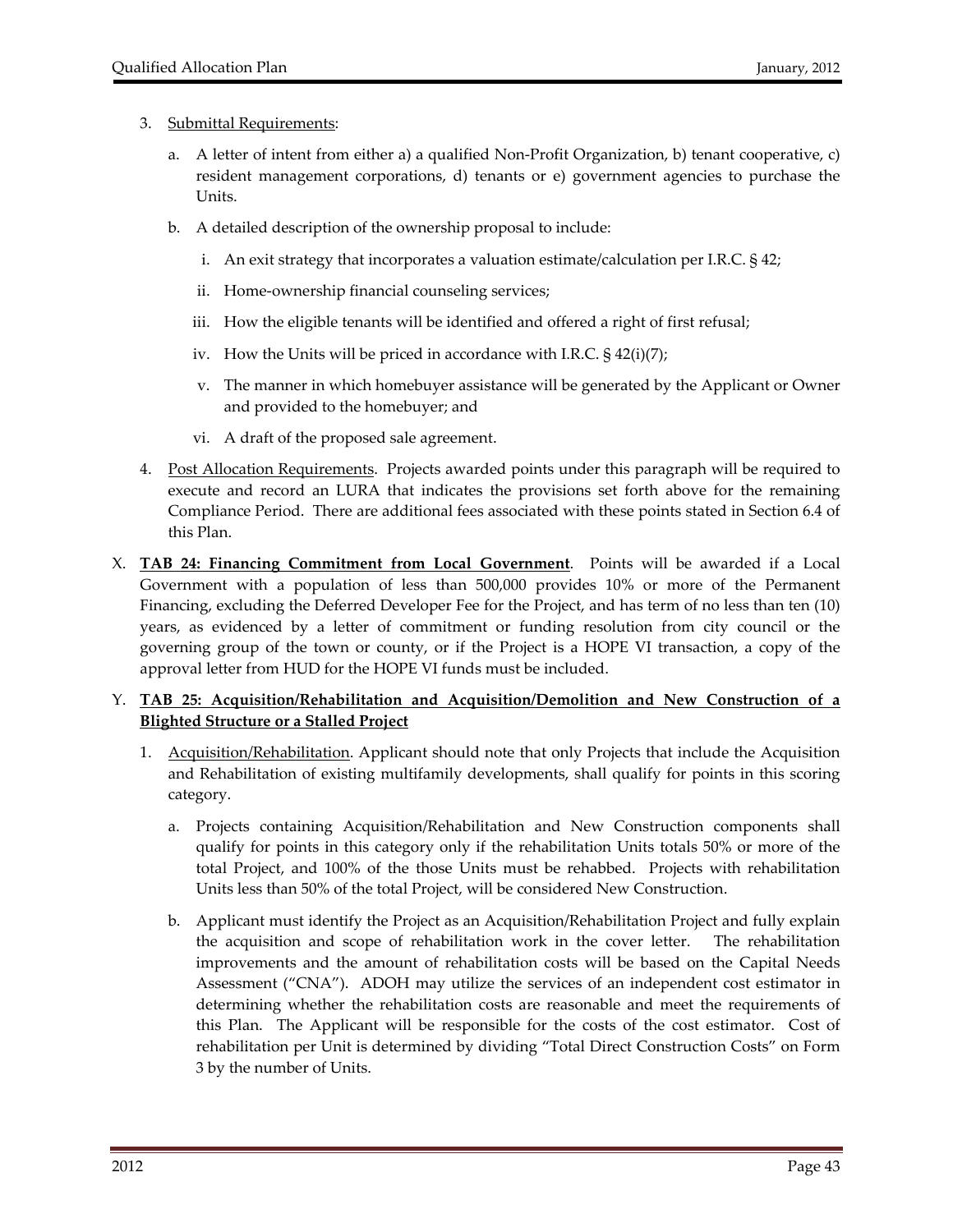3. Submittal Requirements:

   a. A letter of intent from either a) a qualified Non-Profit Organization, b) tenant cooperative, c) resident management corporations, d) tenants or e) government agencies to purchase the Units.

   b. A detailed description of the ownership proposal to include:

      i. An exit strategy that incorporates a valuation estimate/calculation per I.R.C. § 42;

      ii. Home-ownership financial counseling services;

      iii. How the eligible tenants will be identified and offered a right of first refusal;

      iv. How the Units will be priced in accordance with I.R.C. § 42(i)(7);

      v. The manner in which homebuyer assistance will be generated by the Applicant or Owner and provided to the homebuyer; and

      vi. A draft of the proposed sale agreement.

4. Post Allocation Requirements. Projects awarded points under this paragraph will be required to execute and record an LURA that indicates the provisions set forth above for the remaining Compliance Period. There are additional fees associated with these points stated in Section 6.4 of this Plan.

X. **TAB 24: Financing Commitment from Local Government**. Points will be awarded if a Local Government with a population of less than 500,000 provides 10% or more of the Permanent Financing, excluding the Deferred Developer Fee for the Project, and has term of no less than ten (10) years, as evidenced by a letter of commitment or funding resolution from city council or the governing group of the town or county, or if the Project is a HOPE VI transaction, a copy of the approval letter from HUD for the HOPE VI funds must be included.

Y. **TAB 25: Acquisition/Rehabilitation and Acquisition/Demolition and New Construction of a Blighted Structure or a Stalled Project**

1. Acquisition/Rehabilitation. Applicant should note that only Projects that include the Acquisition and Rehabilitation of existing multifamily developments, shall qualify for points in this scoring category.

   a. Projects containing Acquisition/Rehabilitation and New Construction components shall qualify for points in this category only if the rehabilitation Units totals 50% or more of the total Project, and 100% of the those Units must be rehabbed. Projects with rehabilitation Units less than 50% of the total Project, will be considered New Construction.

   b. Applicant must identify the Project as an Acquisition/Rehabilitation Project and fully explain the acquisition and scope of rehabilitation work in the cover letter. The rehabilitation improvements and the amount of rehabilitation costs will be based on the Capital Needs Assessment ("CNA"). ADOH may utilize the services of an independent cost estimator in determining whether the rehabilitation costs are reasonable and meet the requirements of this Plan. The Applicant will be responsible for the costs of the cost estimator. Cost of rehabilitation per Unit is determined by dividing "Total Direct Construction Costs" on Form 3 by the number of Units.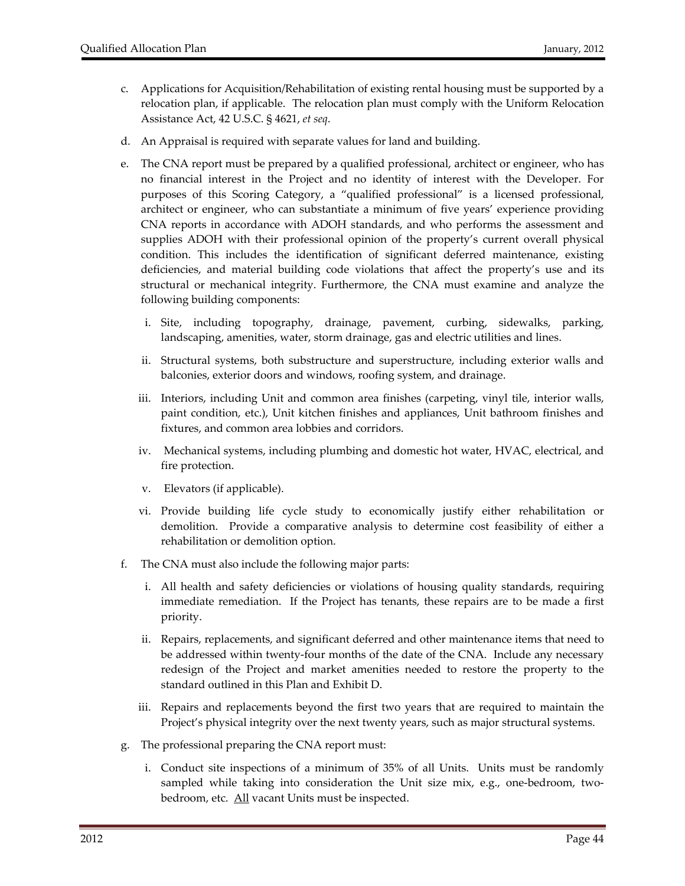c. Applications for Acquisition/Rehabilitation of existing rental housing must be supported by a relocation plan, if applicable. The relocation plan must comply with the Uniform Relocation Assistance Act, 42 U.S.C. § 4621, *et seq*.

d. An Appraisal is required with separate values for land and building.

e. The CNA report must be prepared by a qualified professional, architect or engineer, who has no financial interest in the Project and no identity of interest with the Developer. For purposes of this Scoring Category, a "qualified professional" is a licensed professional, architect or engineer, who can substantiate a minimum of five years' experience providing CNA reports in accordance with ADOH standards, and who performs the assessment and supplies ADOH with their professional opinion of the property's current overall physical condition. This includes the identification of significant deferred maintenance, existing deficiencies, and material building code violations that affect the property's use and its structural or mechanical integrity. Furthermore, the CNA must examine and analyze the following building components:

   i. Site, including topography, drainage, pavement, curbing, sidewalks, parking, landscaping, amenities, water, storm drainage, gas and electric utilities and lines.

   ii. Structural systems, both substructure and superstructure, including exterior walls and balconies, exterior doors and windows, roofing system, and drainage.

   iii. Interiors, including Unit and common area finishes (carpeting, vinyl tile, interior walls, paint condition, etc.), Unit kitchen finishes and appliances, Unit bathroom finishes and fixtures, and common area lobbies and corridors.

   iv. Mechanical systems, including plumbing and domestic hot water, HVAC, electrical, and fire protection.

   v. Elevators (if applicable).

   vi. Provide building life cycle study to economically justify either rehabilitation or demolition. Provide a comparative analysis to determine cost feasibility of either a rehabilitation or demolition option.

f. The CNA must also include the following major parts:

   i. All health and safety deficiencies or violations of housing quality standards, requiring immediate remediation. If the Project has tenants, these repairs are to be made a first priority.

   ii. Repairs, replacements, and significant deferred and other maintenance items that need to be addressed within twenty-four months of the date of the CNA. Include any necessary redesign of the Project and market amenities needed to restore the property to the standard outlined in this Plan and Exhibit D.

   iii. Repairs and replacements beyond the first two years that are required to maintain the Project's physical integrity over the next twenty years, such as major structural systems.

g. The professional preparing the CNA report must:

   i. Conduct site inspections of a minimum of 35% of all Units. Units must be randomly sampled while taking into consideration the Unit size mix, e.g., one-bedroom, two-bedroom, etc. <u>All</u> vacant Units must be inspected.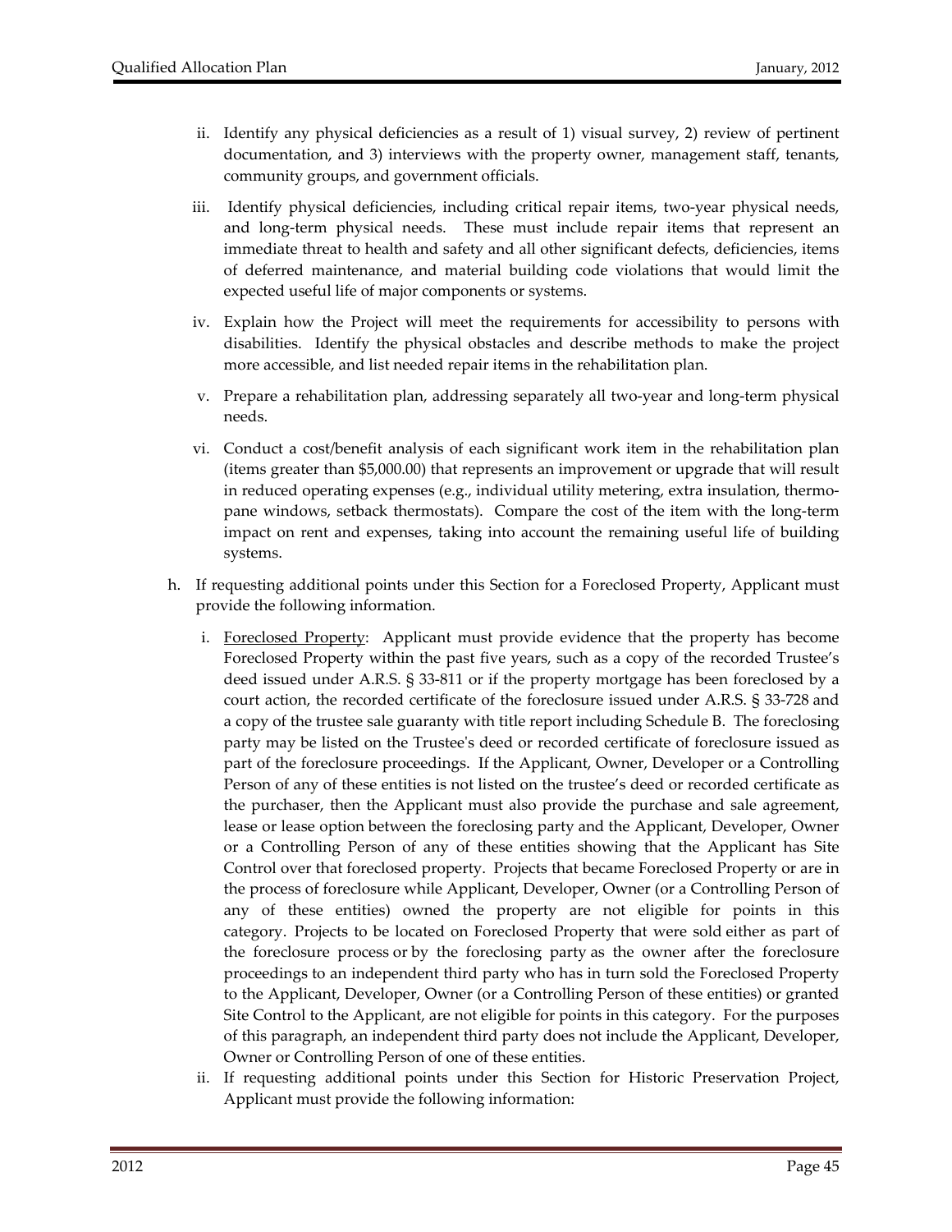ii. Identify any physical deficiencies as a result of 1) visual survey, 2) review of pertinent documentation, and 3) interviews with the property owner, management staff, tenants, community groups, and government officials.

iii. Identify physical deficiencies, including critical repair items, two-year physical needs, and long-term physical needs. These must include repair items that represent an immediate threat to health and safety and all other significant defects, deficiencies, items of deferred maintenance, and material building code violations that would limit the expected useful life of major components or systems.

iv. Explain how the Project will meet the requirements for accessibility to persons with disabilities. Identify the physical obstacles and describe methods to make the project more accessible, and list needed repair items in the rehabilitation plan.

v. Prepare a rehabilitation plan, addressing separately all two-year and long-term physical needs.

vi. Conduct a cost/benefit analysis of each significant work item in the rehabilitation plan (items greater than $5,000.00) that represents an improvement or upgrade that will result in reduced operating expenses (e.g., individual utility metering, extra insulation, thermo-pane windows, setback thermostats). Compare the cost of the item with the long-term impact on rent and expenses, taking into account the remaining useful life of building systems.

h. If requesting additional points under this Section for a Foreclosed Property, Applicant must provide the following information.

i. <u>Foreclosed Property</u>: Applicant must provide evidence that the property has become Foreclosed Property within the past five years, such as a copy of the recorded Trustee's deed issued under A.R.S. § 33-811 or if the property mortgage has been foreclosed by a court action, the recorded certificate of the foreclosure issued under A.R.S. § 33-728 and a copy of the trustee sale guaranty with title report including Schedule B. The foreclosing party may be listed on the Trustee's deed or recorded certificate of foreclosure issued as part of the foreclosure proceedings. If the Applicant, Owner, Developer or a Controlling Person of any of these entities is not listed on the trustee's deed or recorded certificate as the purchaser, then the Applicant must also provide the purchase and sale agreement, lease or lease option between the foreclosing party and the Applicant, Developer, Owner or a Controlling Person of any of these entities showing that the Applicant has Site Control over that foreclosed property. Projects that became Foreclosed Property or are in the process of foreclosure while Applicant, Developer, Owner (or a Controlling Person of any of these entities) owned the property are not eligible for points in this category. Projects to be located on Foreclosed Property that were sold either as part of the foreclosure process or by the foreclosing party as the owner after the foreclosure proceedings to an independent third party who has in turn sold the Foreclosed Property to the Applicant, Developer, Owner (or a Controlling Person of these entities) or granted Site Control to the Applicant, are not eligible for points in this category. For the purposes of this paragraph, an independent third party does not include the Applicant, Developer, Owner or Controlling Person of one of these entities.

ii. If requesting additional points under this Section for Historic Preservation Project, Applicant must provide the following information: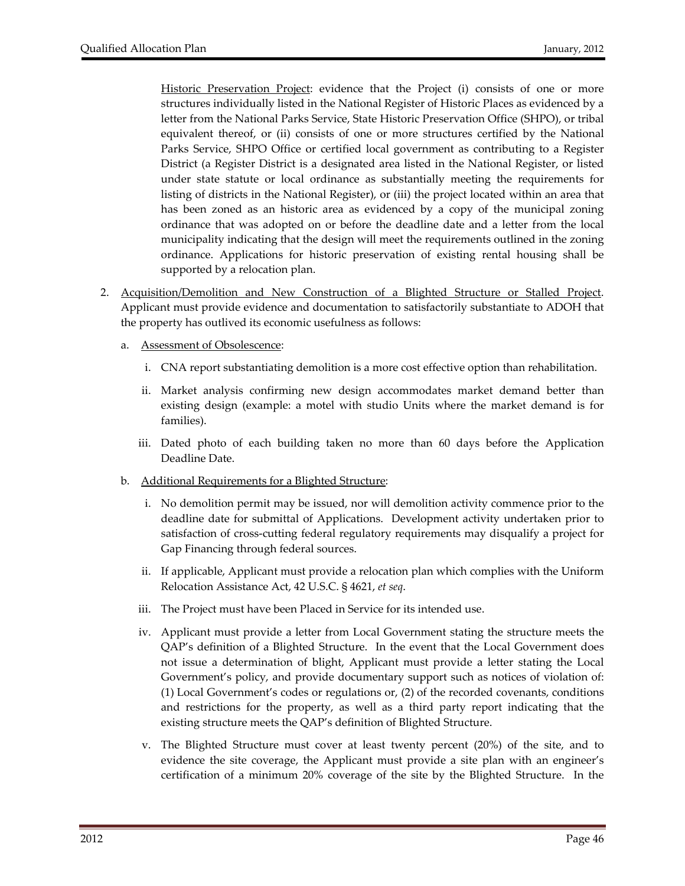<u>Historic Preservation Project</u>: evidence that the Project (i) consists of one or more structures individually listed in the National Register of Historic Places as evidenced by a letter from the National Parks Service, State Historic Preservation Office (SHPO), or tribal equivalent thereof, or (ii) consists of one or more structures certified by the National Parks Service, SHPO Office or certified local government as contributing to a Register District (a Register District is a designated area listed in the National Register, or listed under state statute or local ordinance as substantially meeting the requirements for listing of districts in the National Register), or (iii) the project located within an area that has been zoned as an historic area as evidenced by a copy of the municipal zoning ordinance that was adopted on or before the deadline date and a letter from the local municipality indicating that the design will meet the requirements outlined in the zoning ordinance. Applications for historic preservation of existing rental housing shall be supported by a relocation plan.

2. <u>Acquisition/Demolition and New Construction of a Blighted Structure or Stalled Project</u>. Applicant must provide evidence and documentation to satisfactorily substantiate to ADOH that the property has outlived its economic usefulness as follows:

   a. <u>Assessment of Obsolescence</u>:

      i. CNA report substantiating demolition is a more cost effective option than rehabilitation.

      ii. Market analysis confirming new design accommodates market demand better than existing design (example: a motel with studio Units where the market demand is for families).

      iii. Dated photo of each building taken no more than 60 days before the Application Deadline Date.

   b. <u>Additional Requirements for a Blighted Structure</u>:

      i. No demolition permit may be issued, nor will demolition activity commence prior to the deadline date for submittal of Applications. Development activity undertaken prior to satisfaction of cross-cutting federal regulatory requirements may disqualify a project for Gap Financing through federal sources.

      ii. If applicable, Applicant must provide a relocation plan which complies with the Uniform Relocation Assistance Act, 42 U.S.C. § 4621, *et seq*.

      iii. The Project must have been Placed in Service for its intended use.

      iv. Applicant must provide a letter from Local Government stating the structure meets the QAP's definition of a Blighted Structure. In the event that the Local Government does not issue a determination of blight, Applicant must provide a letter stating the Local Government's policy, and provide documentary support such as notices of violation of: (1) Local Government's codes or regulations or, (2) of the recorded covenants, conditions and restrictions for the property, as well as a third party report indicating that the existing structure meets the QAP's definition of Blighted Structure.

      v. The Blighted Structure must cover at least twenty percent (20%) of the site, and to evidence the site coverage, the Applicant must provide a site plan with an engineer's certification of a minimum 20% coverage of the site by the Blighted Structure. In the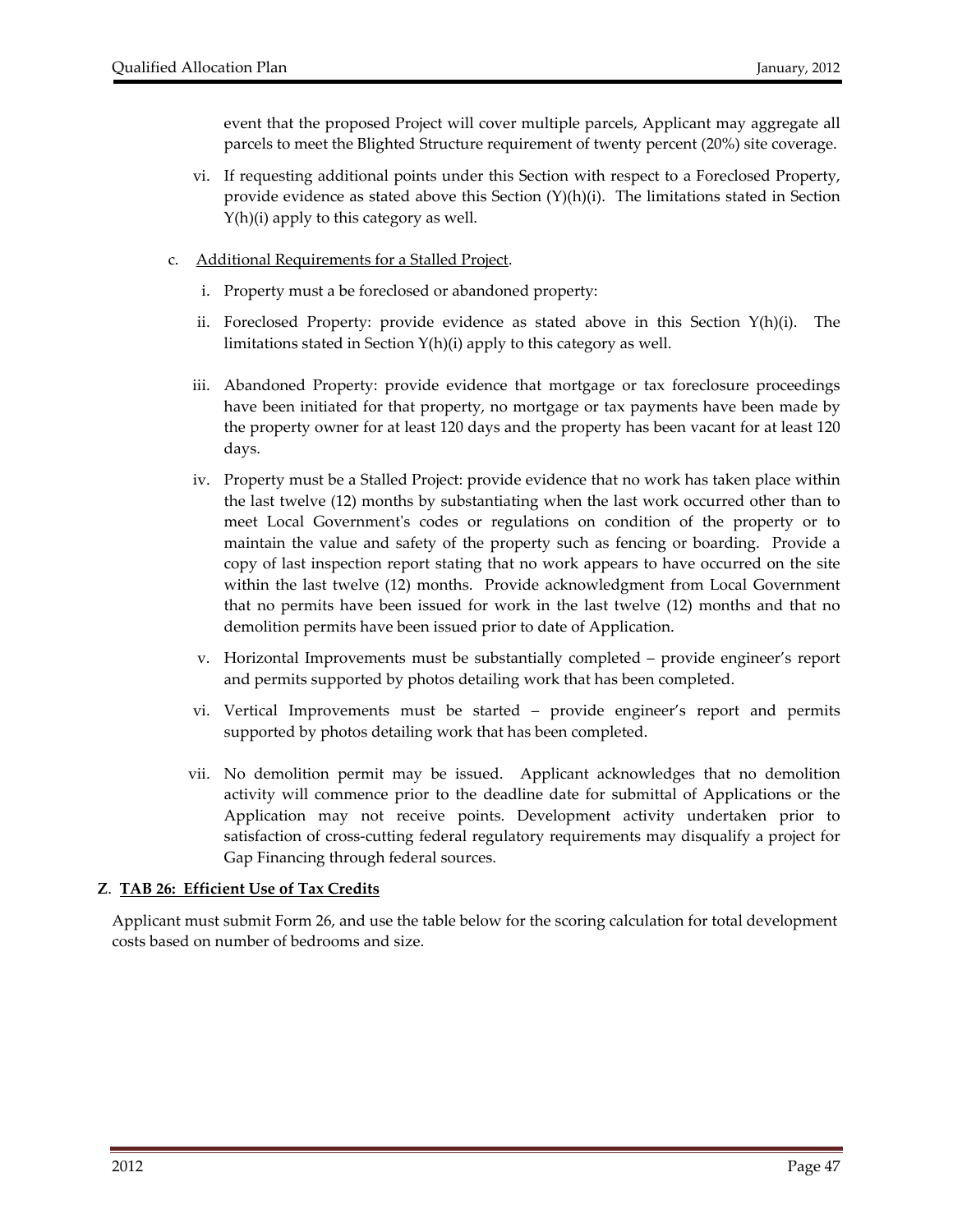event that the proposed Project will cover multiple parcels, Applicant may aggregate all parcels to meet the Blighted Structure requirement of twenty percent (20%) site coverage.

vi. If requesting additional points under this Section with respect to a Foreclosed Property, provide evidence as stated above this Section (Y)(h)(i). The limitations stated in Section Y(h)(i) apply to this category as well.

c. <u>Additional Requirements for a Stalled Project</u>.

i. Property must a be foreclosed or abandoned property:

ii. Foreclosed Property: provide evidence as stated above in this Section Y(h)(i). The limitations stated in Section Y(h)(i) apply to this category as well.

iii. Abandoned Property: provide evidence that mortgage or tax foreclosure proceedings have been initiated for that property, no mortgage or tax payments have been made by the property owner for at least 120 days and the property has been vacant for at least 120 days.

iv. Property must be a Stalled Project: provide evidence that no work has taken place within the last twelve (12) months by substantiating when the last work occurred other than to meet Local Government's codes or regulations on condition of the property or to maintain the value and safety of the property such as fencing or boarding. Provide a copy of last inspection report stating that no work appears to have occurred on the site within the last twelve (12) months. Provide acknowledgment from Local Government that no permits have been issued for work in the last twelve (12) months and that no demolition permits have been issued prior to date of Application.

v. Horizontal Improvements must be substantially completed – provide engineer's report and permits supported by photos detailing work that has been completed.

vi. Vertical Improvements must be started – provide engineer's report and permits supported by photos detailing work that has been completed.

vii. No demolition permit may be issued. Applicant acknowledges that no demolition activity will commence prior to the deadline date for submittal of Applications or the Application may not receive points. Development activity undertaken prior to satisfaction of cross-cutting federal regulatory requirements may disqualify a project for Gap Financing through federal sources.

**Z**. **<u>TAB 26: Efficient Use of Tax Credits</u>**

Applicant must submit Form 26, and use the table below for the scoring calculation for total development costs based on number of bedrooms and size.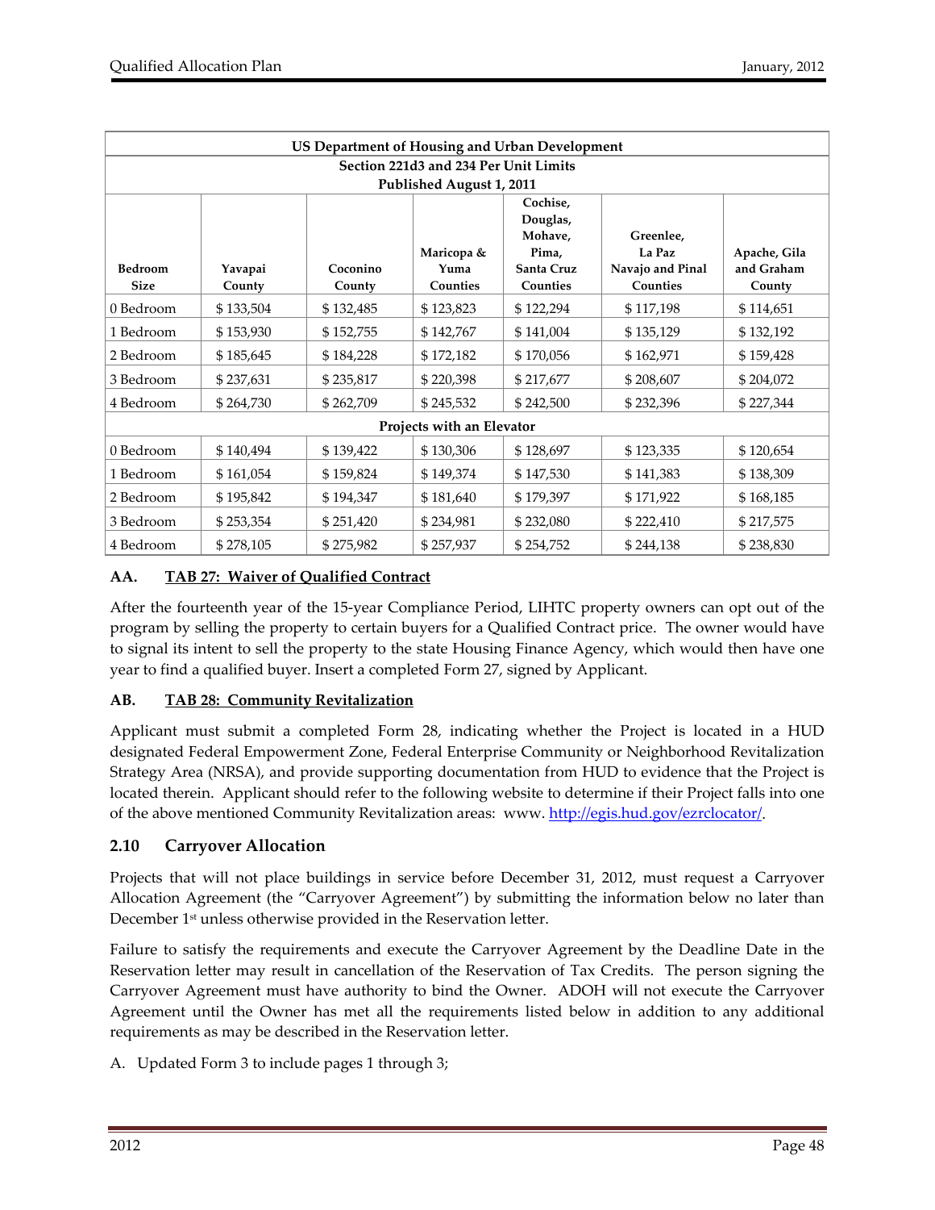| US Department of Housing and Urban Development | | | | | | |
|---|---|---|---|---|---|---|
| Section 221d3 and 234 Per Unit Limits Published August 1, 2011 | | | | | | |
| Bedroom Size | Yavapai County | Coconino County | Maricopa & Yuma Counties | Cochise, Douglas, Mohave, Pima, Santa Cruz Counties | Greenlee, La Paz Navajo and Pinal Counties | Apache, Gila and Graham County |
| 0 Bedroom | $ 133,504 | $ 132,485 | $ 123,823 | $ 122,294 | $ 117,198 | $ 114,651 |
| 1 Bedroom | $ 153,930 | $ 152,755 | $ 142,767 | $ 141,004 | $ 135,129 | $ 132,192 |
| 2 Bedroom | $ 185,645 | $ 184,228 | $ 172,182 | $ 170,056 | $ 162,971 | $ 159,428 |
| 3 Bedroom | $ 237,631 | $ 235,817 | $ 220,398 | $ 217,677 | $ 208,607 | $ 204,072 |
| 4 Bedroom | $ 264,730 | $ 262,709 | $ 245,532 | $ 242,500 | $ 232,396 | $ 227,344 |
| Projects with an Elevator | | | | | | |
| 0 Bedroom | $ 140,494 | $ 139,422 | $ 130,306 | $ 128,697 | $ 123,335 | $ 120,654 |
| 1 Bedroom | $ 161,054 | $ 159,824 | $ 149,374 | $ 147,530 | $ 141,383 | $ 138,309 |
| 2 Bedroom | $ 195,842 | $ 194,347 | $ 181,640 | $ 179,397 | $ 171,922 | $ 168,185 |
| 3 Bedroom | $ 253,354 | $ 251,420 | $ 234,981 | $ 232,080 | $ 222,410 | $ 217,575 |
| 4 Bedroom | $ 278,105 | $ 275,982 | $ 257,937 | $ 254,752 | $ 244,138 | $ 238,830 |

### AA. TAB 27: Waiver of Qualified Contract

After the fourteenth year of the 15-year Compliance Period, LIHTC property owners can opt out of the program by selling the property to certain buyers for a Qualified Contract price. The owner would have to signal its intent to sell the property to the state Housing Finance Agency, which would then have one year to find a qualified buyer. Insert a completed Form 27, signed by Applicant.

### AB. TAB 28: Community Revitalization

Applicant must submit a completed Form 28, indicating whether the Project is located in a HUD designated Federal Empowerment Zone, Federal Enterprise Community or Neighborhood Revitalization Strategy Area (NRSA), and provide supporting documentation from HUD to evidence that the Project is located therein. Applicant should refer to the following website to determine if their Project falls into one of the above mentioned Community Revitalization areas: www. http://egis.hud.gov/ezrclocator/.

## 2.10 Carryover Allocation

Projects that will not place buildings in service before December 31, 2012, must request a Carryover Allocation Agreement (the "Carryover Agreement") by submitting the information below no later than December 1st unless otherwise provided in the Reservation letter.

Failure to satisfy the requirements and execute the Carryover Agreement by the Deadline Date in the Reservation letter may result in cancellation of the Reservation of Tax Credits. The person signing the Carryover Agreement must have authority to bind the Owner. ADOH will not execute the Carryover Agreement until the Owner has met all the requirements listed below in addition to any additional requirements as may be described in the Reservation letter.

A. Updated Form 3 to include pages 1 through 3;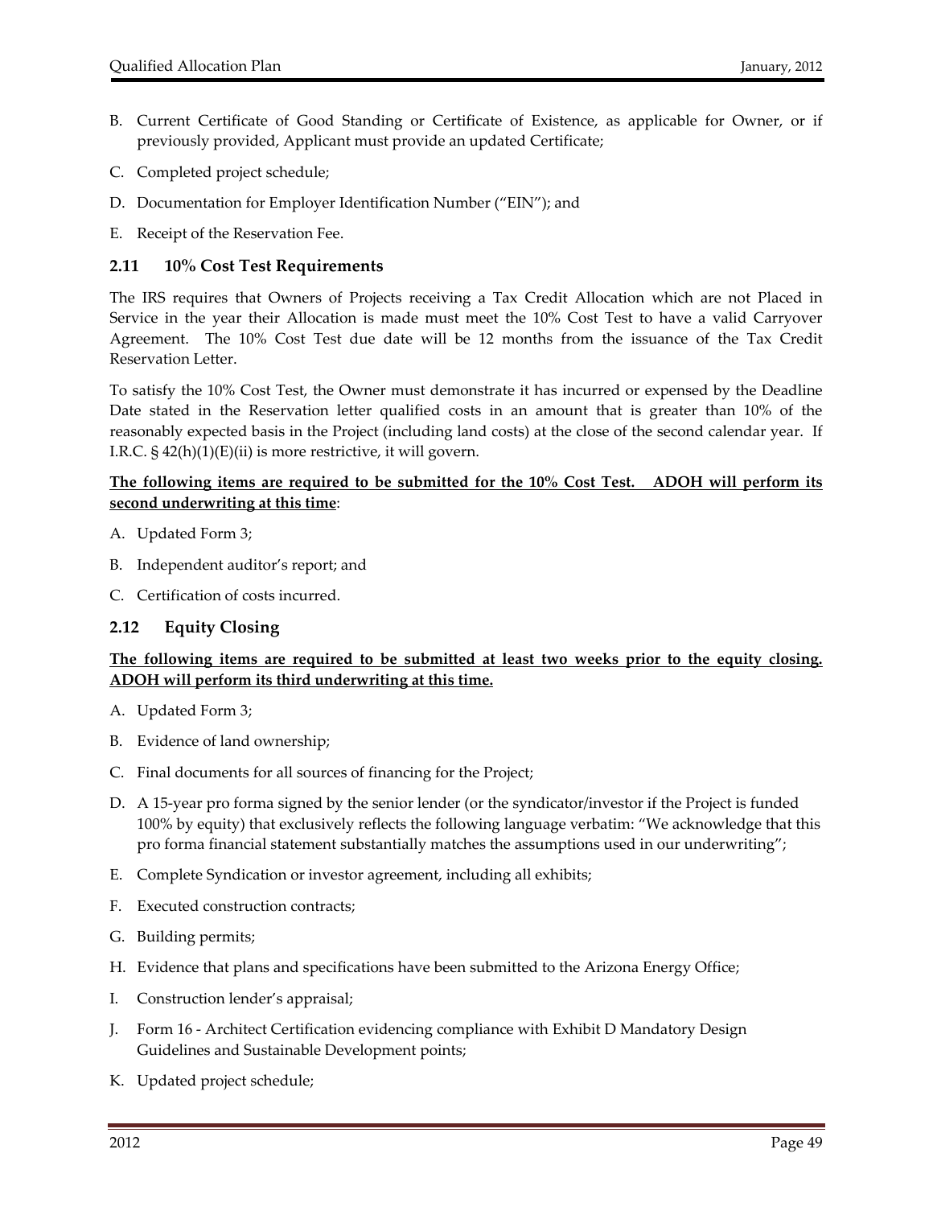B. Current Certificate of Good Standing or Certificate of Existence, as applicable for Owner, or if previously provided, Applicant must provide an updated Certificate;

C. Completed project schedule;

D. Documentation for Employer Identification Number ("EIN"); and

E. Receipt of the Reservation Fee.

### 2.11 10% Cost Test Requirements

The IRS requires that Owners of Projects receiving a Tax Credit Allocation which are not Placed in Service in the year their Allocation is made must meet the 10% Cost Test to have a valid Carryover Agreement. The 10% Cost Test due date will be 12 months from the issuance of the Tax Credit Reservation Letter.

To satisfy the 10% Cost Test, the Owner must demonstrate it has incurred or expensed by the Deadline Date stated in the Reservation letter qualified costs in an amount that is greater than 10% of the reasonably expected basis in the Project (including land costs) at the close of the second calendar year. If I.R.C. § 42(h)(1)(E)(ii) is more restrictive, it will govern.

**The following items are required to be submitted for the 10% Cost Test. ADOH will perform its second underwriting at this time**:

A. Updated Form 3;

B. Independent auditor's report; and

C. Certification of costs incurred.

### 2.12 Equity Closing

**The following items are required to be submitted at least two weeks prior to the equity closing. ADOH will perform its third underwriting at this time.**

A. Updated Form 3;

B. Evidence of land ownership;

C. Final documents for all sources of financing for the Project;

D. A 15-year pro forma signed by the senior lender (or the syndicator/investor if the Project is funded 100% by equity) that exclusively reflects the following language verbatim: "We acknowledge that this pro forma financial statement substantially matches the assumptions used in our underwriting";

E. Complete Syndication or investor agreement, including all exhibits;

F. Executed construction contracts;

G. Building permits;

H. Evidence that plans and specifications have been submitted to the Arizona Energy Office;

I. Construction lender's appraisal;

J. Form 16 - Architect Certification evidencing compliance with Exhibit D Mandatory Design Guidelines and Sustainable Development points;

K. Updated project schedule;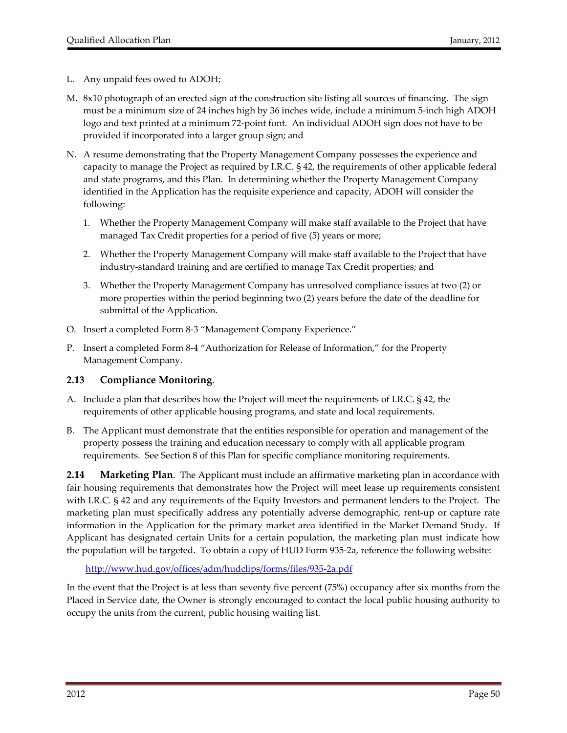L. Any unpaid fees owed to ADOH;

M. 8x10 photograph of an erected sign at the construction site listing all sources of financing. The sign must be a minimum size of 24 inches high by 36 inches wide, include a minimum 5-inch high ADOH logo and text printed at a minimum 72-point font. An individual ADOH sign does not have to be provided if incorporated into a larger group sign; and

N. A resume demonstrating that the Property Management Company possesses the experience and capacity to manage the Project as required by I.R.C. § 42, the requirements of other applicable federal and state programs, and this Plan. In determining whether the Property Management Company identified in the Application has the requisite experience and capacity, ADOH will consider the following:

   1. Whether the Property Management Company will make staff available to the Project that have managed Tax Credit properties for a period of five (5) years or more;

   2. Whether the Property Management Company will make staff available to the Project that have industry-standard training and are certified to manage Tax Credit properties; and

   3. Whether the Property Management Company has unresolved compliance issues at two (2) or more properties within the period beginning two (2) years before the date of the deadline for submittal of the Application.

O. Insert a completed Form 8-3 "Management Company Experience."

P. Insert a completed Form 8-4 "Authorization for Release of Information," for the Property Management Company.

### 2.13 Compliance Monitoring.

A. Include a plan that describes how the Project will meet the requirements of I.R.C. § 42, the requirements of other applicable housing programs, and state and local requirements.

B. The Applicant must demonstrate that the entities responsible for operation and management of the property possess the training and education necessary to comply with all applicable program requirements. See Section 8 of this Plan for specific compliance monitoring requirements.

**2.14 Marketing Plan**. The Applicant must include an affirmative marketing plan in accordance with fair housing requirements that demonstrates how the Project will meet lease up requirements consistent with I.R.C. § 42 and any requirements of the Equity Investors and permanent lenders to the Project. The marketing plan must specifically address any potentially adverse demographic, rent-up or capture rate information in the Application for the primary market area identified in the Market Demand Study. If Applicant has designated certain Units for a certain population, the marketing plan must indicate how the population will be targeted. To obtain a copy of HUD Form 935-2a, reference the following website:

http://www.hud.gov/offices/adm/hudclips/forms/files/935-2a.pdf

In the event that the Project is at less than seventy five percent (75%) occupancy after six months from the Placed in Service date, the Owner is strongly encouraged to contact the local public housing authority to occupy the units from the current, public housing waiting list.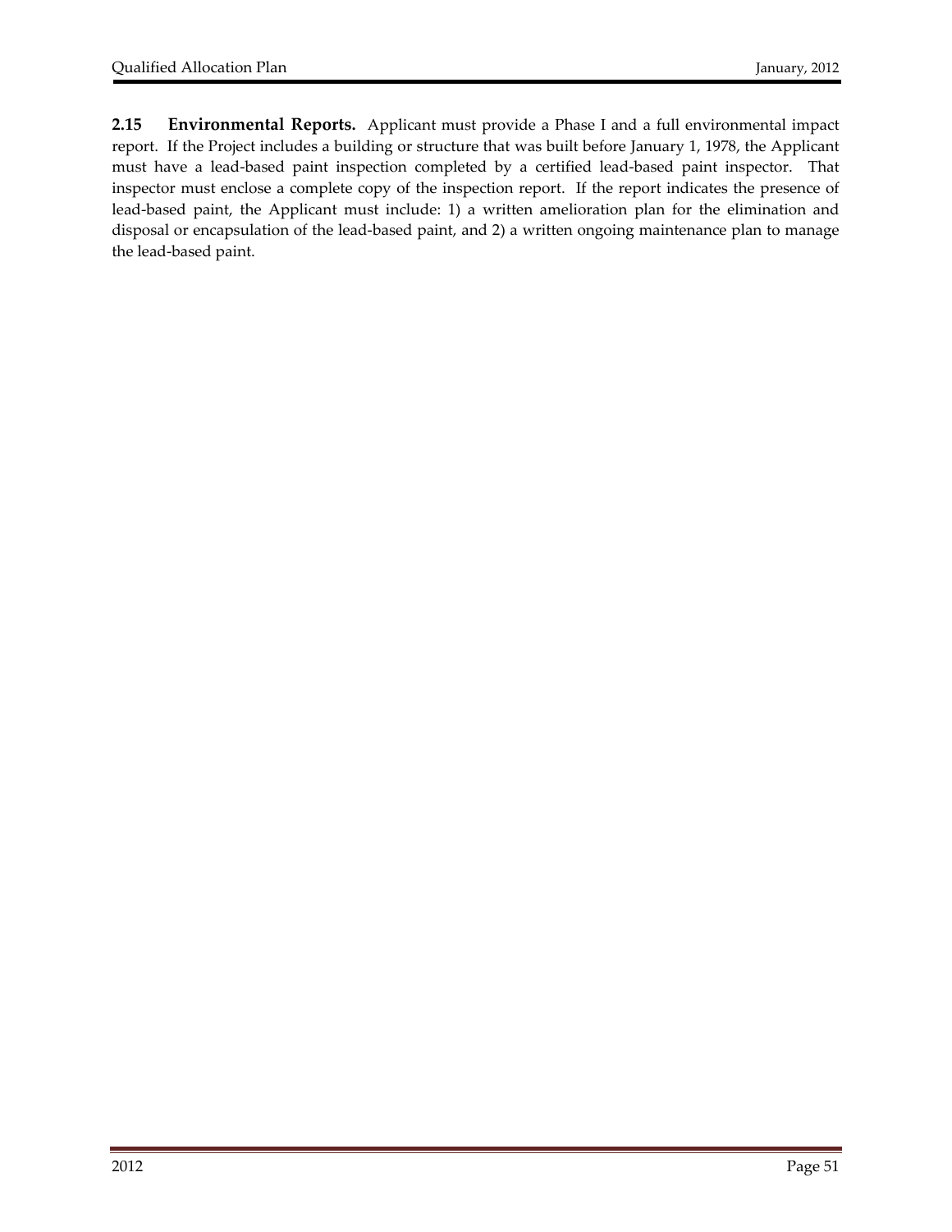**2.15 Environmental Reports.** Applicant must provide a Phase I and a full environmental impact report. If the Project includes a building or structure that was built before January 1, 1978, the Applicant must have a lead-based paint inspection completed by a certified lead-based paint inspector. That inspector must enclose a complete copy of the inspection report. If the report indicates the presence of lead-based paint, the Applicant must include: 1) a written amelioration plan for the elimination and disposal or encapsulation of the lead-based paint, and 2) a written ongoing maintenance plan to manage the lead-based paint.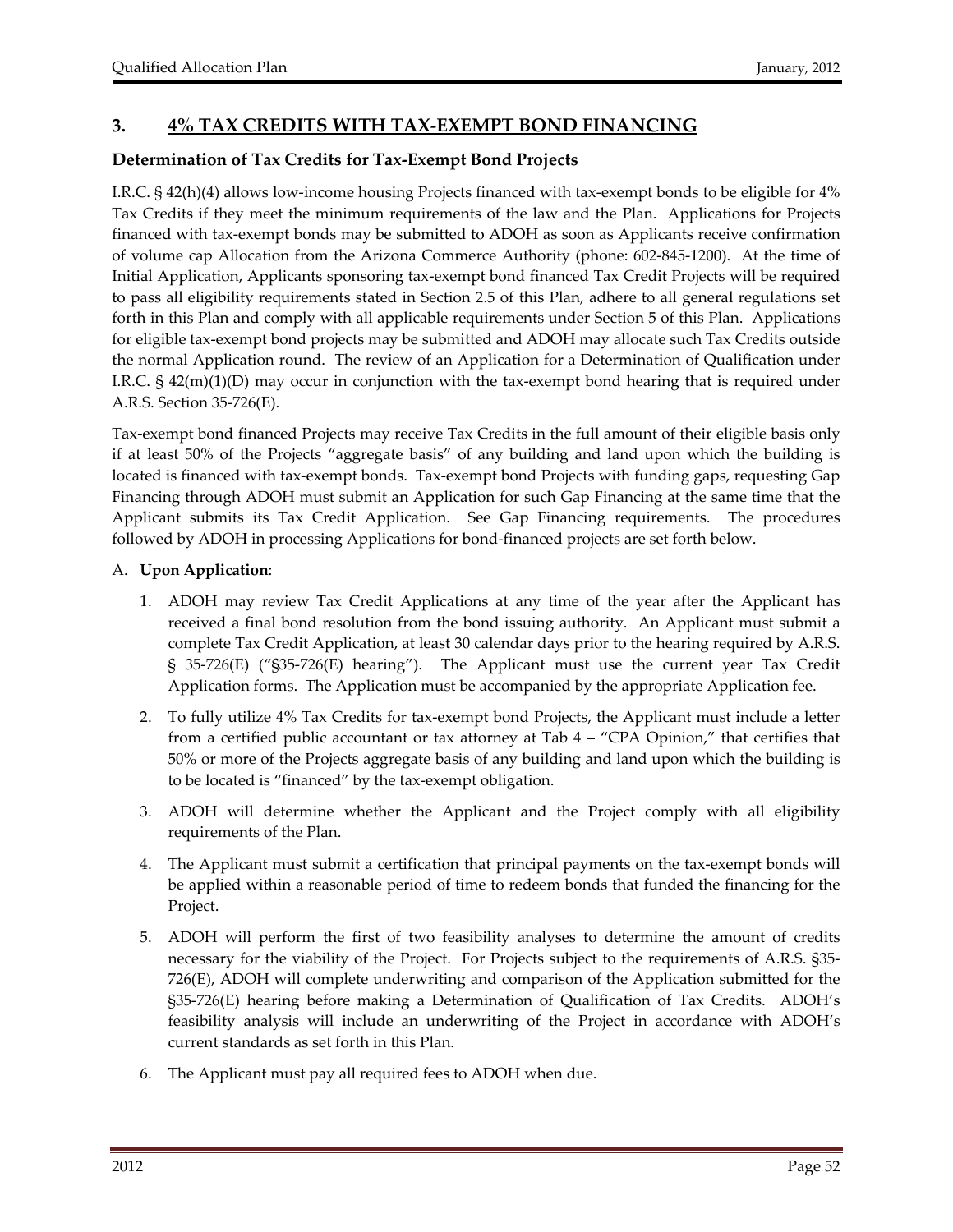## 3. 4% TAX CREDITS WITH TAX-EXEMPT BOND FINANCING

### Determination of Tax Credits for Tax-Exempt Bond Projects

I.R.C. § 42(h)(4) allows low-income housing Projects financed with tax-exempt bonds to be eligible for 4% Tax Credits if they meet the minimum requirements of the law and the Plan. Applications for Projects financed with tax-exempt bonds may be submitted to ADOH as soon as Applicants receive confirmation of volume cap Allocation from the Arizona Commerce Authority (phone: 602-845-1200). At the time of Initial Application, Applicants sponsoring tax-exempt bond financed Tax Credit Projects will be required to pass all eligibility requirements stated in Section 2.5 of this Plan, adhere to all general regulations set forth in this Plan and comply with all applicable requirements under Section 5 of this Plan. Applications for eligible tax-exempt bond projects may be submitted and ADOH may allocate such Tax Credits outside the normal Application round. The review of an Application for a Determination of Qualification under I.R.C. § 42(m)(1)(D) may occur in conjunction with the tax-exempt bond hearing that is required under A.R.S. Section 35-726(E).

Tax-exempt bond financed Projects may receive Tax Credits in the full amount of their eligible basis only if at least 50% of the Projects "aggregate basis" of any building and land upon which the building is located is financed with tax-exempt bonds. Tax-exempt bond Projects with funding gaps, requesting Gap Financing through ADOH must submit an Application for such Gap Financing at the same time that the Applicant submits its Tax Credit Application. See Gap Financing requirements. The procedures followed by ADOH in processing Applications for bond-financed projects are set forth below.

A. **Upon Application**:

1. ADOH may review Tax Credit Applications at any time of the year after the Applicant has received a final bond resolution from the bond issuing authority. An Applicant must submit a complete Tax Credit Application, at least 30 calendar days prior to the hearing required by A.R.S. § 35-726(E) ("§35-726(E) hearing"). The Applicant must use the current year Tax Credit Application forms. The Application must be accompanied by the appropriate Application fee.
2. To fully utilize 4% Tax Credits for tax-exempt bond Projects, the Applicant must include a letter from a certified public accountant or tax attorney at Tab 4 – "CPA Opinion," that certifies that 50% or more of the Projects aggregate basis of any building and land upon which the building is to be located is "financed" by the tax-exempt obligation.
3. ADOH will determine whether the Applicant and the Project comply with all eligibility requirements of the Plan.
4. The Applicant must submit a certification that principal payments on the tax-exempt bonds will be applied within a reasonable period of time to redeem bonds that funded the financing for the Project.
5. ADOH will perform the first of two feasibility analyses to determine the amount of credits necessary for the viability of the Project. For Projects subject to the requirements of A.R.S. §35-726(E), ADOH will complete underwriting and comparison of the Application submitted for the §35-726(E) hearing before making a Determination of Qualification of Tax Credits. ADOH's feasibility analysis will include an underwriting of the Project in accordance with ADOH's current standards as set forth in this Plan.
6. The Applicant must pay all required fees to ADOH when due.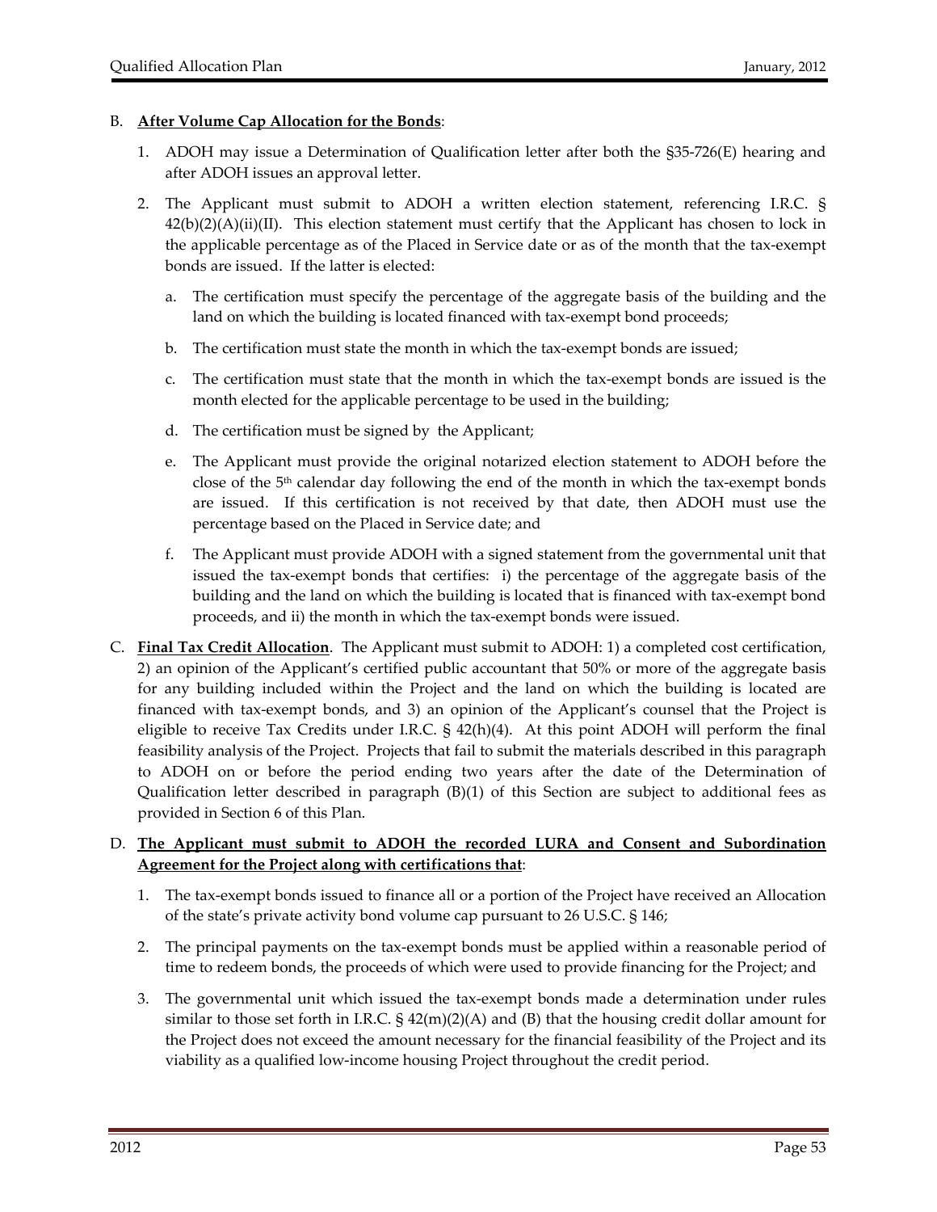B. **<u>After Volume Cap Allocation for the Bonds</u>**:

1. ADOH may issue a Determination of Qualification letter after both the §35-726(E) hearing and after ADOH issues an approval letter.

2. The Applicant must submit to ADOH a written election statement, referencing I.R.C. § 42(b)(2)(A)(ii)(II). This election statement must certify that the Applicant has chosen to lock in the applicable percentage as of the Placed in Service date or as of the month that the tax-exempt bonds are issued. If the latter is elected:

   a. The certification must specify the percentage of the aggregate basis of the building and the land on which the building is located financed with tax-exempt bond proceeds;

   b. The certification must state the month in which the tax-exempt bonds are issued;

   c. The certification must state that the month in which the tax-exempt bonds are issued is the month elected for the applicable percentage to be used in the building;

   d. The certification must be signed by the Applicant;

   e. The Applicant must provide the original notarized election statement to ADOH before the close of the 5th calendar day following the end of the month in which the tax-exempt bonds are issued. If this certification is not received by that date, then ADOH must use the percentage based on the Placed in Service date; and

   f. The Applicant must provide ADOH with a signed statement from the governmental unit that issued the tax-exempt bonds that certifies: i) the percentage of the aggregate basis of the building and the land on which the building is located that is financed with tax-exempt bond proceeds, and ii) the month in which the tax-exempt bonds were issued.

C. **<u>Final Tax Credit Allocation</u>**. The Applicant must submit to ADOH: 1) a completed cost certification, 2) an opinion of the Applicant's certified public accountant that 50% or more of the aggregate basis for any building included within the Project and the land on which the building is located are financed with tax-exempt bonds, and 3) an opinion of the Applicant's counsel that the Project is eligible to receive Tax Credits under I.R.C. § 42(h)(4). At this point ADOH will perform the final feasibility analysis of the Project. Projects that fail to submit the materials described in this paragraph to ADOH on or before the period ending two years after the date of the Determination of Qualification letter described in paragraph (B)(1) of this Section are subject to additional fees as provided in Section 6 of this Plan.

D. **<u>The Applicant must submit to ADOH the recorded LURA and Consent and Subordination Agreement for the Project along with certifications that</u>**:

1. The tax-exempt bonds issued to finance all or a portion of the Project have received an Allocation of the state's private activity bond volume cap pursuant to 26 U.S.C. § 146;

2. The principal payments on the tax-exempt bonds must be applied within a reasonable period of time to redeem bonds, the proceeds of which were used to provide financing for the Project; and

3. The governmental unit which issued the tax-exempt bonds made a determination under rules similar to those set forth in I.R.C. § 42(m)(2)(A) and (B) that the housing credit dollar amount for the Project does not exceed the amount necessary for the financial feasibility of the Project and its viability as a qualified low-income housing Project throughout the credit period.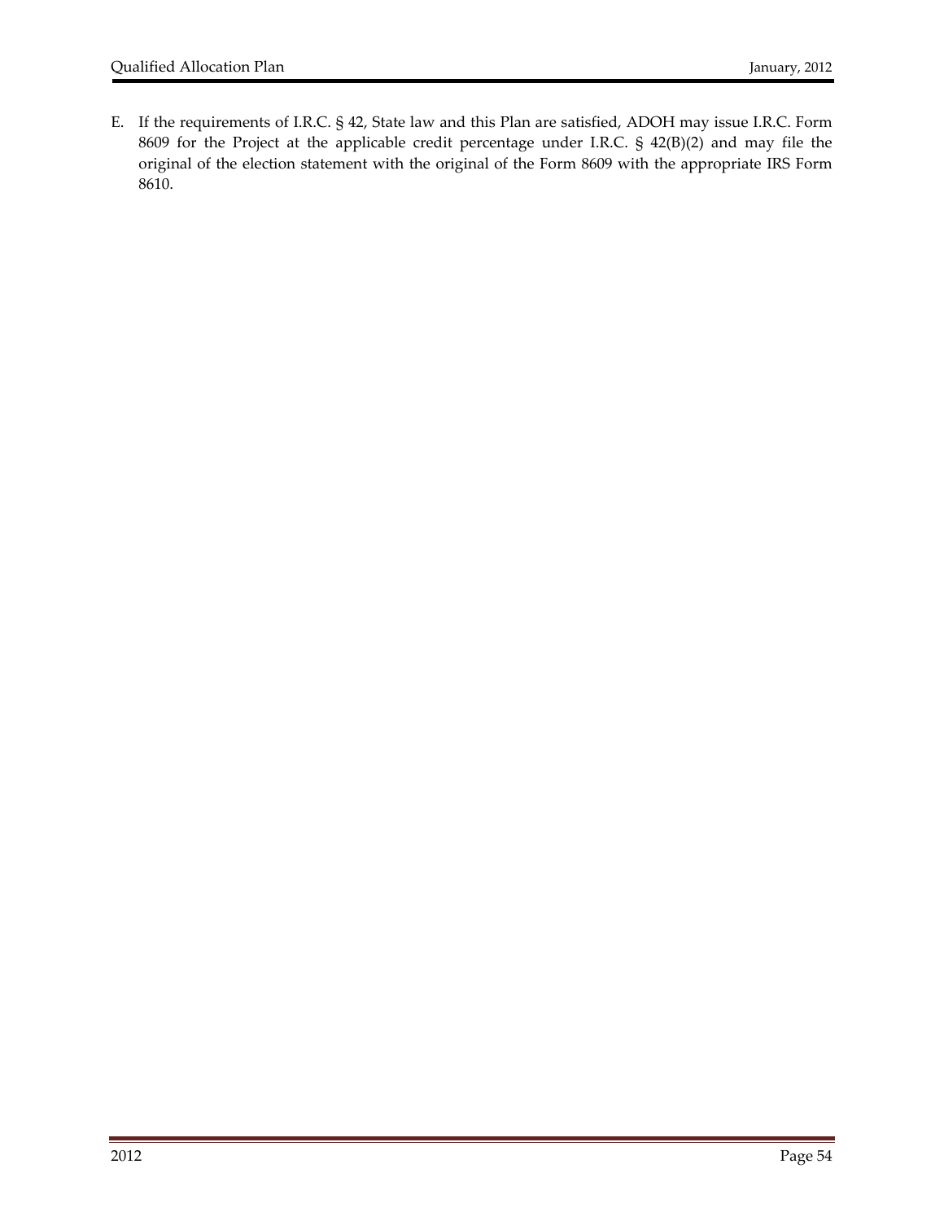E. If the requirements of I.R.C. § 42, State law and this Plan are satisfied, ADOH may issue I.R.C. Form 8609 for the Project at the applicable credit percentage under I.R.C. § 42(B)(2) and may file the original of the election statement with the original of the Form 8609 with the appropriate IRS Form 8610.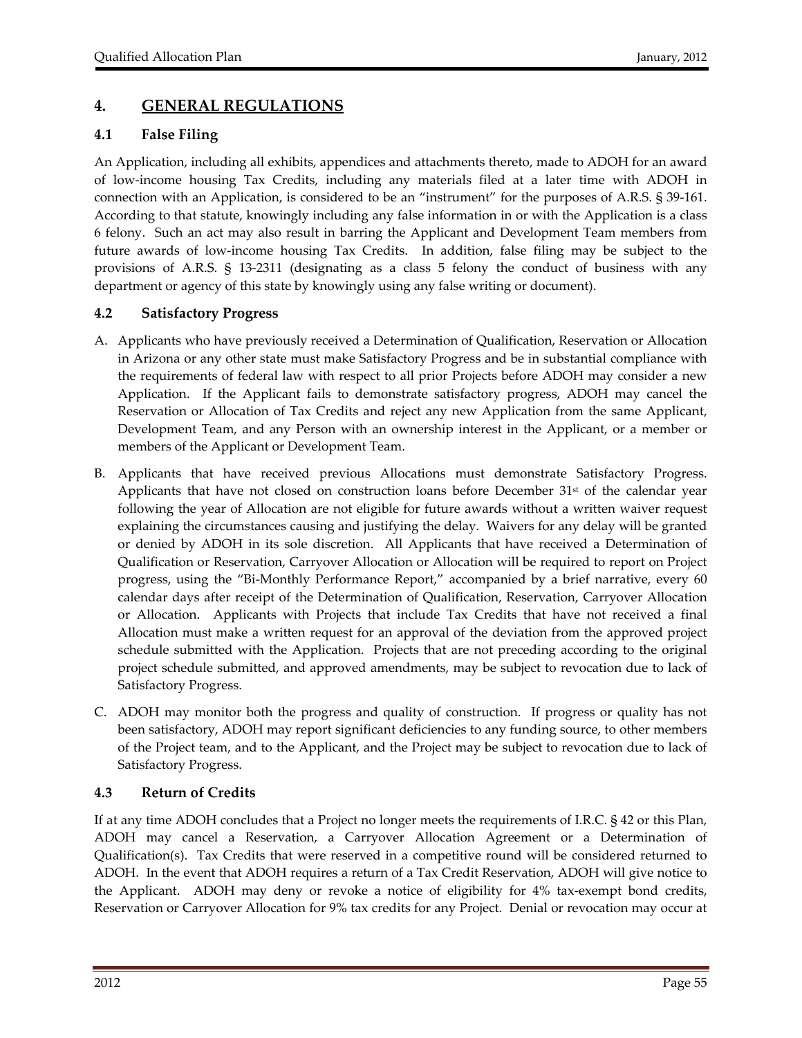## 4. GENERAL REGULATIONS

### 4.1 False Filing

An Application, including all exhibits, appendices and attachments thereto, made to ADOH for an award of low-income housing Tax Credits, including any materials filed at a later time with ADOH in connection with an Application, is considered to be an "instrument" for the purposes of A.R.S. § 39-161. According to that statute, knowingly including any false information in or with the Application is a class 6 felony. Such an act may also result in barring the Applicant and Development Team members from future awards of low-income housing Tax Credits. In addition, false filing may be subject to the provisions of A.R.S. § 13-2311 (designating as a class 5 felony the conduct of business with any department or agency of this state by knowingly using any false writing or document).

### 4.2 Satisfactory Progress

A. Applicants who have previously received a Determination of Qualification, Reservation or Allocation in Arizona or any other state must make Satisfactory Progress and be in substantial compliance with the requirements of federal law with respect to all prior Projects before ADOH may consider a new Application. If the Applicant fails to demonstrate satisfactory progress, ADOH may cancel the Reservation or Allocation of Tax Credits and reject any new Application from the same Applicant, Development Team, and any Person with an ownership interest in the Applicant, or a member or members of the Applicant or Development Team.

B. Applicants that have received previous Allocations must demonstrate Satisfactory Progress. Applicants that have not closed on construction loans before December 31st of the calendar year following the year of Allocation are not eligible for future awards without a written waiver request explaining the circumstances causing and justifying the delay. Waivers for any delay will be granted or denied by ADOH in its sole discretion. All Applicants that have received a Determination of Qualification or Reservation, Carryover Allocation or Allocation will be required to report on Project progress, using the "Bi-Monthly Performance Report," accompanied by a brief narrative, every 60 calendar days after receipt of the Determination of Qualification, Reservation, Carryover Allocation or Allocation. Applicants with Projects that include Tax Credits that have not received a final Allocation must make a written request for an approval of the deviation from the approved project schedule submitted with the Application. Projects that are not preceding according to the original project schedule submitted, and approved amendments, may be subject to revocation due to lack of Satisfactory Progress.

C. ADOH may monitor both the progress and quality of construction. If progress or quality has not been satisfactory, ADOH may report significant deficiencies to any funding source, to other members of the Project team, and to the Applicant, and the Project may be subject to revocation due to lack of Satisfactory Progress.

### 4.3 Return of Credits

If at any time ADOH concludes that a Project no longer meets the requirements of I.R.C. § 42 or this Plan, ADOH may cancel a Reservation, a Carryover Allocation Agreement or a Determination of Qualification(s). Tax Credits that were reserved in a competitive round will be considered returned to ADOH. In the event that ADOH requires a return of a Tax Credit Reservation, ADOH will give notice to the Applicant. ADOH may deny or revoke a notice of eligibility for 4% tax-exempt bond credits, Reservation or Carryover Allocation for 9% tax credits for any Project. Denial or revocation may occur at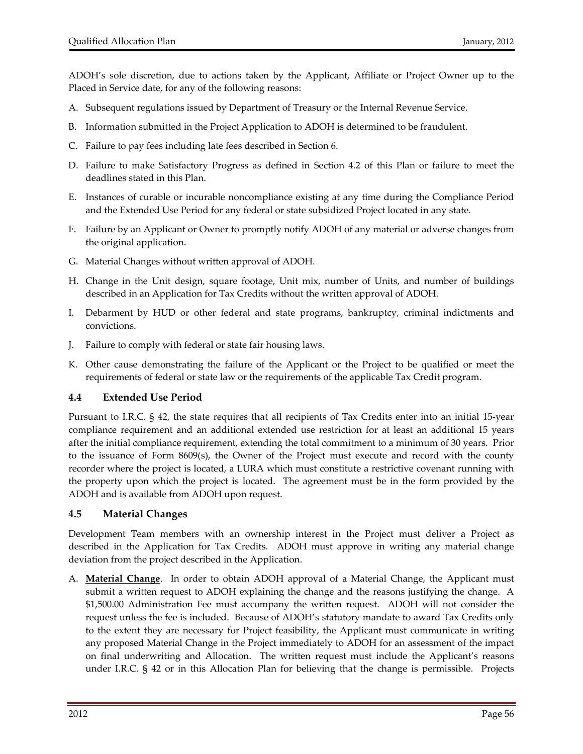ADOH's sole discretion, due to actions taken by the Applicant, Affiliate or Project Owner up to the Placed in Service date, for any of the following reasons:

A. Subsequent regulations issued by Department of Treasury or the Internal Revenue Service.

B. Information submitted in the Project Application to ADOH is determined to be fraudulent.

C. Failure to pay fees including late fees described in Section 6.

D. Failure to make Satisfactory Progress as defined in Section 4.2 of this Plan or failure to meet the deadlines stated in this Plan.

E. Instances of curable or incurable noncompliance existing at any time during the Compliance Period and the Extended Use Period for any federal or state subsidized Project located in any state.

F. Failure by an Applicant or Owner to promptly notify ADOH of any material or adverse changes from the original application.

G. Material Changes without written approval of ADOH.

H. Change in the Unit design, square footage, Unit mix, number of Units, and number of buildings described in an Application for Tax Credits without the written approval of ADOH.

I. Debarment by HUD or other federal and state programs, bankruptcy, criminal indictments and convictions.

J. Failure to comply with federal or state fair housing laws.

K. Other cause demonstrating the failure of the Applicant or the Project to be qualified or meet the requirements of federal or state law or the requirements of the applicable Tax Credit program.

### 4.4 Extended Use Period

Pursuant to I.R.C. § 42, the state requires that all recipients of Tax Credits enter into an initial 15-year compliance requirement and an additional extended use restriction for at least an additional 15 years after the initial compliance requirement, extending the total commitment to a minimum of 30 years. Prior to the issuance of Form 8609(s), the Owner of the Project must execute and record with the county recorder where the project is located, a LURA which must constitute a restrictive covenant running with the property upon which the project is located. The agreement must be in the form provided by the ADOH and is available from ADOH upon request.

### 4.5 Material Changes

Development Team members with an ownership interest in the Project must deliver a Project as described in the Application for Tax Credits. ADOH must approve in writing any material change deviation from the project described in the Application.

A. **Material Change**. In order to obtain ADOH approval of a Material Change, the Applicant must submit a written request to ADOH explaining the change and the reasons justifying the change. A $1,500.00 Administration Fee must accompany the written request. ADOH will not consider the request unless the fee is included. Because of ADOH's statutory mandate to award Tax Credits only to the extent they are necessary for Project feasibility, the Applicant must communicate in writing any proposed Material Change in the Project immediately to ADOH for an assessment of the impact on final underwriting and Allocation. The written request must include the Applicant's reasons under I.R.C. § 42 or in this Allocation Plan for believing that the change is permissible. Projects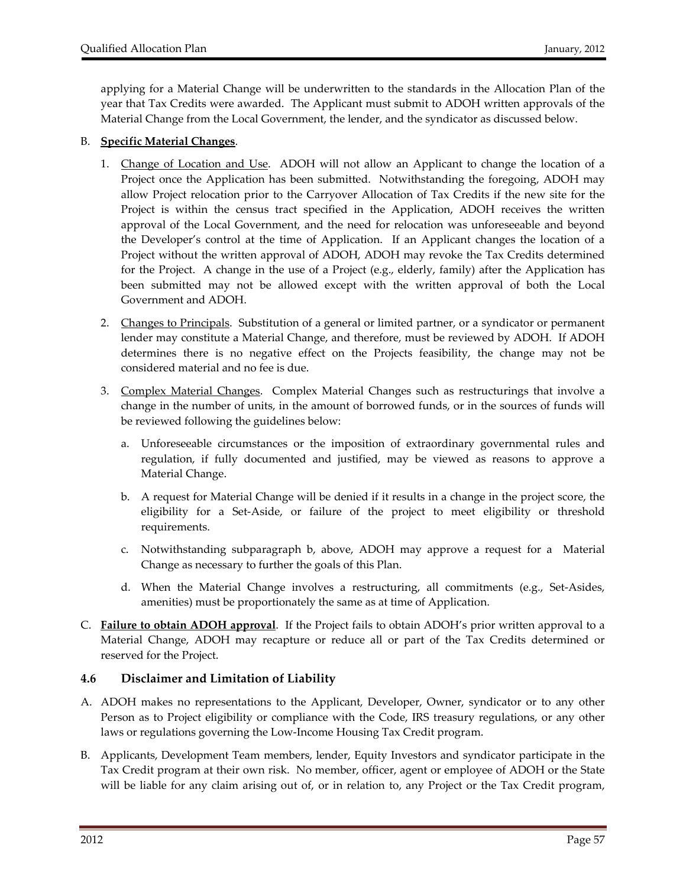applying for a Material Change will be underwritten to the standards in the Allocation Plan of the year that Tax Credits were awarded. The Applicant must submit to ADOH written approvals of the Material Change from the Local Government, the lender, and the syndicator as discussed below.

B. **Specific Material Changes**.

1. Change of Location and Use. ADOH will not allow an Applicant to change the location of a Project once the Application has been submitted. Notwithstanding the foregoing, ADOH may allow Project relocation prior to the Carryover Allocation of Tax Credits if the new site for the Project is within the census tract specified in the Application, ADOH receives the written approval of the Local Government, and the need for relocation was unforeseeable and beyond the Developer's control at the time of Application. If an Applicant changes the location of a Project without the written approval of ADOH, ADOH may revoke the Tax Credits determined for the Project. A change in the use of a Project (e.g., elderly, family) after the Application has been submitted may not be allowed except with the written approval of both the Local Government and ADOH.

2. Changes to Principals. Substitution of a general or limited partner, or a syndicator or permanent lender may constitute a Material Change, and therefore, must be reviewed by ADOH. If ADOH determines there is no negative effect on the Projects feasibility, the change may not be considered material and no fee is due.

3. Complex Material Changes. Complex Material Changes such as restructurings that involve a change in the number of units, in the amount of borrowed funds, or in the sources of funds will be reviewed following the guidelines below:

   a. Unforeseeable circumstances or the imposition of extraordinary governmental rules and regulation, if fully documented and justified, may be viewed as reasons to approve a Material Change.

   b. A request for Material Change will be denied if it results in a change in the project score, the eligibility for a Set-Aside, or failure of the project to meet eligibility or threshold requirements.

   c. Notwithstanding subparagraph b, above, ADOH may approve a request for a Material Change as necessary to further the goals of this Plan.

   d. When the Material Change involves a restructuring, all commitments (e.g., Set-Asides, amenities) must be proportionately the same as at time of Application.

C. **Failure to obtain ADOH approval**. If the Project fails to obtain ADOH's prior written approval to a Material Change, ADOH may recapture or reduce all or part of the Tax Credits determined or reserved for the Project.

### 4.6 Disclaimer and Limitation of Liability

A. ADOH makes no representations to the Applicant, Developer, Owner, syndicator or to any other Person as to Project eligibility or compliance with the Code, IRS treasury regulations, or any other laws or regulations governing the Low-Income Housing Tax Credit program.

B. Applicants, Development Team members, lender, Equity Investors and syndicator participate in the Tax Credit program at their own risk. No member, officer, agent or employee of ADOH or the State will be liable for any claim arising out of, or in relation to, any Project or the Tax Credit program,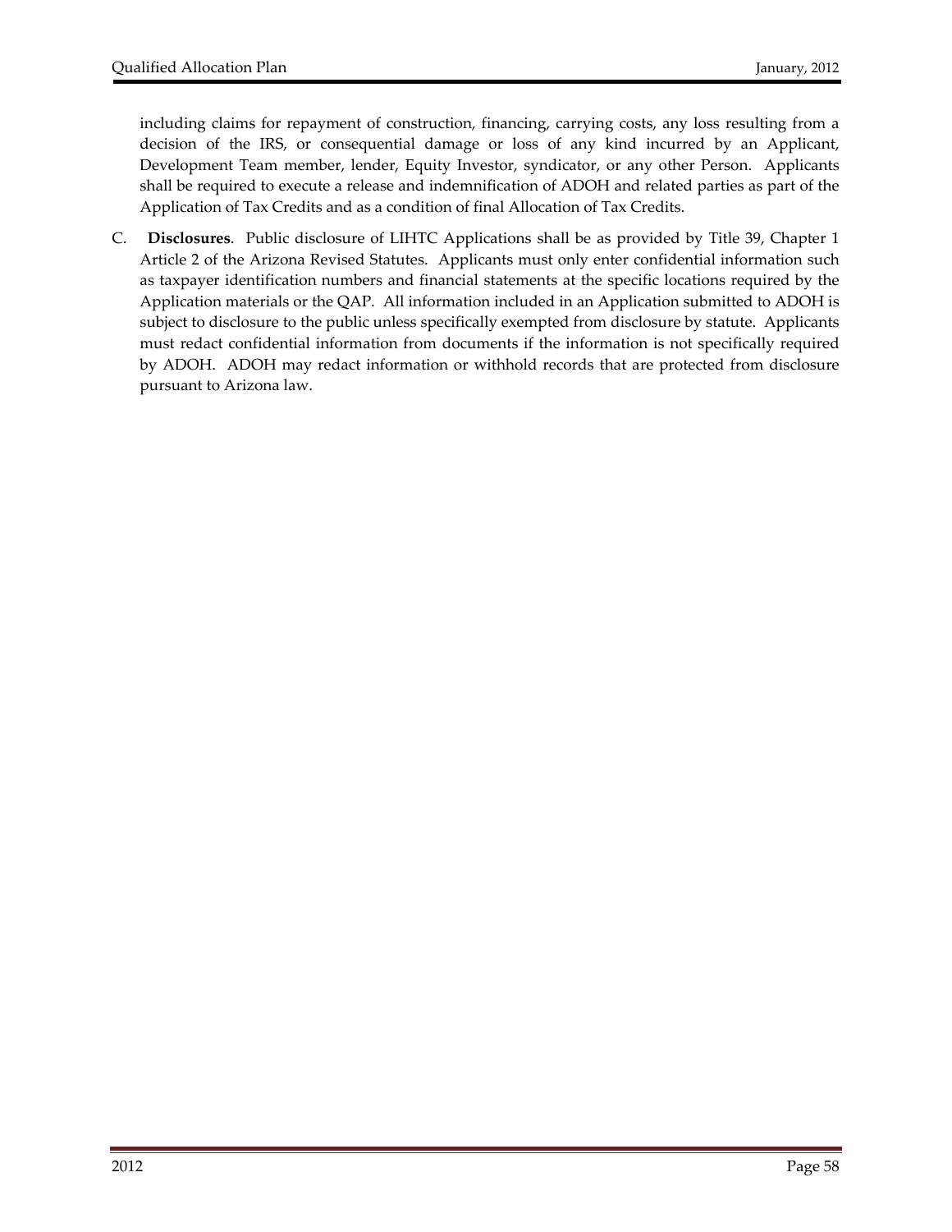including claims for repayment of construction, financing, carrying costs, any loss resulting from a decision of the IRS, or consequential damage or loss of any kind incurred by an Applicant, Development Team member, lender, Equity Investor, syndicator, or any other Person. Applicants shall be required to execute a release and indemnification of ADOH and related parties as part of the Application of Tax Credits and as a condition of final Allocation of Tax Credits.

C. **Disclosures**. Public disclosure of LIHTC Applications shall be as provided by Title 39, Chapter 1 Article 2 of the Arizona Revised Statutes. Applicants must only enter confidential information such as taxpayer identification numbers and financial statements at the specific locations required by the Application materials or the QAP. All information included in an Application submitted to ADOH is subject to disclosure to the public unless specifically exempted from disclosure by statute. Applicants must redact confidential information from documents if the information is not specifically required by ADOH. ADOH may redact information or withhold records that are protected from disclosure pursuant to Arizona law.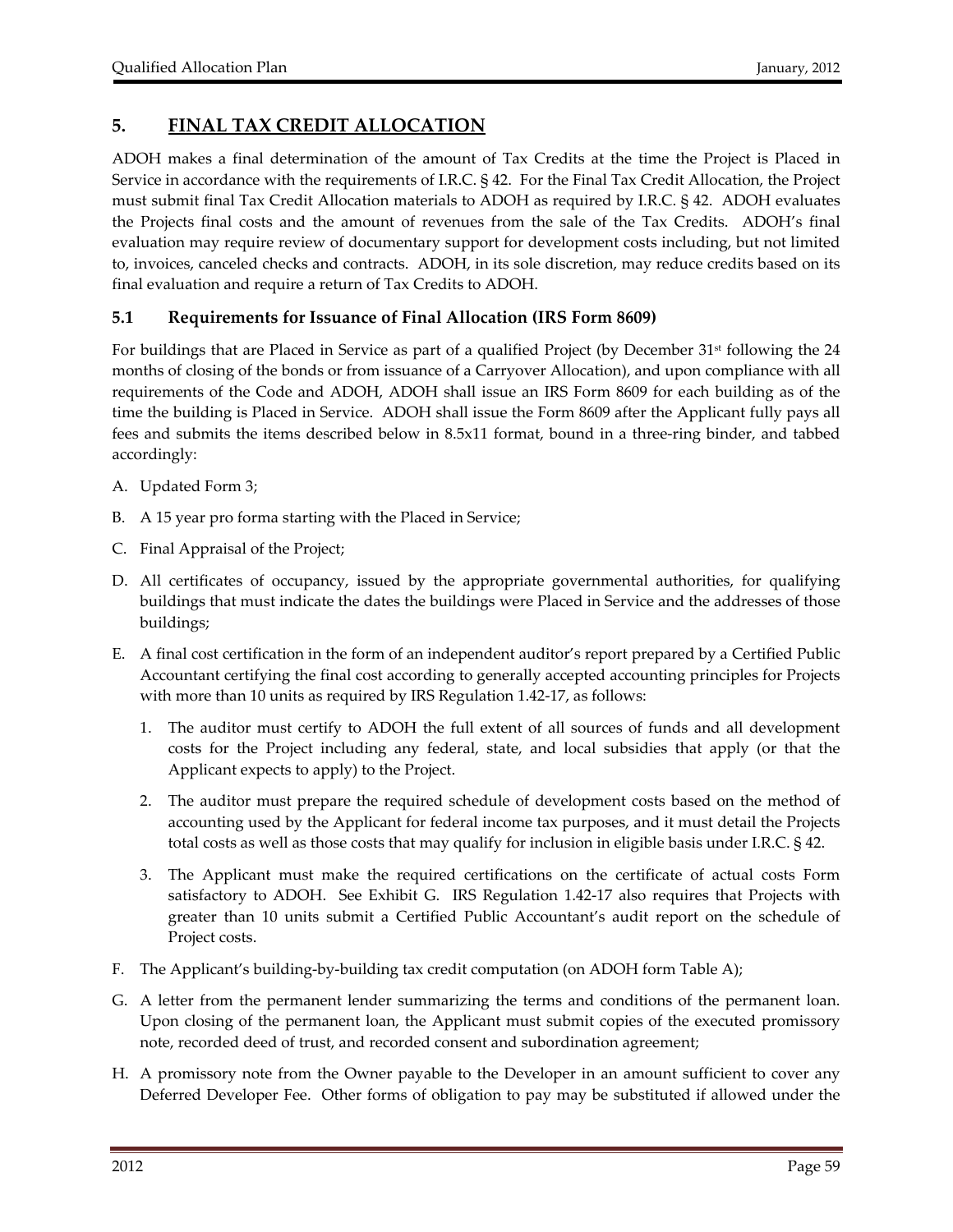## 5. <u>FINAL TAX CREDIT ALLOCATION</u>

ADOH makes a final determination of the amount of Tax Credits at the time the Project is Placed in Service in accordance with the requirements of I.R.C. § 42. For the Final Tax Credit Allocation, the Project must submit final Tax Credit Allocation materials to ADOH as required by I.R.C. § 42. ADOH evaluates the Projects final costs and the amount of revenues from the sale of the Tax Credits. ADOH's final evaluation may require review of documentary support for development costs including, but not limited to, invoices, canceled checks and contracts. ADOH, in its sole discretion, may reduce credits based on its final evaluation and require a return of Tax Credits to ADOH.

### 5.1 Requirements for Issuance of Final Allocation (IRS Form 8609)

For buildings that are Placed in Service as part of a qualified Project (by December 31st following the 24 months of closing of the bonds or from issuance of a Carryover Allocation), and upon compliance with all requirements of the Code and ADOH, ADOH shall issue an IRS Form 8609 for each building as of the time the building is Placed in Service. ADOH shall issue the Form 8609 after the Applicant fully pays all fees and submits the items described below in 8.5x11 format, bound in a three-ring binder, and tabbed accordingly:

A. Updated Form 3;

B. A 15 year pro forma starting with the Placed in Service;

C. Final Appraisal of the Project;

D. All certificates of occupancy, issued by the appropriate governmental authorities, for qualifying buildings that must indicate the dates the buildings were Placed in Service and the addresses of those buildings;

E. A final cost certification in the form of an independent auditor's report prepared by a Certified Public Accountant certifying the final cost according to generally accepted accounting principles for Projects with more than 10 units as required by IRS Regulation 1.42-17, as follows:

   1. The auditor must certify to ADOH the full extent of all sources of funds and all development costs for the Project including any federal, state, and local subsidies that apply (or that the Applicant expects to apply) to the Project.

   2. The auditor must prepare the required schedule of development costs based on the method of accounting used by the Applicant for federal income tax purposes, and it must detail the Projects total costs as well as those costs that may qualify for inclusion in eligible basis under I.R.C. § 42.

   3. The Applicant must make the required certifications on the certificate of actual costs Form satisfactory to ADOH. See Exhibit G. IRS Regulation 1.42-17 also requires that Projects with greater than 10 units submit a Certified Public Accountant's audit report on the schedule of Project costs.

F. The Applicant's building-by-building tax credit computation (on ADOH form Table A);

G. A letter from the permanent lender summarizing the terms and conditions of the permanent loan. Upon closing of the permanent loan, the Applicant must submit copies of the executed promissory note, recorded deed of trust, and recorded consent and subordination agreement;

H. A promissory note from the Owner payable to the Developer in an amount sufficient to cover any Deferred Developer Fee. Other forms of obligation to pay may be substituted if allowed under the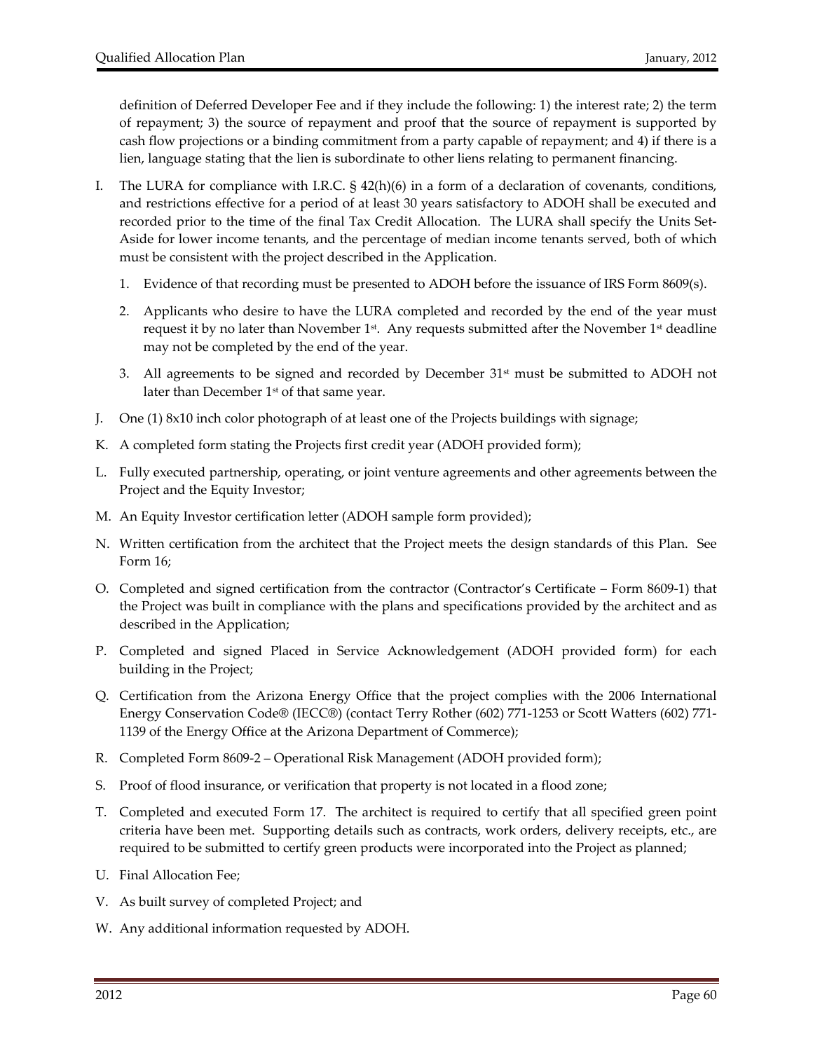definition of Deferred Developer Fee and if they include the following: 1) the interest rate; 2) the term of repayment; 3) the source of repayment and proof that the source of repayment is supported by cash flow projections or a binding commitment from a party capable of repayment; and 4) if there is a lien, language stating that the lien is subordinate to other liens relating to permanent financing.

I. The LURA for compliance with I.R.C. § 42(h)(6) in a form of a declaration of covenants, conditions, and restrictions effective for a period of at least 30 years satisfactory to ADOH shall be executed and recorded prior to the time of the final Tax Credit Allocation. The LURA shall specify the Units Set-Aside for lower income tenants, and the percentage of median income tenants served, both of which must be consistent with the project described in the Application.

   1. Evidence of that recording must be presented to ADOH before the issuance of IRS Form 8609(s).

   2. Applicants who desire to have the LURA completed and recorded by the end of the year must request it by no later than November 1st. Any requests submitted after the November 1st deadline may not be completed by the end of the year.

   3. All agreements to be signed and recorded by December 31st must be submitted to ADOH not later than December 1st of that same year.

J. One (1) 8x10 inch color photograph of at least one of the Projects buildings with signage;

K. A completed form stating the Projects first credit year (ADOH provided form);

L. Fully executed partnership, operating, or joint venture agreements and other agreements between the Project and the Equity Investor;

M. An Equity Investor certification letter (ADOH sample form provided);

N. Written certification from the architect that the Project meets the design standards of this Plan. See Form 16;

O. Completed and signed certification from the contractor (Contractor's Certificate – Form 8609-1) that the Project was built in compliance with the plans and specifications provided by the architect and as described in the Application;

P. Completed and signed Placed in Service Acknowledgement (ADOH provided form) for each building in the Project;

Q. Certification from the Arizona Energy Office that the project complies with the 2006 International Energy Conservation Code® (IECC®) (contact Terry Rother (602) 771-1253 or Scott Watters (602) 771-1139 of the Energy Office at the Arizona Department of Commerce);

R. Completed Form 8609-2 – Operational Risk Management (ADOH provided form);

S. Proof of flood insurance, or verification that property is not located in a flood zone;

T. Completed and executed Form 17. The architect is required to certify that all specified green point criteria have been met. Supporting details such as contracts, work orders, delivery receipts, etc., are required to be submitted to certify green products were incorporated into the Project as planned;

U. Final Allocation Fee;

V. As built survey of completed Project; and

W. Any additional information requested by ADOH.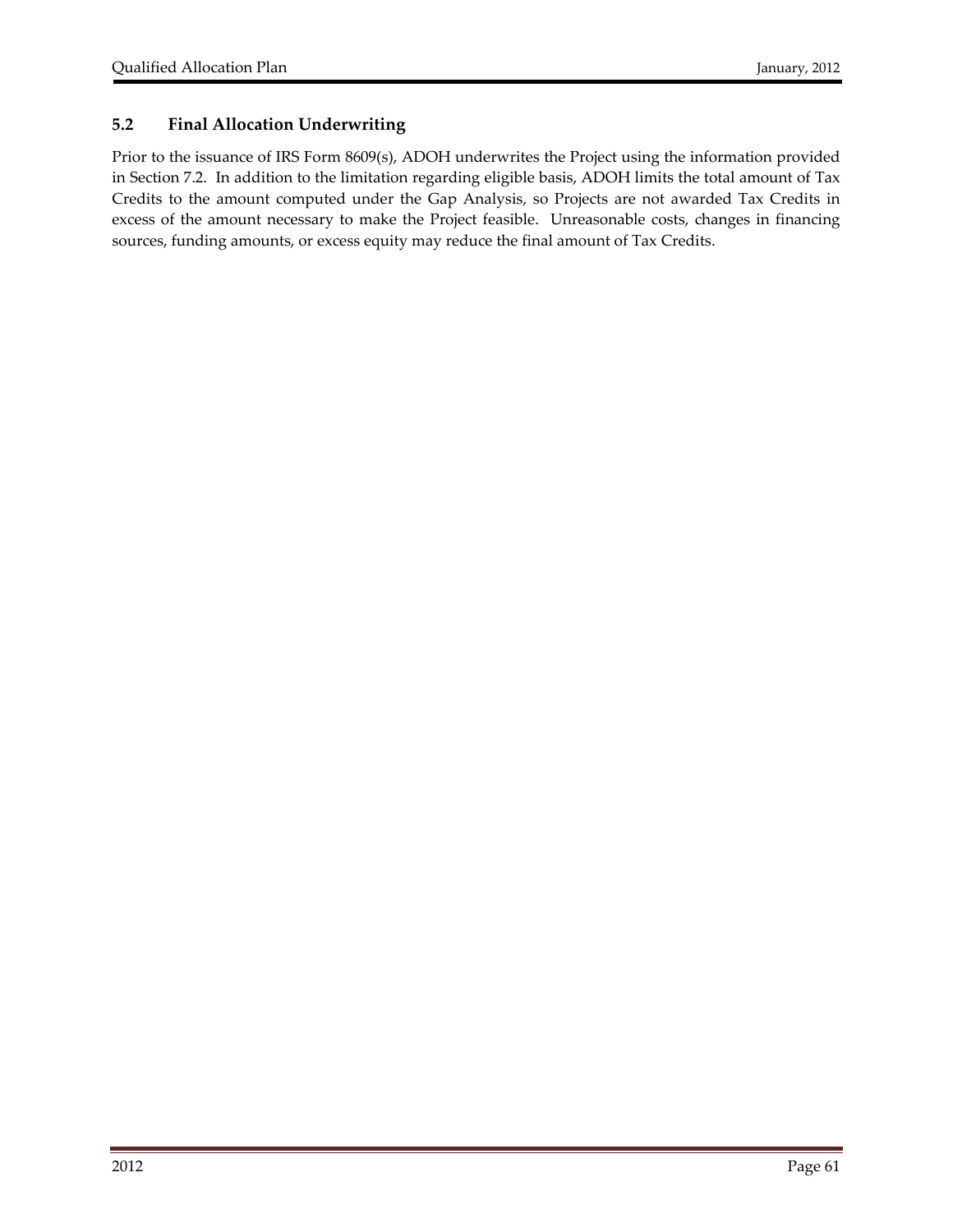## 5.2 Final Allocation Underwriting

Prior to the issuance of IRS Form 8609(s), ADOH underwrites the Project using the information provided in Section 7.2. In addition to the limitation regarding eligible basis, ADOH limits the total amount of Tax Credits to the amount computed under the Gap Analysis, so Projects are not awarded Tax Credits in excess of the amount necessary to make the Project feasible. Unreasonable costs, changes in financing sources, funding amounts, or excess equity may reduce the final amount of Tax Credits.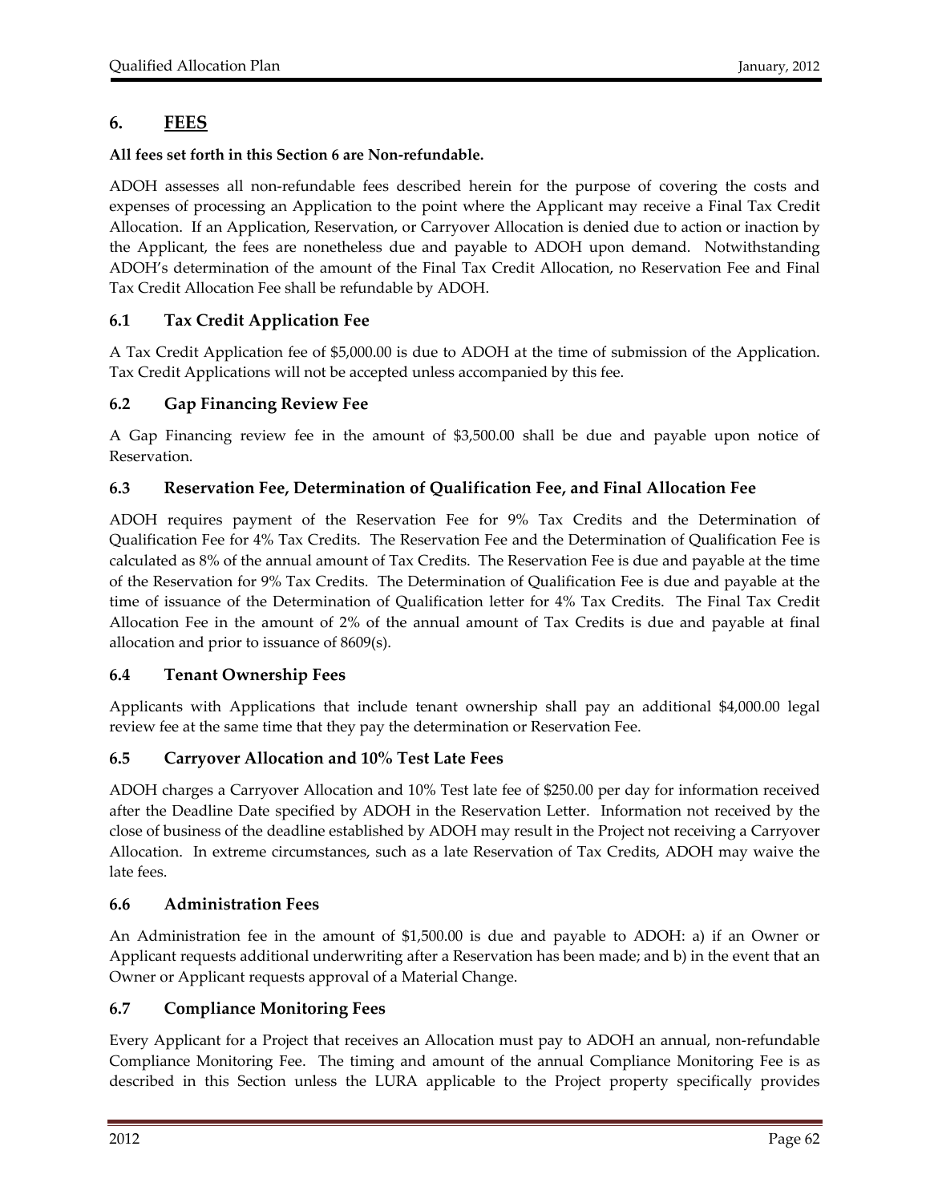## 6. FEES

**All fees set forth in this Section 6 are Non-refundable.**

ADOH assesses all non-refundable fees described herein for the purpose of covering the costs and expenses of processing an Application to the point where the Applicant may receive a Final Tax Credit Allocation. If an Application, Reservation, or Carryover Allocation is denied due to action or inaction by the Applicant, the fees are nonetheless due and payable to ADOH upon demand. Notwithstanding ADOH's determination of the amount of the Final Tax Credit Allocation, no Reservation Fee and Final Tax Credit Allocation Fee shall be refundable by ADOH.

### 6.1 Tax Credit Application Fee

A Tax Credit Application fee of $5,000.00 is due to ADOH at the time of submission of the Application. Tax Credit Applications will not be accepted unless accompanied by this fee.

### 6.2 Gap Financing Review Fee

A Gap Financing review fee in the amount of $3,500.00 shall be due and payable upon notice of Reservation.

### 6.3 Reservation Fee, Determination of Qualification Fee, and Final Allocation Fee

ADOH requires payment of the Reservation Fee for 9% Tax Credits and the Determination of Qualification Fee for 4% Tax Credits. The Reservation Fee and the Determination of Qualification Fee is calculated as 8% of the annual amount of Tax Credits. The Reservation Fee is due and payable at the time of the Reservation for 9% Tax Credits. The Determination of Qualification Fee is due and payable at the time of issuance of the Determination of Qualification letter for 4% Tax Credits. The Final Tax Credit Allocation Fee in the amount of 2% of the annual amount of Tax Credits is due and payable at final allocation and prior to issuance of 8609(s).

### 6.4 Tenant Ownership Fees

Applicants with Applications that include tenant ownership shall pay an additional $4,000.00 legal review fee at the same time that they pay the determination or Reservation Fee.

### 6.5 Carryover Allocation and 10% Test Late Fees

ADOH charges a Carryover Allocation and 10% Test late fee of $250.00 per day for information received after the Deadline Date specified by ADOH in the Reservation Letter. Information not received by the close of business of the deadline established by ADOH may result in the Project not receiving a Carryover Allocation. In extreme circumstances, such as a late Reservation of Tax Credits, ADOH may waive the late fees.

### 6.6 Administration Fees

An Administration fee in the amount of $1,500.00 is due and payable to ADOH: a) if an Owner or Applicant requests additional underwriting after a Reservation has been made; and b) in the event that an Owner or Applicant requests approval of a Material Change.

### 6.7 Compliance Monitoring Fees

Every Applicant for a Project that receives an Allocation must pay to ADOH an annual, non-refundable Compliance Monitoring Fee. The timing and amount of the annual Compliance Monitoring Fee is as described in this Section unless the LURA applicable to the Project property specifically provides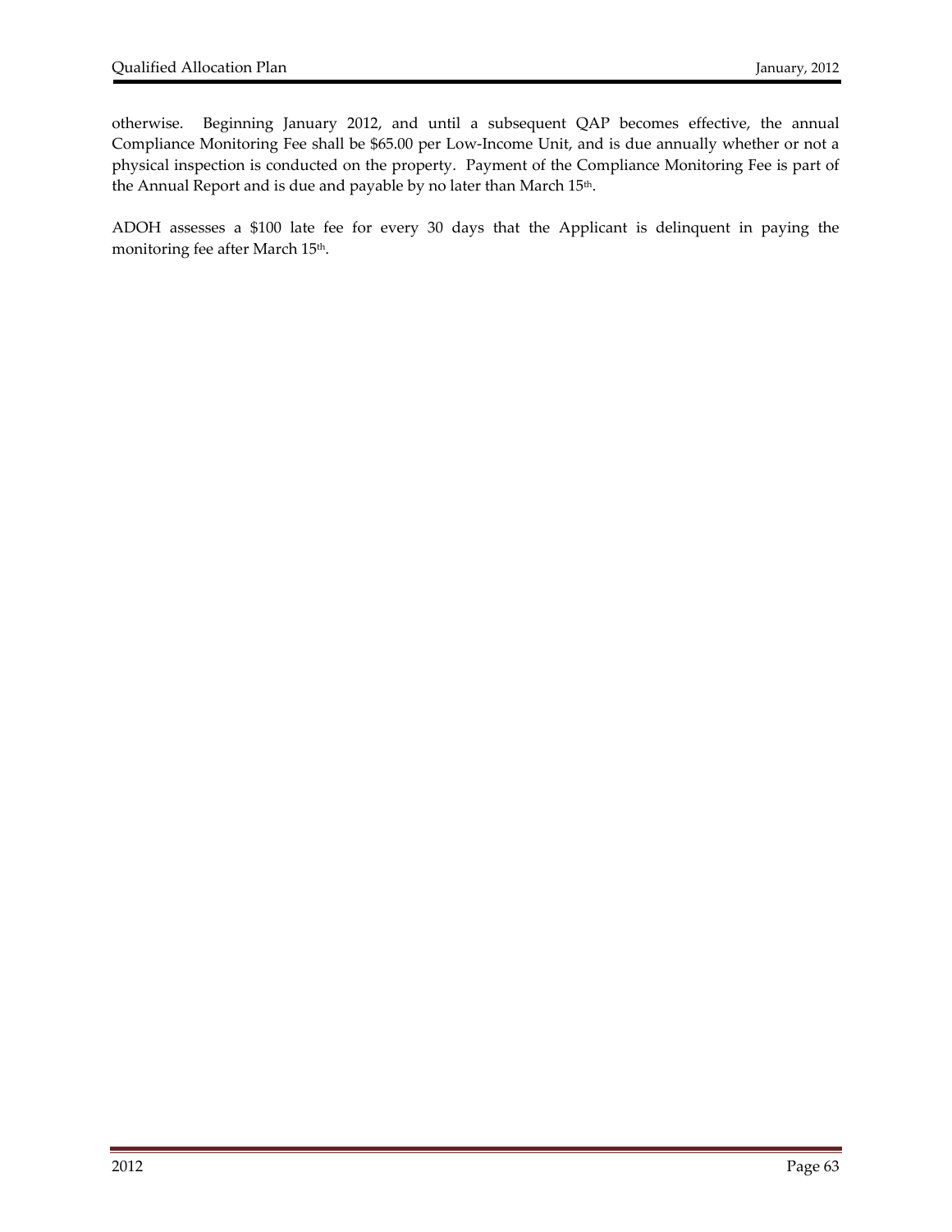otherwise. Beginning January 2012, and until a subsequent QAP becomes effective, the annual Compliance Monitoring Fee shall be $65.00 per Low-Income Unit, and is due annually whether or not a physical inspection is conducted on the property. Payment of the Compliance Monitoring Fee is part of the Annual Report and is due and payable by no later than March 15th.

ADOH assesses a $100 late fee for every 30 days that the Applicant is delinquent in paying the monitoring fee after March 15th.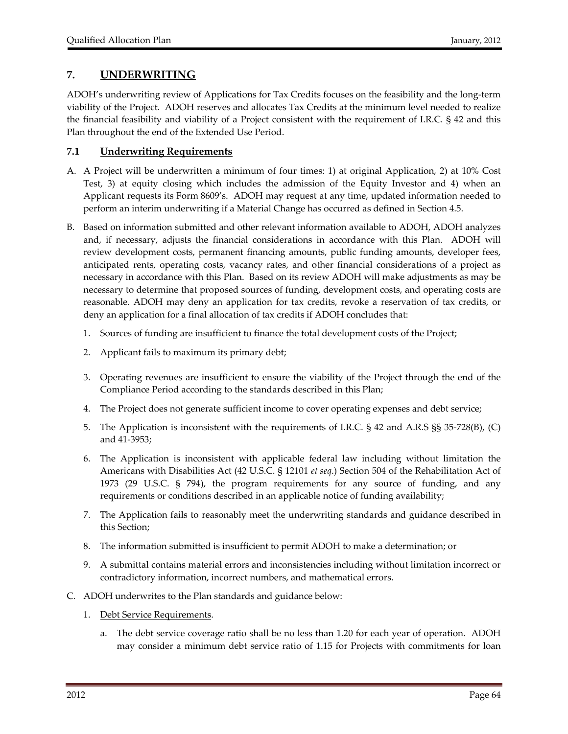## 7. UNDERWRITING

ADOH's underwriting review of Applications for Tax Credits focuses on the feasibility and the long-term viability of the Project. ADOH reserves and allocates Tax Credits at the minimum level needed to realize the financial feasibility and viability of a Project consistent with the requirement of I.R.C. § 42 and this Plan throughout the end of the Extended Use Period.

### 7.1 Underwriting Requirements

A. A Project will be underwritten a minimum of four times: 1) at original Application, 2) at 10% Cost Test, 3) at equity closing which includes the admission of the Equity Investor and 4) when an Applicant requests its Form 8609's. ADOH may request at any time, updated information needed to perform an interim underwriting if a Material Change has occurred as defined in Section 4.5.

B. Based on information submitted and other relevant information available to ADOH, ADOH analyzes and, if necessary, adjusts the financial considerations in accordance with this Plan. ADOH will review development costs, permanent financing amounts, public funding amounts, developer fees, anticipated rents, operating costs, vacancy rates, and other financial considerations of a project as necessary in accordance with this Plan. Based on its review ADOH will make adjustments as may be necessary to determine that proposed sources of funding, development costs, and operating costs are reasonable. ADOH may deny an application for tax credits, revoke a reservation of tax credits, or deny an application for a final allocation of tax credits if ADOH concludes that:

   1. Sources of funding are insufficient to finance the total development costs of the Project;

   2. Applicant fails to maximum its primary debt;

   3. Operating revenues are insufficient to ensure the viability of the Project through the end of the Compliance Period according to the standards described in this Plan;

   4. The Project does not generate sufficient income to cover operating expenses and debt service;

   5. The Application is inconsistent with the requirements of I.R.C. § 42 and A.R.S §§ 35-728(B), (C) and 41-3953;

   6. The Application is inconsistent with applicable federal law including without limitation the Americans with Disabilities Act (42 U.S.C. § 12101 *et seq*.) Section 504 of the Rehabilitation Act of 1973 (29 U.S.C. § 794), the program requirements for any source of funding, and any requirements or conditions described in an applicable notice of funding availability;

   7. The Application fails to reasonably meet the underwriting standards and guidance described in this Section;

   8. The information submitted is insufficient to permit ADOH to make a determination; or

   9. A submittal contains material errors and inconsistencies including without limitation incorrect or contradictory information, incorrect numbers, and mathematical errors.

C. ADOH underwrites to the Plan standards and guidance below:

   1. Debt Service Requirements.

      a. The debt service coverage ratio shall be no less than 1.20 for each year of operation. ADOH may consider a minimum debt service ratio of 1.15 for Projects with commitments for loan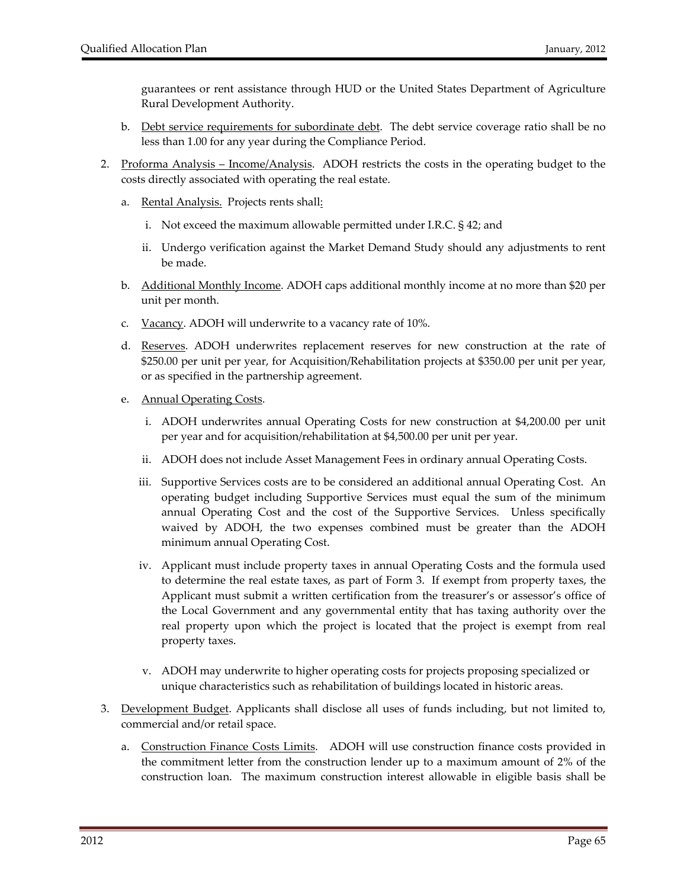guarantees or rent assistance through HUD or the United States Department of Agriculture Rural Development Authority.

b. Debt service requirements for subordinate debt. The debt service coverage ratio shall be no less than 1.00 for any year during the Compliance Period.

2. Proforma Analysis – Income/Analysis. ADOH restricts the costs in the operating budget to the costs directly associated with operating the real estate.

   a. Rental Analysis. Projects rents shall:

      i. Not exceed the maximum allowable permitted under I.R.C. § 42; and

      ii. Undergo verification against the Market Demand Study should any adjustments to rent be made.

   b. Additional Monthly Income. ADOH caps additional monthly income at no more than $20 per unit per month.

   c. Vacancy. ADOH will underwrite to a vacancy rate of 10%.

   d. Reserves. ADOH underwrites replacement reserves for new construction at the rate of $250.00 per unit per year, for Acquisition/Rehabilitation projects at $350.00 per unit per year, or as specified in the partnership agreement.

   e. Annual Operating Costs.

      i. ADOH underwrites annual Operating Costs for new construction at $4,200.00 per unit per year and for acquisition/rehabilitation at $4,500.00 per unit per year.

      ii. ADOH does not include Asset Management Fees in ordinary annual Operating Costs.

      iii. Supportive Services costs are to be considered an additional annual Operating Cost. An operating budget including Supportive Services must equal the sum of the minimum annual Operating Cost and the cost of the Supportive Services. Unless specifically waived by ADOH, the two expenses combined must be greater than the ADOH minimum annual Operating Cost.

      iv. Applicant must include property taxes in annual Operating Costs and the formula used to determine the real estate taxes, as part of Form 3. If exempt from property taxes, the Applicant must submit a written certification from the treasurer's or assessor's office of the Local Government and any governmental entity that has taxing authority over the real property upon which the project is located that the project is exempt from real property taxes.

      v. ADOH may underwrite to higher operating costs for projects proposing specialized or unique characteristics such as rehabilitation of buildings located in historic areas.

3. Development Budget. Applicants shall disclose all uses of funds including, but not limited to, commercial and/or retail space.

   a. Construction Finance Costs Limits. ADOH will use construction finance costs provided in the commitment letter from the construction lender up to a maximum amount of 2% of the construction loan. The maximum construction interest allowable in eligible basis shall be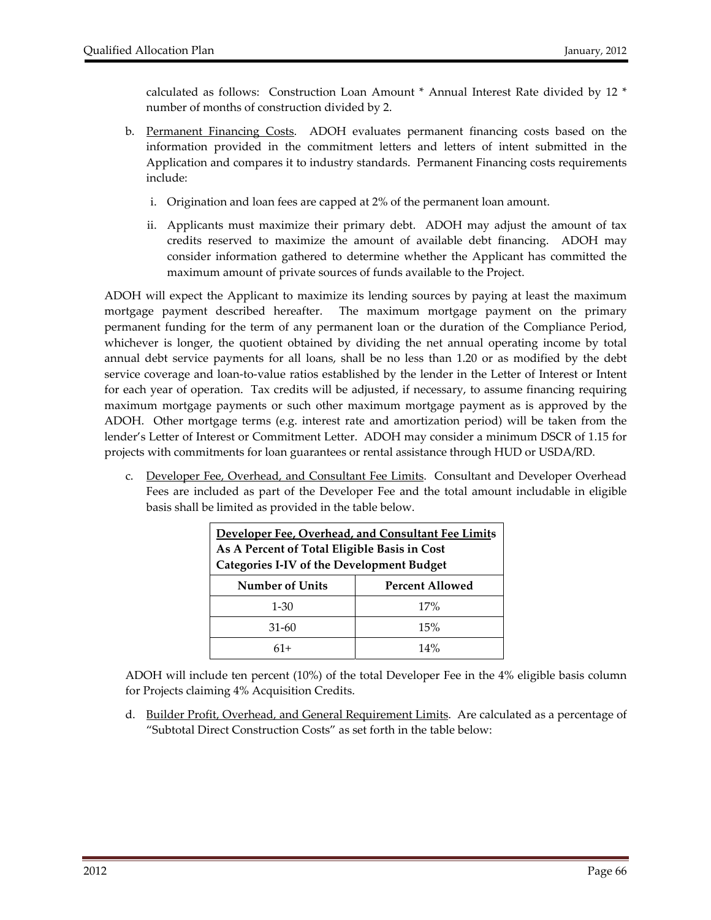calculated as follows: Construction Loan Amount * Annual Interest Rate divided by 12 * number of months of construction divided by 2.

b. Permanent Financing Costs. ADOH evaluates permanent financing costs based on the information provided in the commitment letters and letters of intent submitted in the Application and compares it to industry standards. Permanent Financing costs requirements include:

   i. Origination and loan fees are capped at 2% of the permanent loan amount.

   ii. Applicants must maximize their primary debt. ADOH may adjust the amount of tax credits reserved to maximize the amount of available debt financing. ADOH may consider information gathered to determine whether the Applicant has committed the maximum amount of private sources of funds available to the Project.

ADOH will expect the Applicant to maximize its lending sources by paying at least the maximum mortgage payment described hereafter. The maximum mortgage payment on the primary permanent funding for the term of any permanent loan or the duration of the Compliance Period, whichever is longer, the quotient obtained by dividing the net annual operating income by total annual debt service payments for all loans, shall be no less than 1.20 or as modified by the debt service coverage and loan-to-value ratios established by the lender in the Letter of Interest or Intent for each year of operation. Tax credits will be adjusted, if necessary, to assume financing requiring maximum mortgage payments or such other maximum mortgage payment as is approved by the ADOH. Other mortgage terms (e.g. interest rate and amortization period) will be taken from the lender's Letter of Interest or Commitment Letter. ADOH may consider a minimum DSCR of 1.15 for projects with commitments for loan guarantees or rental assistance through HUD or USDA/RD.

c. Developer Fee, Overhead, and Consultant Fee Limits. Consultant and Developer Overhead Fees are included as part of the Developer Fee and the total amount includable in eligible basis shall be limited as provided in the table below.

| **Developer Fee, Overhead, and Consultant Fee Limits As A Percent of Total Eligible Basis in Cost Categories I-IV of the Development Budget** | |
|---|---|
| **Number of Units** | **Percent Allowed** |
| 1-30 | 17% |
| 31-60 | 15% |
| 61+ | 14% |

ADOH will include ten percent (10%) of the total Developer Fee in the 4% eligible basis column for Projects claiming 4% Acquisition Credits.

d. Builder Profit, Overhead, and General Requirement Limits. Are calculated as a percentage of "Subtotal Direct Construction Costs" as set forth in the table below: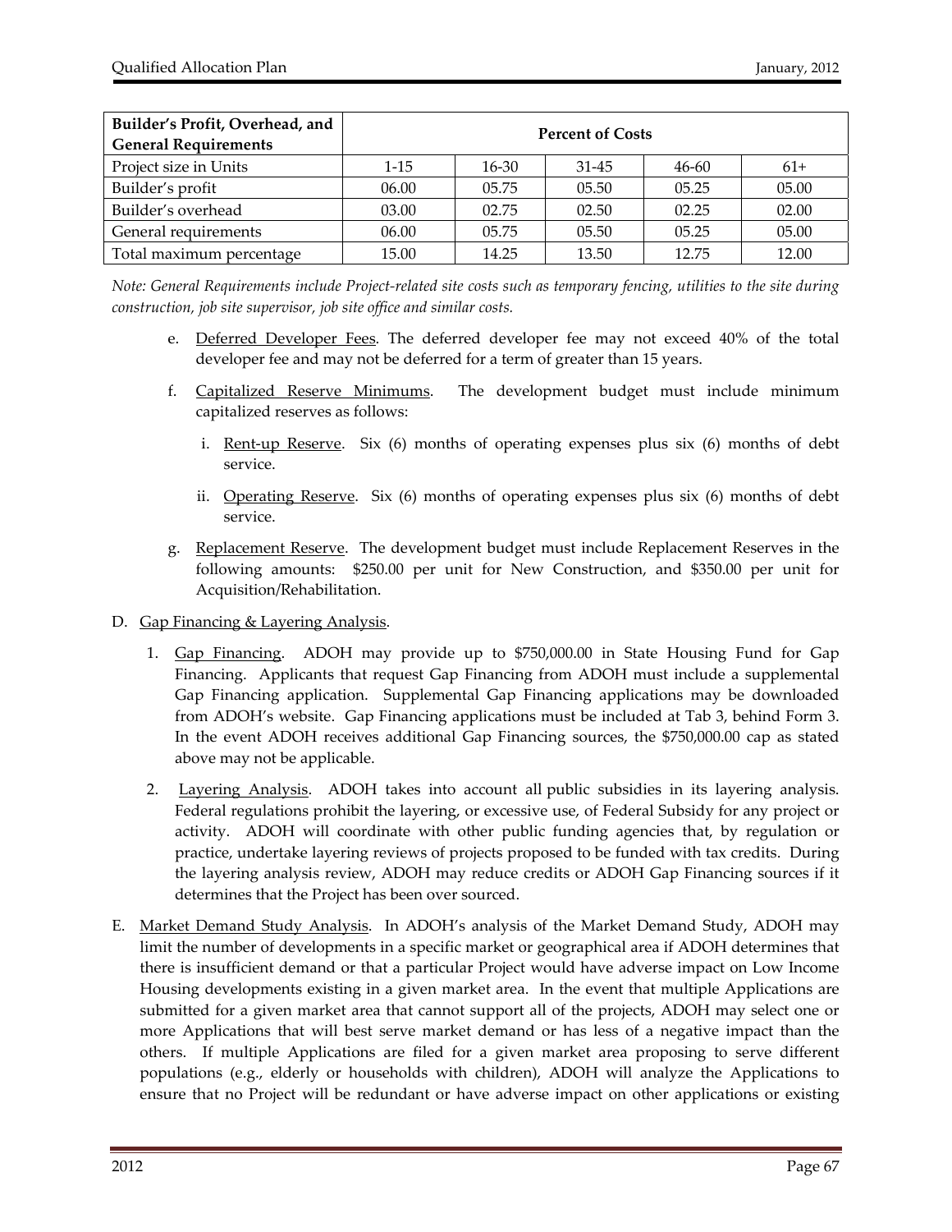| Builder's Profit, Overhead, and General Requirements | Percent of Costs | | | | |
|---|---|---|---|---|---|
| Project size in Units | 1-15 | 16-30 | 31-45 | 46-60 | 61+ |
| Builder's profit | 06.00 | 05.75 | 05.50 | 05.25 | 05.00 |
| Builder's overhead | 03.00 | 02.75 | 02.50 | 02.25 | 02.00 |
| General requirements | 06.00 | 05.75 | 05.50 | 05.25 | 05.00 |
| Total maximum percentage | 15.00 | 14.25 | 13.50 | 12.75 | 12.00 |

*Note: General Requirements include Project-related site costs such as temporary fencing, utilities to the site during construction, job site supervisor, job site office and similar costs.*

e. Deferred Developer Fees. The deferred developer fee may not exceed 40% of the total developer fee and may not be deferred for a term of greater than 15 years.

f. Capitalized Reserve Minimums. The development budget must include minimum capitalized reserves as follows:

   i. Rent-up Reserve. Six (6) months of operating expenses plus six (6) months of debt service.

   ii. Operating Reserve. Six (6) months of operating expenses plus six (6) months of debt service.

g. Replacement Reserve. The development budget must include Replacement Reserves in the following amounts: $250.00 per unit for New Construction, and $350.00 per unit for Acquisition/Rehabilitation.

D. Gap Financing & Layering Analysis.

1. Gap Financing. ADOH may provide up to $750,000.00 in State Housing Fund for Gap Financing. Applicants that request Gap Financing from ADOH must include a supplemental Gap Financing application. Supplemental Gap Financing applications may be downloaded from ADOH's website. Gap Financing applications must be included at Tab 3, behind Form 3. In the event ADOH receives additional Gap Financing sources, the $750,000.00 cap as stated above may not be applicable.

2. Layering Analysis. ADOH takes into account all public subsidies in its layering analysis. Federal regulations prohibit the layering, or excessive use, of Federal Subsidy for any project or activity. ADOH will coordinate with other public funding agencies that, by regulation or practice, undertake layering reviews of projects proposed to be funded with tax credits. During the layering analysis review, ADOH may reduce credits or ADOH Gap Financing sources if it determines that the Project has been over sourced.

E. Market Demand Study Analysis. In ADOH's analysis of the Market Demand Study, ADOH may limit the number of developments in a specific market or geographical area if ADOH determines that there is insufficient demand or that a particular Project would have adverse impact on Low Income Housing developments existing in a given market area. In the event that multiple Applications are submitted for a given market area that cannot support all of the projects, ADOH may select one or more Applications that will best serve market demand or has less of a negative impact than the others. If multiple Applications are filed for a given market area proposing to serve different populations (e.g., elderly or households with children), ADOH will analyze the Applications to ensure that no Project will be redundant or have adverse impact on other applications or existing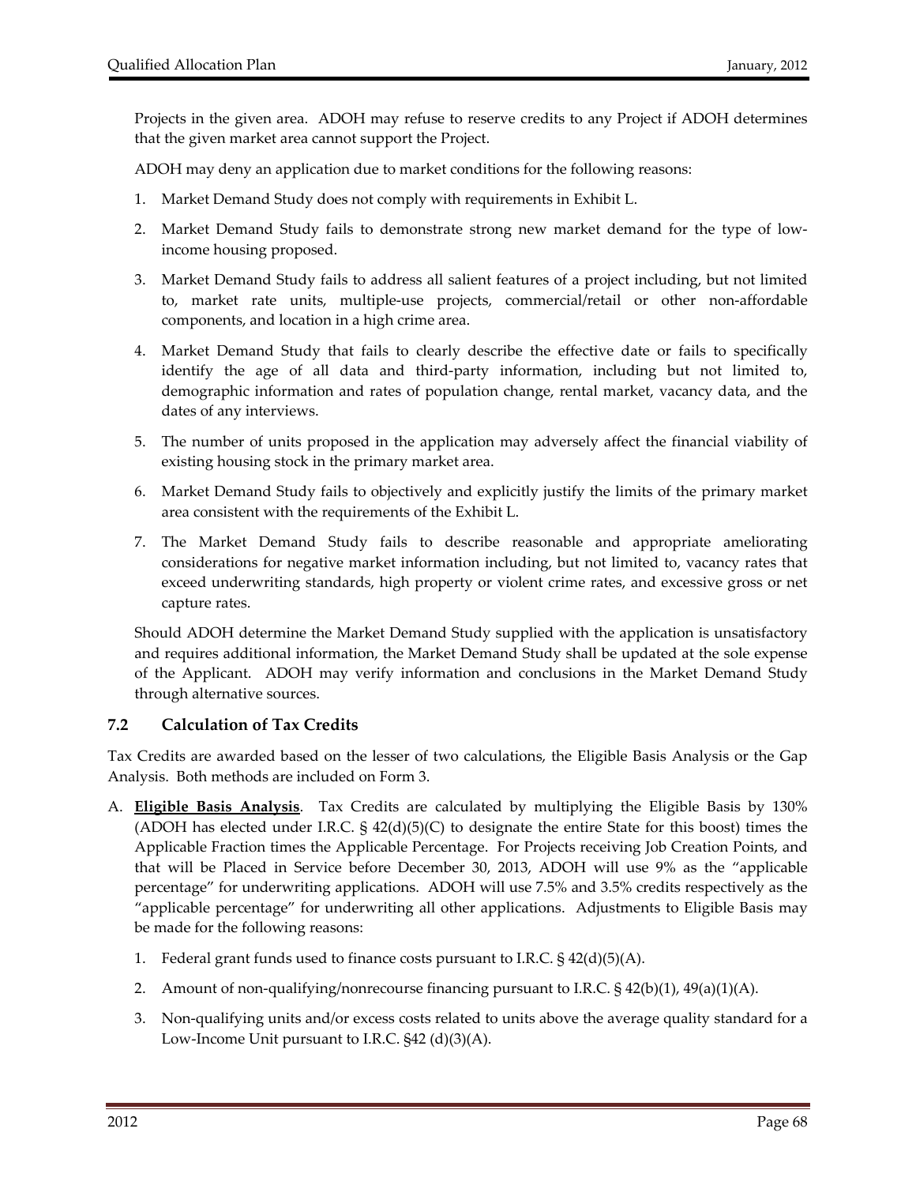Projects in the given area. ADOH may refuse to reserve credits to any Project if ADOH determines that the given market area cannot support the Project.

ADOH may deny an application due to market conditions for the following reasons:

1. Market Demand Study does not comply with requirements in Exhibit L.
2. Market Demand Study fails to demonstrate strong new market demand for the type of low-income housing proposed.
3. Market Demand Study fails to address all salient features of a project including, but not limited to, market rate units, multiple-use projects, commercial/retail or other non-affordable components, and location in a high crime area.
4. Market Demand Study that fails to clearly describe the effective date or fails to specifically identify the age of all data and third-party information, including but not limited to, demographic information and rates of population change, rental market, vacancy data, and the dates of any interviews.
5. The number of units proposed in the application may adversely affect the financial viability of existing housing stock in the primary market area.
6. Market Demand Study fails to objectively and explicitly justify the limits of the primary market area consistent with the requirements of the Exhibit L.
7. The Market Demand Study fails to describe reasonable and appropriate ameliorating considerations for negative market information including, but not limited to, vacancy rates that exceed underwriting standards, high property or violent crime rates, and excessive gross or net capture rates.

Should ADOH determine the Market Demand Study supplied with the application is unsatisfactory and requires additional information, the Market Demand Study shall be updated at the sole expense of the Applicant. ADOH may verify information and conclusions in the Market Demand Study through alternative sources.

### 7.2 Calculation of Tax Credits

Tax Credits are awarded based on the lesser of two calculations, the Eligible Basis Analysis or the Gap Analysis. Both methods are included on Form 3.

A. **Eligible Basis Analysis**. Tax Credits are calculated by multiplying the Eligible Basis by 130% (ADOH has elected under I.R.C. § 42(d)(5)(C) to designate the entire State for this boost) times the Applicable Fraction times the Applicable Percentage. For Projects receiving Job Creation Points, and that will be Placed in Service before December 30, 2013, ADOH will use 9% as the "applicable percentage" for underwriting applications. ADOH will use 7.5% and 3.5% credits respectively as the "applicable percentage" for underwriting all other applications. Adjustments to Eligible Basis may be made for the following reasons:

   1. Federal grant funds used to finance costs pursuant to I.R.C. § 42(d)(5)(A).
   2. Amount of non-qualifying/nonrecourse financing pursuant to I.R.C. § 42(b)(1), 49(a)(1)(A).
   3. Non-qualifying units and/or excess costs related to units above the average quality standard for a Low-Income Unit pursuant to I.R.C. §42 (d)(3)(A).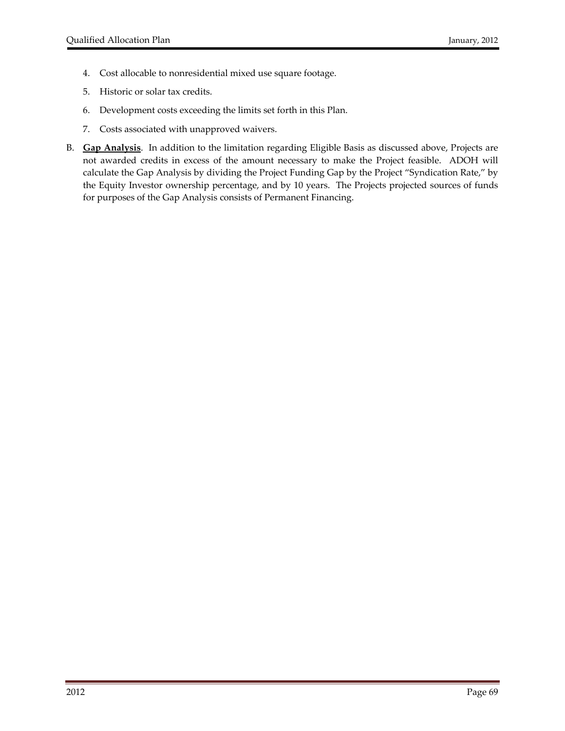4. Cost allocable to nonresidential mixed use square footage.
5. Historic or solar tax credits.
6. Development costs exceeding the limits set forth in this Plan.
7. Costs associated with unapproved waivers.

B. **Gap Analysis**. In addition to the limitation regarding Eligible Basis as discussed above, Projects are not awarded credits in excess of the amount necessary to make the Project feasible. ADOH will calculate the Gap Analysis by dividing the Project Funding Gap by the Project "Syndication Rate," by the Equity Investor ownership percentage, and by 10 years. The Projects projected sources of funds for purposes of the Gap Analysis consists of Permanent Financing.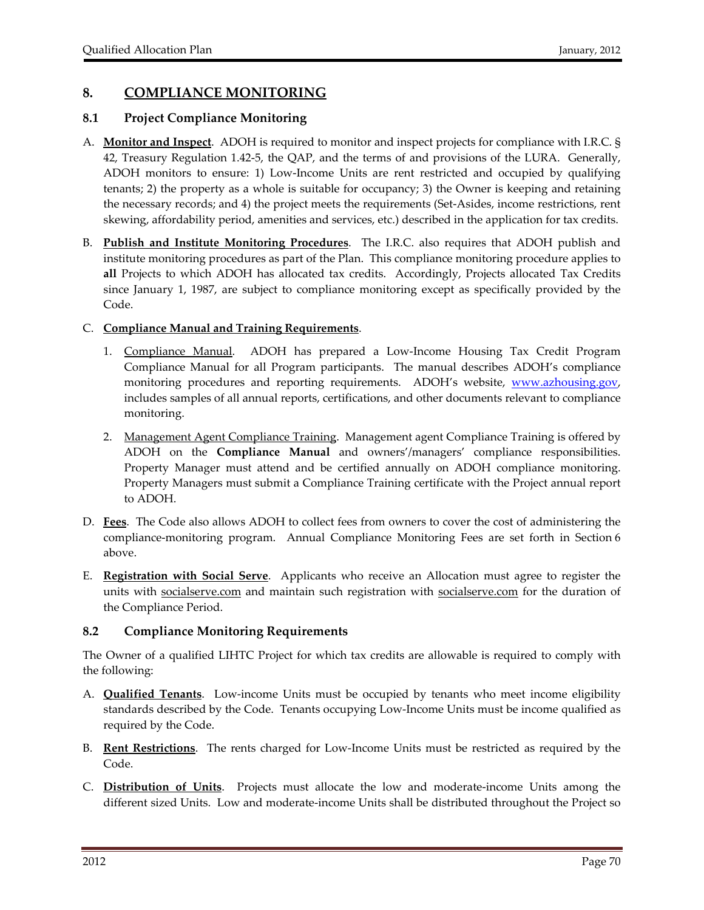## 8. COMPLIANCE MONITORING

### 8.1 Project Compliance Monitoring

A. **Monitor and Inspect**. ADOH is required to monitor and inspect projects for compliance with I.R.C. § 42, Treasury Regulation 1.42-5, the QAP, and the terms of and provisions of the LURA. Generally, ADOH monitors to ensure: 1) Low-Income Units are rent restricted and occupied by qualifying tenants; 2) the property as a whole is suitable for occupancy; 3) the Owner is keeping and retaining the necessary records; and 4) the project meets the requirements (Set-Asides, income restrictions, rent skewing, affordability period, amenities and services, etc.) described in the application for tax credits.

B. **Publish and Institute Monitoring Procedures**. The I.R.C. also requires that ADOH publish and institute monitoring procedures as part of the Plan. This compliance monitoring procedure applies to **all** Projects to which ADOH has allocated tax credits. Accordingly, Projects allocated Tax Credits since January 1, 1987, are subject to compliance monitoring except as specifically provided by the Code.

C. **Compliance Manual and Training Requirements**.

1. Compliance Manual. ADOH has prepared a Low-Income Housing Tax Credit Program Compliance Manual for all Program participants. The manual describes ADOH's compliance monitoring procedures and reporting requirements. ADOH's website, www.azhousing.gov, includes samples of all annual reports, certifications, and other documents relevant to compliance monitoring.

2. Management Agent Compliance Training. Management agent Compliance Training is offered by ADOH on the **Compliance Manual** and owners'/managers' compliance responsibilities. Property Manager must attend and be certified annually on ADOH compliance monitoring. Property Managers must submit a Compliance Training certificate with the Project annual report to ADOH.

D. **Fees**. The Code also allows ADOH to collect fees from owners to cover the cost of administering the compliance-monitoring program. Annual Compliance Monitoring Fees are set forth in Section 6 above.

E. **Registration with Social Serve**. Applicants who receive an Allocation must agree to register the units with socialserve.com and maintain such registration with socialserve.com for the duration of the Compliance Period.

### 8.2 Compliance Monitoring Requirements

The Owner of a qualified LIHTC Project for which tax credits are allowable is required to comply with the following:

A. **Qualified Tenants**. Low-income Units must be occupied by tenants who meet income eligibility standards described by the Code. Tenants occupying Low-Income Units must be income qualified as required by the Code.

B. **Rent Restrictions**. The rents charged for Low-Income Units must be restricted as required by the Code.

C. **Distribution of Units**. Projects must allocate the low and moderate-income Units among the different sized Units. Low and moderate-income Units shall be distributed throughout the Project so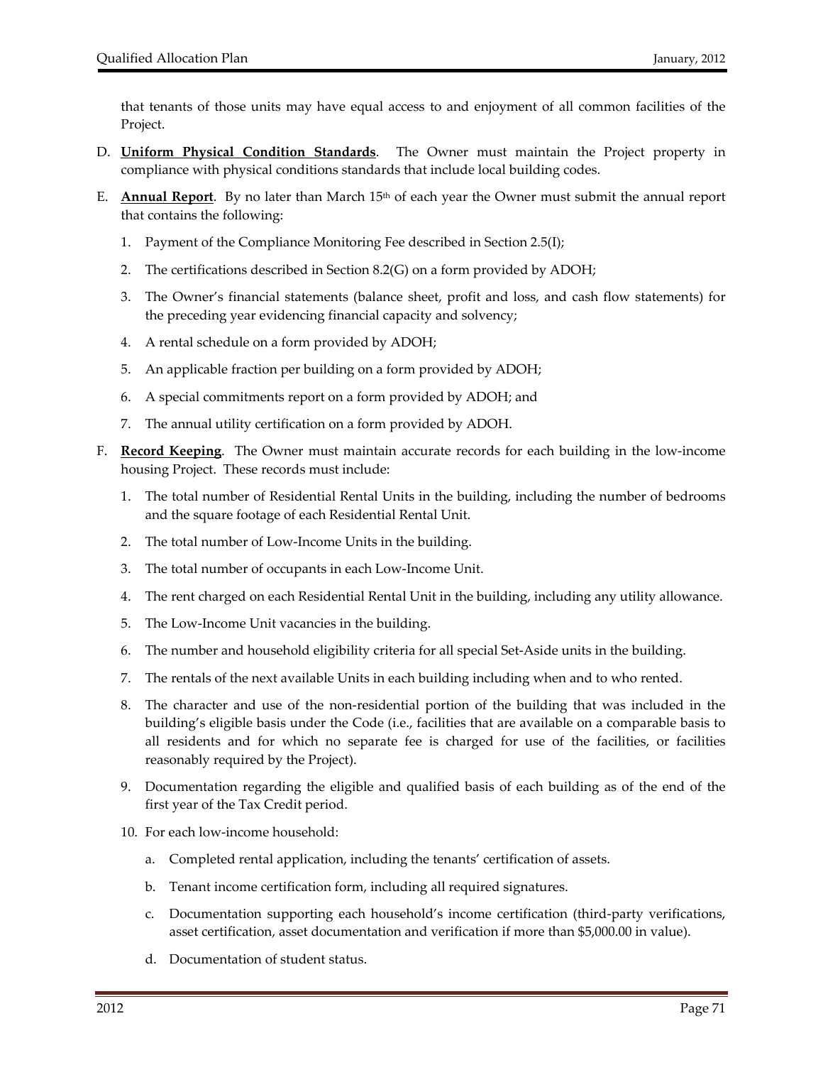that tenants of those units may have equal access to and enjoyment of all common facilities of the Project.

D. **Uniform Physical Condition Standards**. The Owner must maintain the Project property in compliance with physical conditions standards that include local building codes.

E. **Annual Report**. By no later than March 15th of each year the Owner must submit the annual report that contains the following:

   1. Payment of the Compliance Monitoring Fee described in Section 2.5(I);

   2. The certifications described in Section 8.2(G) on a form provided by ADOH;

   3. The Owner's financial statements (balance sheet, profit and loss, and cash flow statements) for the preceding year evidencing financial capacity and solvency;

   4. A rental schedule on a form provided by ADOH;

   5. An applicable fraction per building on a form provided by ADOH;

   6. A special commitments report on a form provided by ADOH; and

   7. The annual utility certification on a form provided by ADOH.

F. **Record Keeping**. The Owner must maintain accurate records for each building in the low-income housing Project. These records must include:

   1. The total number of Residential Rental Units in the building, including the number of bedrooms and the square footage of each Residential Rental Unit.

   2. The total number of Low-Income Units in the building.

   3. The total number of occupants in each Low-Income Unit.

   4. The rent charged on each Residential Rental Unit in the building, including any utility allowance.

   5. The Low-Income Unit vacancies in the building.

   6. The number and household eligibility criteria for all special Set-Aside units in the building.

   7. The rentals of the next available Units in each building including when and to who rented.

   8. The character and use of the non-residential portion of the building that was included in the building's eligible basis under the Code (i.e., facilities that are available on a comparable basis to all residents and for which no separate fee is charged for use of the facilities, or facilities reasonably required by the Project).

   9. Documentation regarding the eligible and qualified basis of each building as of the end of the first year of the Tax Credit period.

   10. For each low-income household:

       a. Completed rental application, including the tenants' certification of assets.

       b. Tenant income certification form, including all required signatures.

       c. Documentation supporting each household's income certification (third-party verifications, asset certification, asset documentation and verification if more than $5,000.00 in value).

       d. Documentation of student status.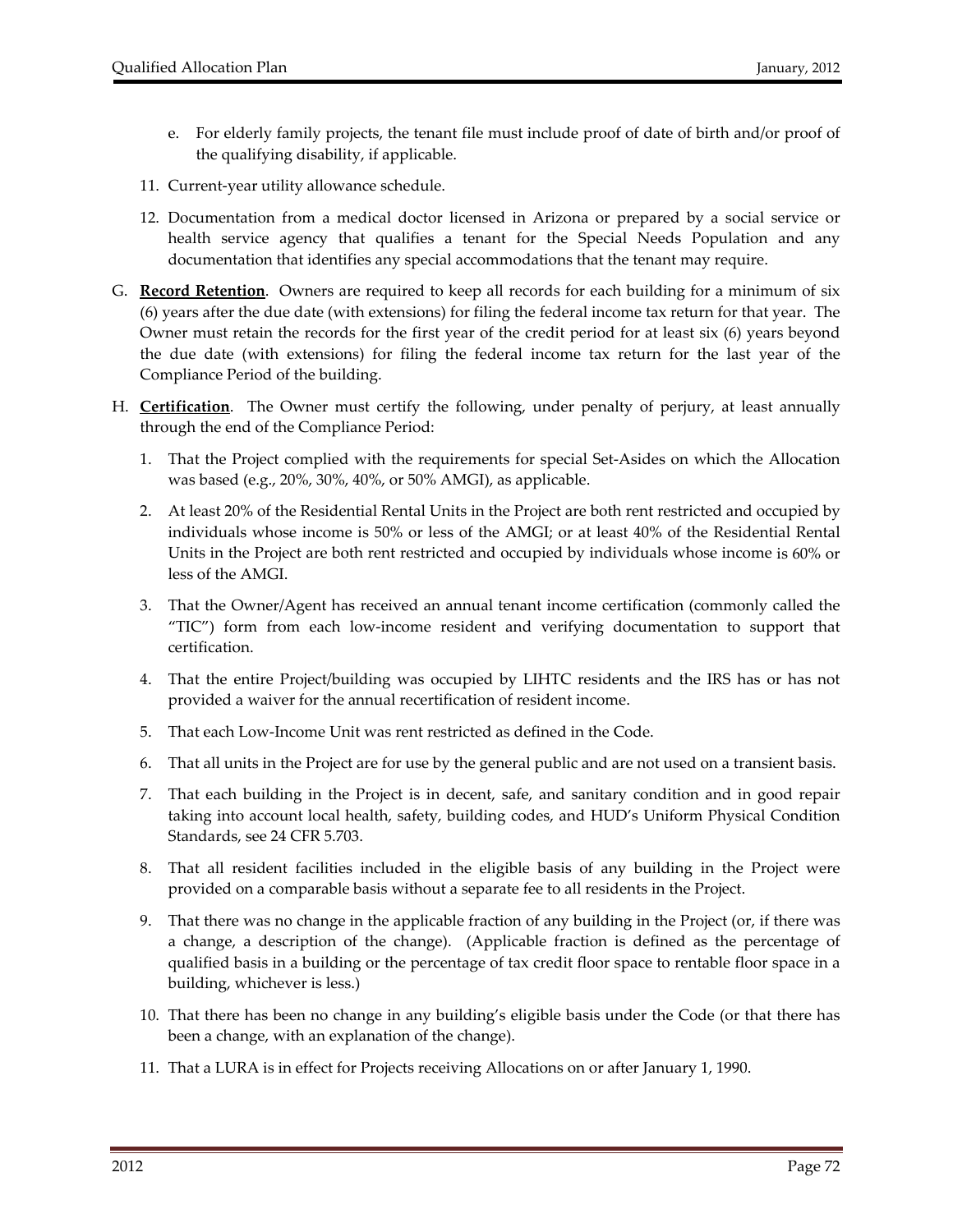e. For elderly family projects, the tenant file must include proof of date of birth and/or proof of the qualifying disability, if applicable.

11. Current-year utility allowance schedule.

12. Documentation from a medical doctor licensed in Arizona or prepared by a social service or health service agency that qualifies a tenant for the Special Needs Population and any documentation that identifies any special accommodations that the tenant may require.

G. **Record Retention**. Owners are required to keep all records for each building for a minimum of six (6) years after the due date (with extensions) for filing the federal income tax return for that year. The Owner must retain the records for the first year of the credit period for at least six (6) years beyond the due date (with extensions) for filing the federal income tax return for the last year of the Compliance Period of the building.

H. **Certification**. The Owner must certify the following, under penalty of perjury, at least annually through the end of the Compliance Period:

1. That the Project complied with the requirements for special Set-Asides on which the Allocation was based (e.g., 20%, 30%, 40%, or 50% AMGI), as applicable.

2. At least 20% of the Residential Rental Units in the Project are both rent restricted and occupied by individuals whose income is 50% or less of the AMGI; or at least 40% of the Residential Rental Units in the Project are both rent restricted and occupied by individuals whose income is 60% or less of the AMGI.

3. That the Owner/Agent has received an annual tenant income certification (commonly called the "TIC") form from each low-income resident and verifying documentation to support that certification.

4. That the entire Project/building was occupied by LIHTC residents and the IRS has or has not provided a waiver for the annual recertification of resident income.

5. That each Low-Income Unit was rent restricted as defined in the Code.

6. That all units in the Project are for use by the general public and are not used on a transient basis.

7. That each building in the Project is in decent, safe, and sanitary condition and in good repair taking into account local health, safety, building codes, and HUD's Uniform Physical Condition Standards, see 24 CFR 5.703.

8. That all resident facilities included in the eligible basis of any building in the Project were provided on a comparable basis without a separate fee to all residents in the Project.

9. That there was no change in the applicable fraction of any building in the Project (or, if there was a change, a description of the change). (Applicable fraction is defined as the percentage of qualified basis in a building or the percentage of tax credit floor space to rentable floor space in a building, whichever is less.)

10. That there has been no change in any building's eligible basis under the Code (or that there has been a change, with an explanation of the change).

11. That a LURA is in effect for Projects receiving Allocations on or after January 1, 1990.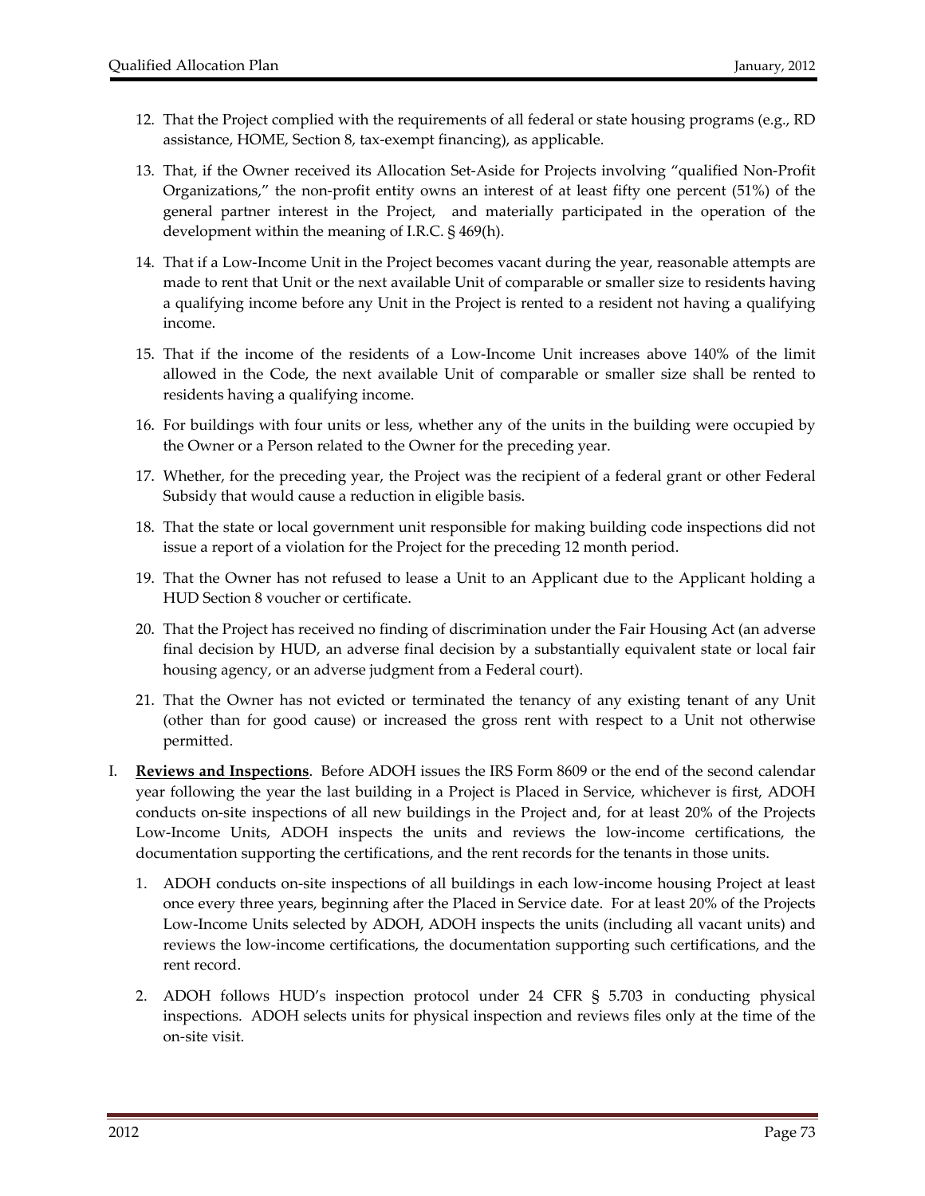12. That the Project complied with the requirements of all federal or state housing programs (e.g., RD assistance, HOME, Section 8, tax-exempt financing), as applicable.

13. That, if the Owner received its Allocation Set-Aside for Projects involving "qualified Non-Profit Organizations," the non-profit entity owns an interest of at least fifty one percent (51%) of the general partner interest in the Project, and materially participated in the operation of the development within the meaning of I.R.C. § 469(h).

14. That if a Low-Income Unit in the Project becomes vacant during the year, reasonable attempts are made to rent that Unit or the next available Unit of comparable or smaller size to residents having a qualifying income before any Unit in the Project is rented to a resident not having a qualifying income.

15. That if the income of the residents of a Low-Income Unit increases above 140% of the limit allowed in the Code, the next available Unit of comparable or smaller size shall be rented to residents having a qualifying income.

16. For buildings with four units or less, whether any of the units in the building were occupied by the Owner or a Person related to the Owner for the preceding year.

17. Whether, for the preceding year, the Project was the recipient of a federal grant or other Federal Subsidy that would cause a reduction in eligible basis.

18. That the state or local government unit responsible for making building code inspections did not issue a report of a violation for the Project for the preceding 12 month period.

19. That the Owner has not refused to lease a Unit to an Applicant due to the Applicant holding a HUD Section 8 voucher or certificate.

20. That the Project has received no finding of discrimination under the Fair Housing Act (an adverse final decision by HUD, an adverse final decision by a substantially equivalent state or local fair housing agency, or an adverse judgment from a Federal court).

21. That the Owner has not evicted or terminated the tenancy of any existing tenant of any Unit (other than for good cause) or increased the gross rent with respect to a Unit not otherwise permitted.

I. **Reviews and Inspections**. Before ADOH issues the IRS Form 8609 or the end of the second calendar year following the year the last building in a Project is Placed in Service, whichever is first, ADOH conducts on-site inspections of all new buildings in the Project and, for at least 20% of the Projects Low-Income Units, ADOH inspects the units and reviews the low-income certifications, the documentation supporting the certifications, and the rent records for the tenants in those units.

   1. ADOH conducts on-site inspections of all buildings in each low-income housing Project at least once every three years, beginning after the Placed in Service date. For at least 20% of the Projects Low-Income Units selected by ADOH, ADOH inspects the units (including all vacant units) and reviews the low-income certifications, the documentation supporting such certifications, and the rent record.

   2. ADOH follows HUD's inspection protocol under 24 CFR § 5.703 in conducting physical inspections. ADOH selects units for physical inspection and reviews files only at the time of the on-site visit.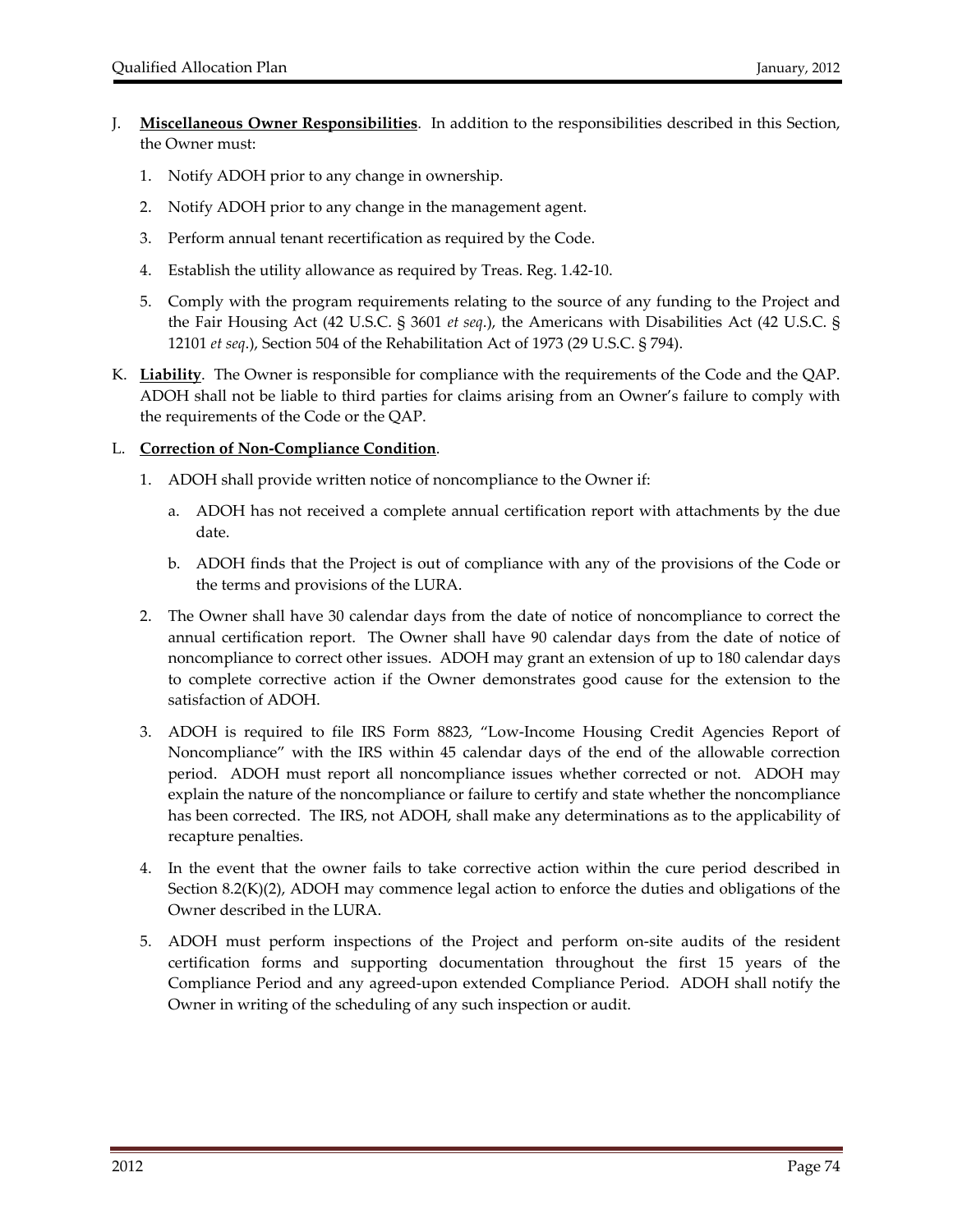J. **Miscellaneous Owner Responsibilities**. In addition to the responsibilities described in this Section, the Owner must:

1. Notify ADOH prior to any change in ownership.
2. Notify ADOH prior to any change in the management agent.
3. Perform annual tenant recertification as required by the Code.
4. Establish the utility allowance as required by Treas. Reg. 1.42-10.
5. Comply with the program requirements relating to the source of any funding to the Project and the Fair Housing Act (42 U.S.C. § 3601 *et seq*.), the Americans with Disabilities Act (42 U.S.C. § 12101 *et seq*.), Section 504 of the Rehabilitation Act of 1973 (29 U.S.C. § 794).

K. **Liability**. The Owner is responsible for compliance with the requirements of the Code and the QAP. ADOH shall not be liable to third parties for claims arising from an Owner's failure to comply with the requirements of the Code or the QAP.

L. **Correction of Non-Compliance Condition**.

1. ADOH shall provide written notice of noncompliance to the Owner if:
   a. ADOH has not received a complete annual certification report with attachments by the due date.
   b. ADOH finds that the Project is out of compliance with any of the provisions of the Code or the terms and provisions of the LURA.
2. The Owner shall have 30 calendar days from the date of notice of noncompliance to correct the annual certification report. The Owner shall have 90 calendar days from the date of notice of noncompliance to correct other issues. ADOH may grant an extension of up to 180 calendar days to complete corrective action if the Owner demonstrates good cause for the extension to the satisfaction of ADOH.
3. ADOH is required to file IRS Form 8823, "Low-Income Housing Credit Agencies Report of Noncompliance" with the IRS within 45 calendar days of the end of the allowable correction period. ADOH must report all noncompliance issues whether corrected or not. ADOH may explain the nature of the noncompliance or failure to certify and state whether the noncompliance has been corrected. The IRS, not ADOH, shall make any determinations as to the applicability of recapture penalties.
4. In the event that the owner fails to take corrective action within the cure period described in Section 8.2(K)(2), ADOH may commence legal action to enforce the duties and obligations of the Owner described in the LURA.
5. ADOH must perform inspections of the Project and perform on-site audits of the resident certification forms and supporting documentation throughout the first 15 years of the Compliance Period and any agreed-upon extended Compliance Period. ADOH shall notify the Owner in writing of the scheduling of any such inspection or audit.